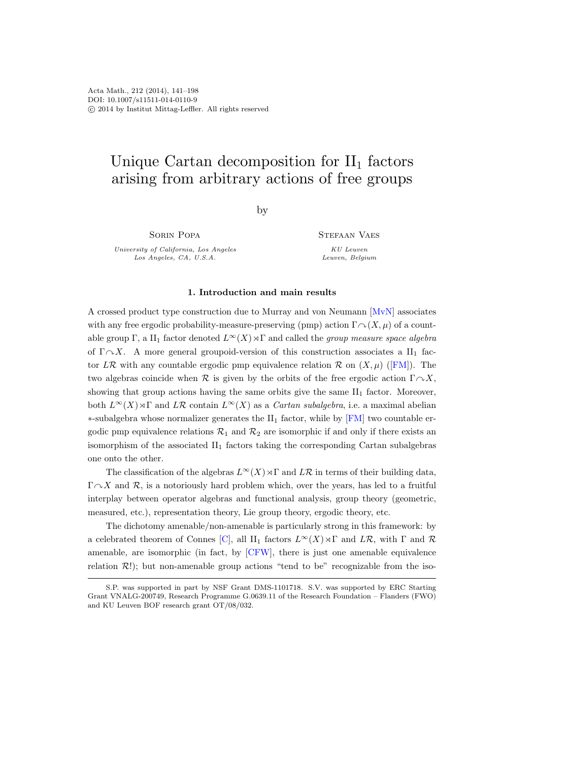# Unique Cartan decomposition for $\mathrm{II}_1$ factors arising from arbitrary actions of free groups

by

Sorin Popa

*University of California, Los Angeles*
*Los Angeles, CA, U.S.A.*

Stefaan Vaes

*KU Leuven*
*Leuven, Belgium*

## 1. Introduction and main results

A crossed product type construction due to Murray and von Neumann [MvN] associates with any free ergodic probability-measure-preserving (pmp) action $\Gamma \curvearrowright (X, \mu)$ of a countable group $\Gamma$, a $\mathrm{II}_1$ factor denoted $L^\infty(X) \rtimes \Gamma$ and called the *group measure space algebra* of $\Gamma \curvearrowright X$. A more general groupoid-version of this construction associates a $\mathrm{II}_1$ factor $L\mathcal{R}$ with any countable ergodic pmp equivalence relation $\mathcal{R}$ on $(X, \mu)$ ([FM]). The two algebras coincide when $\mathcal{R}$ is given by the orbits of the free ergodic action $\Gamma \curvearrowright X$, showing that group actions having the same orbits give the same $\mathrm{II}_1$ factor. Moreover, both $L^\infty(X) \rtimes \Gamma$ and $L\mathcal{R}$ contain $L^\infty(X)$ as a *Cartan subalgebra*, i.e. a maximal abelian $*$-subalgebra whose normalizer generates the $\mathrm{II}_1$ factor, while by [FM] two countable ergodic pmp equivalence relations $\mathcal{R}_1$ and $\mathcal{R}_2$ are isomorphic if and only if there exists an isomorphism of the associated $\mathrm{II}_1$ factors taking the corresponding Cartan subalgebras one onto the other.

The classification of the algebras $L^\infty(X) \rtimes \Gamma$ and $L\mathcal{R}$ in terms of their building data, $\Gamma \curvearrowright X$ and $\mathcal{R}$, is a notoriously hard problem which, over the years, has led to a fruitful interplay between operator algebras and functional analysis, group theory (geometric, measured, etc.), representation theory, Lie group theory, ergodic theory, etc.

The dichotomy amenable/non-amenable is particularly strong in this framework: by a celebrated theorem of Connes [C], all $\mathrm{II}_1$ factors $L^\infty(X) \rtimes \Gamma$ and $L\mathcal{R}$, with $\Gamma$ and $\mathcal{R}$ amenable, are isomorphic (in fact, by [CFW], there is just one amenable equivalence relation $\mathcal{R}$!); but non-amenable group actions "tend to be" recognizable from the iso-

S.P. was supported in part by NSF Grant DMS-1101718. S.V. was supported by ERC Starting Grant VNALG-200749, Research Programme G.0639.11 of the Research Foundation – Flanders (FWO) and KU Leuven BOF research grant OT/08/032.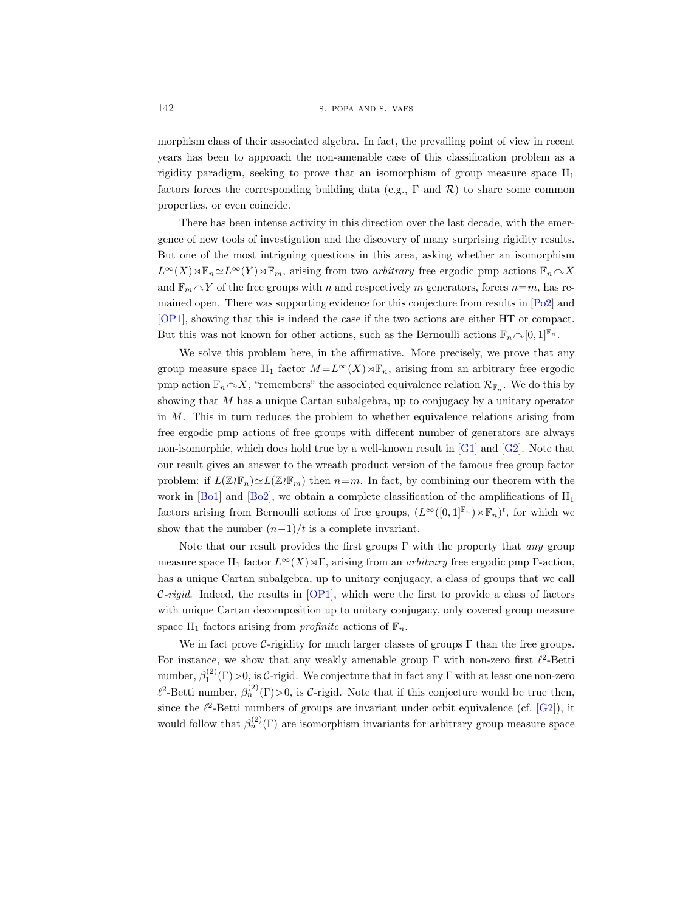morphism class of their associated algebra. In fact, the prevailing point of view in recent years has been to approach the non-amenable case of this classification problem as a rigidity paradigm, seeking to prove that an isomorphism of group measure space $\text{II}_1$ factors forces the corresponding building data (e.g., $\Gamma$ and $\mathcal{R}$) to share some common properties, or even coincide.

There has been intense activity in this direction over the last decade, with the emergence of new tools of investigation and the discovery of many surprising rigidity results. But one of the most intriguing questions in this area, asking whether an isomorphism $L^\infty(X)\rtimes\mathbb{F}_n\simeq L^\infty(Y)\rtimes\mathbb{F}_m$, arising from two *arbitrary* free ergodic pmp actions $\mathbb{F}_n\curvearrowright X$ and $\mathbb{F}_m\curvearrowright Y$ of the free groups with $n$ and respectively $m$ generators, forces $n=m$, has remained open. There was supporting evidence for this conjecture from results in [Po2] and [OP1], showing that this is indeed the case if the two actions are either HT or compact. But this was not known for other actions, such as the Bernoulli actions $\mathbb{F}_n\curvearrowright[0,1]^{\mathbb{F}_n}$.

We solve this problem here, in the affirmative. More precisely, we prove that any group measure space $\text{II}_1$ factor $M=L^\infty(X)\rtimes\mathbb{F}_n$, arising from an arbitrary free ergodic pmp action $\mathbb{F}_n\curvearrowright X$, "remembers" the associated equivalence relation $\mathcal{R}_{\mathbb{F}_n}$. We do this by showing that $M$ has a unique Cartan subalgebra, up to conjugacy by a unitary operator in $M$. This in turn reduces the problem to whether equivalence relations arising from free ergodic pmp actions of free groups with different number of generators are always non-isomorphic, which does hold true by a well-known result in [G1] and [G2]. Note that our result gives an answer to the wreath product version of the famous free group factor problem: if $L(\mathbb{Z}\wr\mathbb{F}_n)\simeq L(\mathbb{Z}\wr\mathbb{F}_m)$ then $n=m$. In fact, by combining our theorem with the work in [Bo1] and [Bo2], we obtain a complete classification of the amplifications of $\text{II}_1$ factors arising from Bernoulli actions of free groups, $(L^\infty([0,1]^{\mathbb{F}_n})\rtimes\mathbb{F}_n)^t$, for which we show that the number $(n-1)/t$ is a complete invariant.

Note that our result provides the first groups $\Gamma$ with the property that *any* group measure space $\text{II}_1$ factor $L^\infty(X)\rtimes\Gamma$, arising from an *arbitrary* free ergodic pmp $\Gamma$-action, has a unique Cartan subalgebra, up to unitary conjugacy, a class of groups that we call $\mathcal{C}$*-rigid*. Indeed, the results in [OP1], which were the first to provide a class of factors with unique Cartan decomposition up to unitary conjugacy, only covered group measure space $\text{II}_1$ factors arising from *profinite* actions of $\mathbb{F}_n$.

We in fact prove $\mathcal{C}$-rigidity for much larger classes of groups $\Gamma$ than the free groups. For instance, we show that any weakly amenable group $\Gamma$ with non-zero first $\ell^2$-Betti number, $\beta_1^{(2)}(\Gamma)>0$, is $\mathcal{C}$-rigid. We conjecture that in fact any $\Gamma$ with at least one non-zero $\ell^2$-Betti number, $\beta_n^{(2)}(\Gamma)>0$, is $\mathcal{C}$-rigid. Note that if this conjecture would be true then, since the $\ell^2$-Betti numbers of groups are invariant under orbit equivalence (cf. [G2]), it would follow that $\beta_n^{(2)}(\Gamma)$ are isomorphism invariants for arbitrary group measure space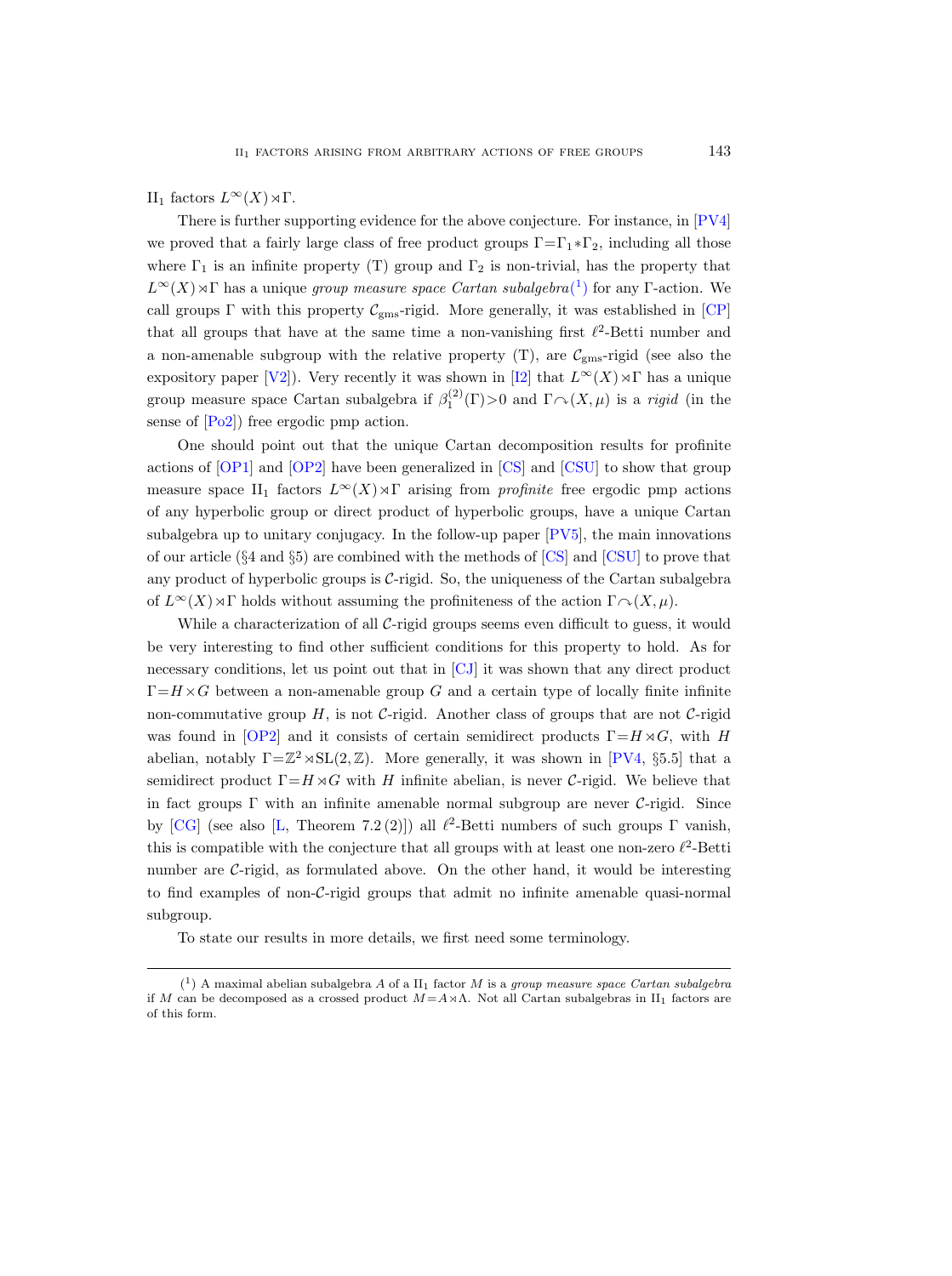$\mathrm{II}_1$ factors $L^\infty(X)\rtimes\Gamma$.

There is further supporting evidence for the above conjecture. For instance, in [PV4] we proved that a fairly large class of free product groups $\Gamma=\Gamma_1*\Gamma_2$, including all those where $\Gamma_1$ is an infinite property (T) group and $\Gamma_2$ is non-trivial, has the property that $L^\infty(X)\rtimes\Gamma$ has a unique *group measure space Cartan subalgebra*(1) for any $\Gamma$-action. We call groups $\Gamma$ with this property $\mathcal{C}_{\mathrm{gms}}$-rigid. More generally, it was established in [CP] that all groups that have at the same time a non-vanishing first $\ell^2$-Betti number and a non-amenable subgroup with the relative property (T), are $\mathcal{C}_{\mathrm{gms}}$-rigid (see also the expository paper [V2]). Very recently it was shown in [I2] that $L^\infty(X)\rtimes\Gamma$ has a unique group measure space Cartan subalgebra if $\beta_1^{(2)}(\Gamma)>0$ and $\Gamma\curvearrowright(X,\mu)$ is a *rigid* (in the sense of [Po2]) free ergodic pmp action.

One should point out that the unique Cartan decomposition results for profinite actions of [OP1] and [OP2] have been generalized in [CS] and [CSU] to show that group measure space $\mathrm{II}_1$ factors $L^\infty(X)\rtimes\Gamma$ arising from *profinite* free ergodic pmp actions of any hyperbolic group or direct product of hyperbolic groups, have a unique Cartan subalgebra up to unitary conjugacy. In the follow-up paper [PV5], the main innovations of our article (§4 and §5) are combined with the methods of [CS] and [CSU] to prove that any product of hyperbolic groups is $\mathcal{C}$-rigid. So, the uniqueness of the Cartan subalgebra of $L^\infty(X)\rtimes\Gamma$ holds without assuming the profiniteness of the action $\Gamma\curvearrowright(X,\mu)$.

While a characterization of all $\mathcal{C}$-rigid groups seems even difficult to guess, it would be very interesting to find other sufficient conditions for this property to hold. As for necessary conditions, let us point out that in [CJ] it was shown that any direct product $\Gamma=H\times G$ between a non-amenable group $G$ and a certain type of locally finite infinite non-commutative group $H$, is not $\mathcal{C}$-rigid. Another class of groups that are not $\mathcal{C}$-rigid was found in [OP2] and it consists of certain semidirect products $\Gamma=H\rtimes G$, with $H$ abelian, notably $\Gamma=\mathbb{Z}^2\rtimes\mathrm{SL}(2,\mathbb{Z})$. More generally, it was shown in [PV4, §5.5] that a semidirect product $\Gamma=H\rtimes G$ with $H$ infinite abelian, is never $\mathcal{C}$-rigid. We believe that in fact groups $\Gamma$ with an infinite amenable normal subgroup are never $\mathcal{C}$-rigid. Since by [CG] (see also [L, Theorem 7.2 (2)]) all $\ell^2$-Betti numbers of such groups $\Gamma$ vanish, this is compatible with the conjecture that all groups with at least one non-zero $\ell^2$-Betti number are $\mathcal{C}$-rigid, as formulated above. On the other hand, it would be interesting to find examples of non-$\mathcal{C}$-rigid groups that admit no infinite amenable quasi-normal subgroup.

To state our results in more details, we first need some terminology.

---

(1) A maximal abelian subalgebra $A$ of a $\mathrm{II}_1$ factor $M$ is a *group measure space Cartan subalgebra* if $M$ can be decomposed as a crossed product $M=A\rtimes\Lambda$. Not all Cartan subalgebras in $\mathrm{II}_1$ factors are of this form.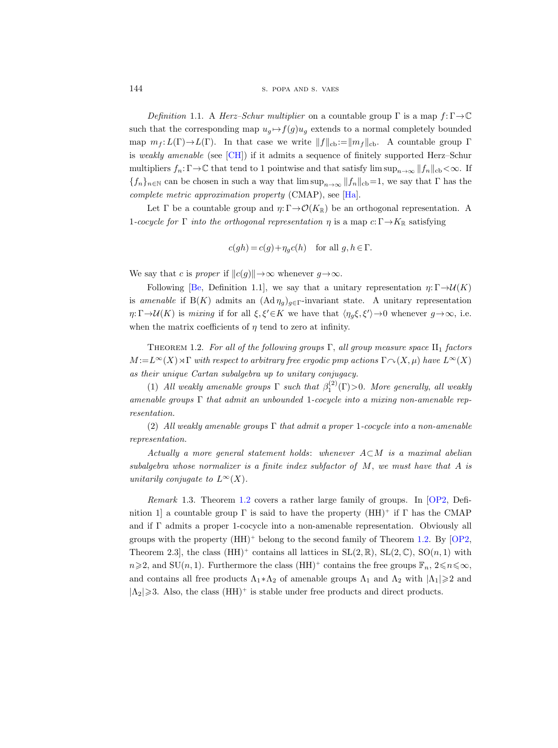*Definition* 1.1. A *Herz–Schur multiplier* on a countable group $\Gamma$ is a map $f:\Gamma\to\mathbb{C}$ such that the corresponding map $u_g\mapsto f(g)u_g$ extends to a normal completely bounded map $m_f: L(\Gamma)\to L(\Gamma)$. In that case we write $\|f\|_{\mathrm{cb}}:=\|m_f\|_{\mathrm{cb}}$. A countable group $\Gamma$ is *weakly amenable* (see [CH]) if it admits a sequence of finitely supported Herz–Schur multipliers $f_n:\Gamma\to\mathbb{C}$ that tend to 1 pointwise and that satisfy $\limsup_{n\to\infty}\|f_n\|_{\mathrm{cb}}<\infty$. If $\{f_n\}_{n\in\mathbb{N}}$ can be chosen in such a way that $\limsup_{n\to\infty}\|f_n\|_{\mathrm{cb}}=1$, we say that $\Gamma$ has the *complete metric approximation property* (CMAP), see [Ha].

Let $\Gamma$ be a countable group and $\eta:\Gamma\to\mathcal{O}(K_{\mathbb{R}})$ be an orthogonal representation. A 1*-cocycle for* $\Gamma$ *into the orthogonal representation* $\eta$ is a map $c:\Gamma\to K_{\mathbb{R}}$ satisfying

$$c(gh)=c(g)+\eta_g c(h)\quad \text{for all } g,h\in\Gamma.$$

We say that $c$ is *proper* if $\|c(g)\|\to\infty$ whenever $g\to\infty$.

Following [Be, Definition 1.1], we say that a unitary representation $\eta:\Gamma\to\mathcal{U}(K)$ is *amenable* if $\mathrm{B}(K)$ admits an $(\operatorname{Ad}\eta_g)_{g\in\Gamma}$-invariant state. A unitary representation $\eta:\Gamma\to\mathcal{U}(K)$ is *mixing* if for all $\xi,\xi'\in K$ we have that $\langle\eta_g\xi,\xi'\rangle\to 0$ whenever $g\to\infty$, i.e. when the matrix coefficients of $\eta$ tend to zero at infinity.

Theorem 1.2. *For all of the following groups* $\Gamma$, *all group measure space* $\mathrm{II}_1$ *factors* $M:=L^\infty(X)\rtimes\Gamma$ *with respect to arbitrary free ergodic pmp actions* $\Gamma\curvearrowright(X,\mu)$ *have* $L^\infty(X)$ *as their unique Cartan subalgebra up to unitary conjugacy.*

(1) *All weakly amenable groups* $\Gamma$ *such that* $\beta_1^{(2)}(\Gamma)>0$. *More generally, all weakly amenable groups* $\Gamma$ *that admit an unbounded* 1*-cocycle into a mixing non-amenable representation.*

(2) *All weakly amenable groups* $\Gamma$ *that admit a proper* 1*-cocycle into a non-amenable representation.*

*Actually a more general statement holds*: *whenever* $A\subset M$ *is a maximal abelian subalgebra whose normalizer is a finite index subfactor of* $M$, *we must have that* $A$ *is unitarily conjugate to* $L^\infty(X)$.

*Remark* 1.3. Theorem 1.2 covers a rather large family of groups. In [OP2, Definition 1] a countable group $\Gamma$ is said to have the property $(\mathrm{HH})^+$ if $\Gamma$ has the CMAP and if $\Gamma$ admits a proper 1-cocycle into a non-amenable representation. Obviously all groups with the property $(\mathrm{HH})^+$ belong to the second family of Theorem 1.2. By [OP2, Theorem 2.3], the class $(\mathrm{HH})^+$ contains all lattices in $\mathrm{SL}(2,\mathbb{R})$, $\mathrm{SL}(2,\mathbb{C})$, $\mathrm{SO}(n,1)$ with $n\geqslant 2$, and $\mathrm{SU}(n,1)$. Furthermore the class $(\mathrm{HH})^+$ contains the free groups $\mathbb{F}_n$, $2\leqslant n\leqslant\infty$, and contains all free products $\Lambda_1*\Lambda_2$ of amenable groups $\Lambda_1$ and $\Lambda_2$ with $|\Lambda_1|\geqslant 2$ and $|\Lambda_2|\geqslant 3$. Also, the class $(\mathrm{HH})^+$ is stable under free products and direct products.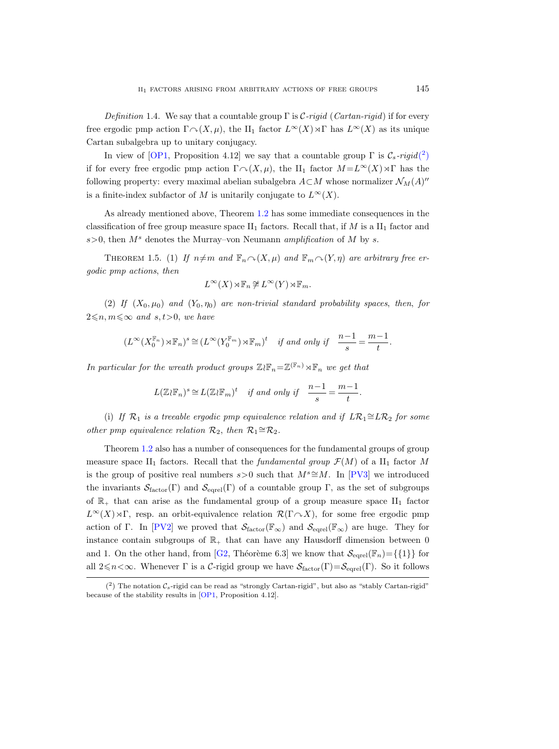*Definition* 1.4. We say that a countable group $\Gamma$ is $\mathcal{C}$-*rigid* (*Cartan-rigid*) if for every free ergodic pmp action $\Gamma \curvearrowright (X,\mu)$, the $\mathrm{II}_1$ factor $L^\infty(X) \rtimes \Gamma$ has $L^\infty(X)$ as its unique Cartan subalgebra up to unitary conjugacy.

In view of [OP1, Proposition 4.12] we say that a countable group $\Gamma$ is $\mathcal{C}_s$-*rigid*(2) if for every free ergodic pmp action $\Gamma \curvearrowright (X,\mu)$, the $\mathrm{II}_1$ factor $M = L^\infty(X) \rtimes \Gamma$ has the following property: every maximal abelian subalgebra $A \subset M$ whose normalizer $\mathcal{N}_M(A)''$ is a finite-index subfactor of $M$ is unitarily conjugate to $L^\infty(X)$.

As already mentioned above, Theorem 1.2 has some immediate consequences in the classification of free group measure space $\mathrm{II}_1$ factors. Recall that, if $M$ is a $\mathrm{II}_1$ factor and $s > 0$, then $M^s$ denotes the Murray–von Neumann *amplification* of $M$ by $s$.

Theorem 1.5. (1) *If $n \neq m$ and $\mathbb{F}_n \curvearrowright (X,\mu)$ and $\mathbb{F}_m \curvearrowright (Y,\eta)$ are arbitrary free ergodic pmp actions, then*

$$L^\infty(X) \rtimes \mathbb{F}_n \not\cong L^\infty(Y) \rtimes \mathbb{F}_m.$$

(2) *If $(X_0,\mu_0)$ and $(Y_0,\eta_0)$ are non-trivial standard probability spaces, then, for $2 \leqslant n, m \leqslant \infty$ and $s,t > 0$, we have*

$$(L^\infty(X_0^{\mathbb{F}_n}) \rtimes \mathbb{F}_n)^s \cong (L^\infty(Y_0^{\mathbb{F}_m}) \rtimes \mathbb{F}_m)^t \quad \textit{if and only if} \quad \frac{n-1}{s} = \frac{m-1}{t}.$$

*In particular for the wreath product groups $\mathbb{Z} \wr \mathbb{F}_n = \mathbb{Z}^{(\mathbb{F}_n)} \rtimes \mathbb{F}_n$ we get that*

$$L(\mathbb{Z} \wr \mathbb{F}_n)^s \cong L(\mathbb{Z} \wr \mathbb{F}_m)^t \quad \textit{if and only if} \quad \frac{n-1}{s} = \frac{m-1}{t}.$$

(i) *If $\mathcal{R}_1$ is a treeable ergodic pmp equivalence relation and if $L\mathcal{R}_1 \cong L\mathcal{R}_2$ for some other pmp equivalence relation $\mathcal{R}_2$, then $\mathcal{R}_1 \cong \mathcal{R}_2$.*

Theorem 1.2 also has a number of consequences for the fundamental groups of group measure space $\mathrm{II}_1$ factors. Recall that the *fundamental group* $\mathcal{F}(M)$ of a $\mathrm{II}_1$ factor $M$ is the group of positive real numbers $s > 0$ such that $M^s \cong M$. In [PV3] we introduced the invariants $\mathcal{S}_{\mathrm{factor}}(\Gamma)$ and $\mathcal{S}_{\mathrm{eqrel}}(\Gamma)$ of a countable group $\Gamma$, as the set of subgroups of $\mathbb{R}_+$ that can arise as the fundamental group of a group measure space $\mathrm{II}_1$ factor $L^\infty(X) \rtimes \Gamma$, resp. an orbit-equivalence relation $\mathcal{R}(\Gamma \curvearrowright X)$, for some free ergodic pmp action of $\Gamma$. In [PV2] we proved that $\mathcal{S}_{\mathrm{factor}}(\mathbb{F}_\infty)$ and $\mathcal{S}_{\mathrm{eqrel}}(\mathbb{F}_\infty)$ are huge. They for instance contain subgroups of $\mathbb{R}_+$ that can have any Hausdorff dimension between 0 and 1. On the other hand, from [G2, Théorème 6.3] we know that $\mathcal{S}_{\mathrm{eqrel}}(\mathbb{F}_n) = \{\{1\}\}$ for all $2 \leqslant n < \infty$. Whenever $\Gamma$ is a $\mathcal{C}$-rigid group we have $\mathcal{S}_{\mathrm{factor}}(\Gamma) = \mathcal{S}_{\mathrm{eqrel}}(\Gamma)$. So it follows

(2) The notation $\mathcal{C}_s$-rigid can be read as "strongly Cartan-rigid", but also as "stably Cartan-rigid" because of the stability results in [OP1, Proposition 4.12].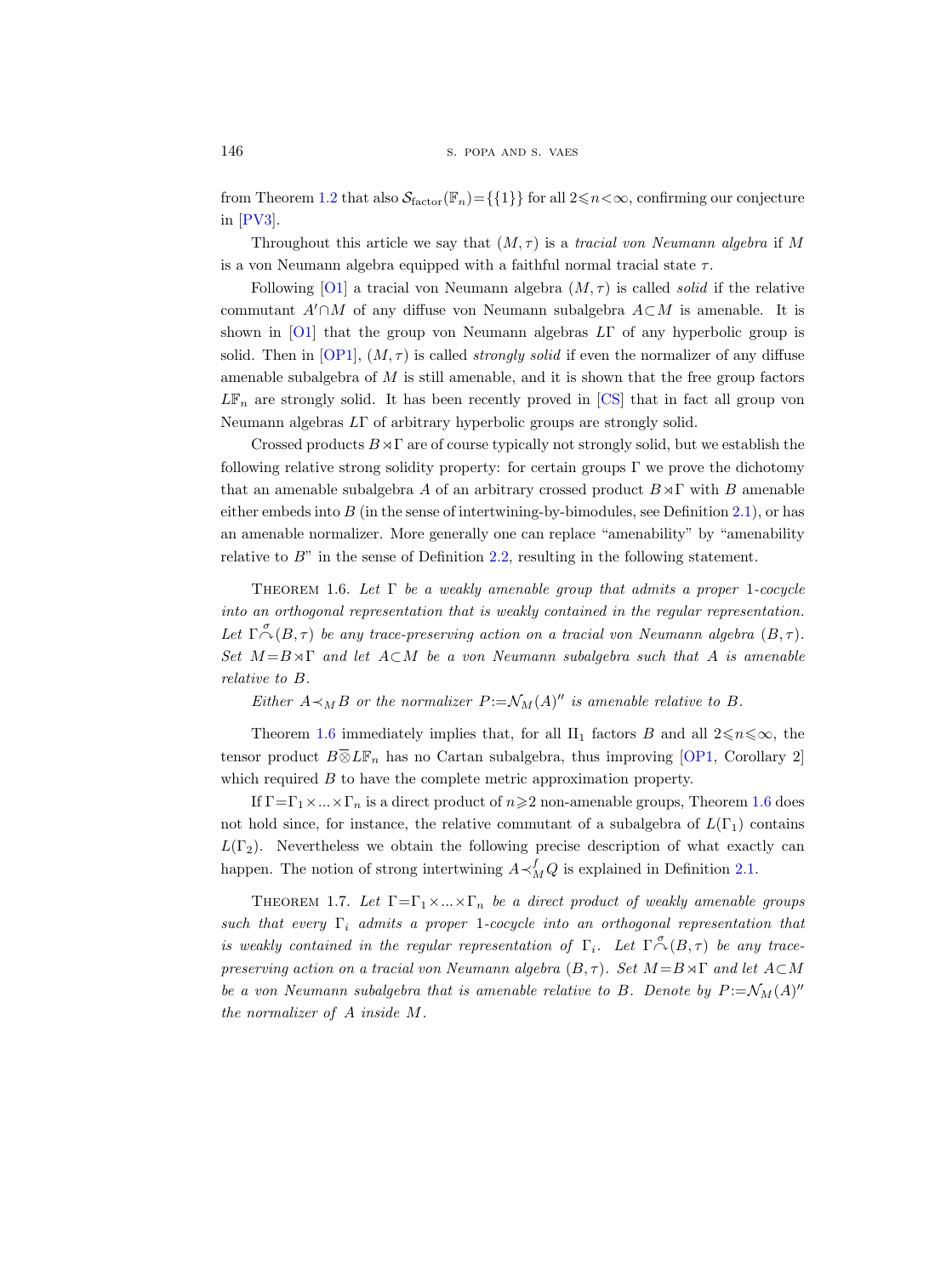from Theorem 1.2 that also $\mathcal{S}_{\text{factor}}(\mathbb{F}_n)=\{\{1\}\}$ for all $2\leqslant n<\infty$, confirming our conjecture in [PV3].

Throughout this article we say that $(M,\tau)$ is a *tracial von Neumann algebra* if $M$ is a von Neumann algebra equipped with a faithful normal tracial state $\tau$.

Following [O1] a tracial von Neumann algebra $(M,\tau)$ is called *solid* if the relative commutant $A'\cap M$ of any diffuse von Neumann subalgebra $A\subset M$ is amenable. It is shown in [O1] that the group von Neumann algebras $L\Gamma$ of any hyperbolic group is solid. Then in [OP1], $(M,\tau)$ is called *strongly solid* if even the normalizer of any diffuse amenable subalgebra of $M$ is still amenable, and it is shown that the free group factors $L\mathbb{F}_n$ are strongly solid. It has been recently proved in [CS] that in fact all group von Neumann algebras $L\Gamma$ of arbitrary hyperbolic groups are strongly solid.

Crossed products $B\rtimes\Gamma$ are of course typically not strongly solid, but we establish the following relative strong solidity property: for certain groups $\Gamma$ we prove the dichotomy that an amenable subalgebra $A$ of an arbitrary crossed product $B\rtimes\Gamma$ with $B$ amenable either embeds into $B$ (in the sense of intertwining-by-bimodules, see Definition 2.1), or has an amenable normalizer. More generally one can replace "amenability" by "amenability relative to $B$" in the sense of Definition 2.2, resulting in the following statement.

THEOREM 1.6. *Let $\Gamma$ be a weakly amenable group that admits a proper 1-cocycle into an orthogonal representation that is weakly contained in the regular representation. Let $\Gamma\overset{\sigma}{\curvearrowright}(B,\tau)$ be any trace-preserving action on a tracial von Neumann algebra $(B,\tau)$. Set $M=B\rtimes\Gamma$ and let $A\subset M$ be a von Neumann subalgebra such that $A$ is amenable relative to $B$.*

*Either $A\prec_M B$ or the normalizer $P:=\mathcal{N}_M(A)''$ is amenable relative to $B$.*

Theorem 1.6 immediately implies that, for all II$_1$ factors $B$ and all $2\leqslant n\leqslant\infty$, the tensor product $B\,\overline{\otimes}\,L\mathbb{F}_n$ has no Cartan subalgebra, thus improving [OP1, Corollary 2] which required $B$ to have the complete metric approximation property.

If $\Gamma=\Gamma_1\times\ldots\times\Gamma_n$ is a direct product of $n\geqslant 2$ non-amenable groups, Theorem 1.6 does not hold since, for instance, the relative commutant of a subalgebra of $L(\Gamma_1)$ contains $L(\Gamma_2)$. Nevertheless we obtain the following precise description of what exactly can happen. The notion of strong intertwining $A\prec_M^f Q$ is explained in Definition 2.1.

THEOREM 1.7. *Let $\Gamma=\Gamma_1\times\ldots\times\Gamma_n$ be a direct product of weakly amenable groups such that every $\Gamma_i$ admits a proper 1-cocycle into an orthogonal representation that is weakly contained in the regular representation of $\Gamma_i$. Let $\Gamma\overset{\sigma}{\curvearrowright}(B,\tau)$ be any trace-preserving action on a tracial von Neumann algebra $(B,\tau)$. Set $M=B\rtimes\Gamma$ and let $A\subset M$ be a von Neumann subalgebra that is amenable relative to $B$. Denote by $P:=\mathcal{N}_M(A)''$ the normalizer of $A$ inside $M$.*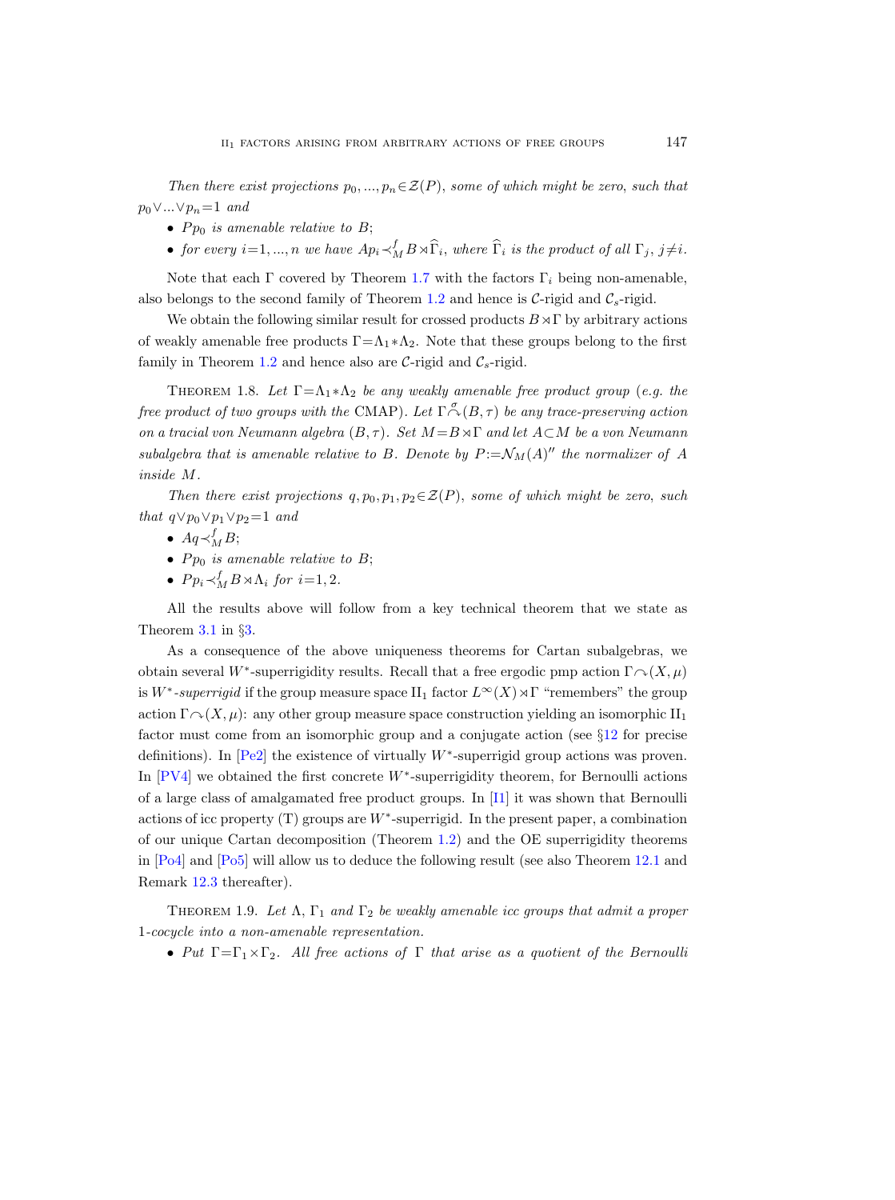*Then there exist projections $p_0, ..., p_n \in \mathcal{Z}(P)$, some of which might be zero, such that $p_0 \vee ... \vee p_n = 1$ and*

- *$Pp_0$ is amenable relative to $B$;*
- *for every $i=1, ..., n$ we have $Ap_i \prec^f_M B \rtimes \widehat{\Gamma}_i$, where $\widehat{\Gamma}_i$ is the product of all $\Gamma_j$, $j \neq i$.*

Note that each $\Gamma$ covered by Theorem 1.7 with the factors $\Gamma_i$ being non-amenable, also belongs to the second family of Theorem 1.2 and hence is $\mathcal{C}$-rigid and $\mathcal{C}_s$-rigid.

We obtain the following similar result for crossed products $B \rtimes \Gamma$ by arbitrary actions of weakly amenable free products $\Gamma = \Lambda_1 * \Lambda_2$. Note that these groups belong to the first family in Theorem 1.2 and hence also are $\mathcal{C}$-rigid and $\mathcal{C}_s$-rigid.

Theorem 1.8. *Let $\Gamma = \Lambda_1 * \Lambda_2$ be any weakly amenable free product group (e.g. the free product of two groups with the* CMAP*). Let $\Gamma \overset{\sigma}{\curvearrowright} (B, \tau)$ be any trace-preserving action on a tracial von Neumann algebra $(B, \tau)$. Set $M = B \rtimes \Gamma$ and let $A \subset M$ be a von Neumann subalgebra that is amenable relative to $B$. Denote by $P := \mathcal{N}_M(A)''$ the normalizer of $A$ inside $M$.*

*Then there exist projections $q, p_0, p_1, p_2 \in \mathcal{Z}(P)$, some of which might be zero, such that $q \vee p_0 \vee p_1 \vee p_2 = 1$ and*

- *$Aq \prec^f_M B$;*
- *$Pp_0$ is amenable relative to $B$;*
- *$Pp_i \prec^f_M B \rtimes \Lambda_i$ for $i = 1, 2$.*

All the results above will follow from a key technical theorem that we state as Theorem 3.1 in §3.

As a consequence of the above uniqueness theorems for Cartan subalgebras, we obtain several $W^*$-superrigidity results. Recall that a free ergodic pmp action $\Gamma \curvearrowright (X, \mu)$ is *$W^*$-superrigid* if the group measure space $\mathrm{II}_1$ factor $L^\infty(X) \rtimes \Gamma$ "remembers" the group action $\Gamma \curvearrowright (X, \mu)$: any other group measure space construction yielding an isomorphic $\mathrm{II}_1$ factor must come from an isomorphic group and a conjugate action (see §12 for precise definitions). In [Pe2] the existence of virtually $W^*$-superrigid group actions was proven. In [PV4] we obtained the first concrete $W^*$-superrigidity theorem, for Bernoulli actions of a large class of amalgamated free product groups. In [I1] it was shown that Bernoulli actions of icc property (T) groups are $W^*$-superrigid. In the present paper, a combination of our unique Cartan decomposition (Theorem 1.2) and the OE superrigidity theorems in [Po4] and [Po5] will allow us to deduce the following result (see also Theorem 12.1 and Remark 12.3 thereafter).

Theorem 1.9. *Let $\Lambda$, $\Gamma_1$ and $\Gamma_2$ be weakly amenable icc groups that admit a proper 1-cocycle into a non-amenable representation.*

- *Put $\Gamma = \Gamma_1 \times \Gamma_2$. All free actions of $\Gamma$ that arise as a quotient of the Bernoulli*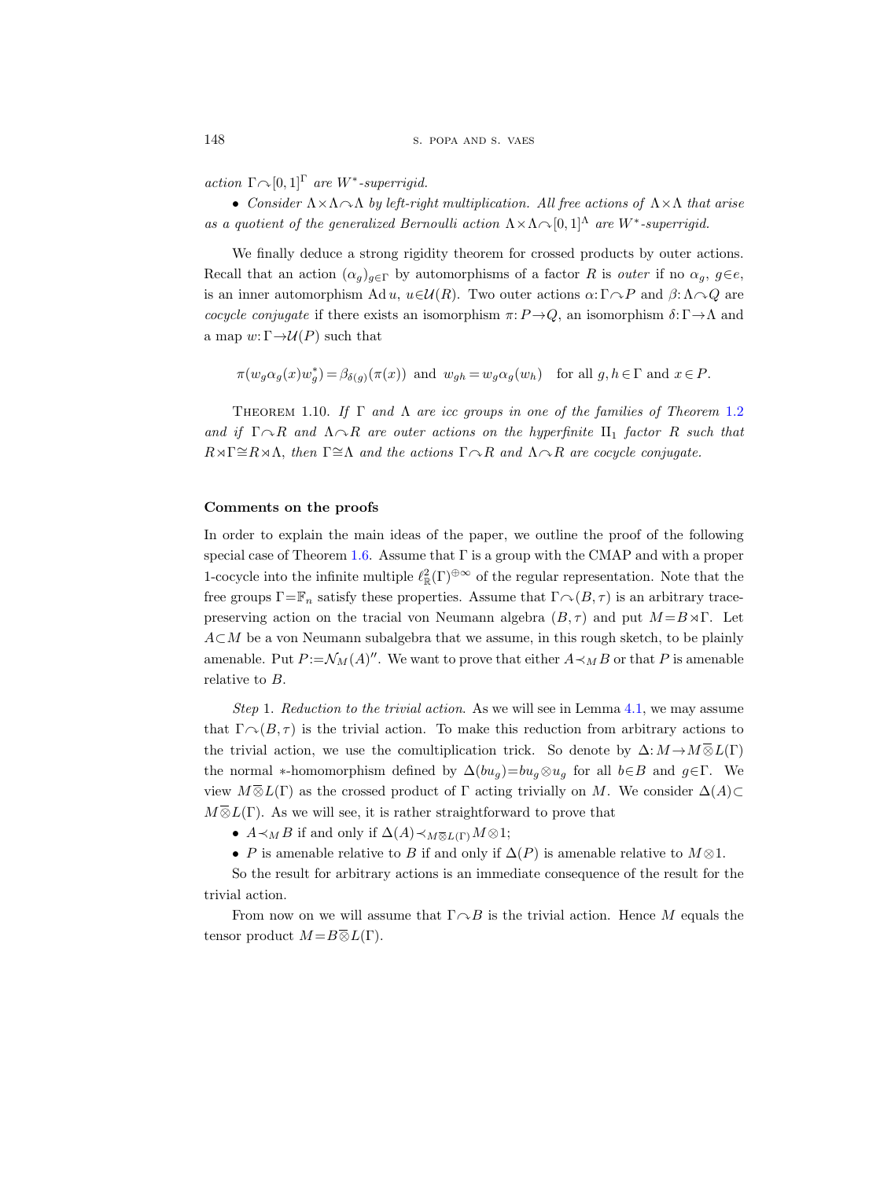*action* $\Gamma \curvearrowright [0,1]^\Gamma$ *are* $W^*$*-superrigid.*

- *Consider* $\Lambda \times \Lambda \curvearrowright \Lambda$ *by left-right multiplication. All free actions of* $\Lambda \times \Lambda$ *that arise as a quotient of the generalized Bernoulli action* $\Lambda \times \Lambda \curvearrowright [0,1]^\Lambda$ *are* $W^*$*-superrigid.*

We finally deduce a strong rigidity theorem for crossed products by outer actions. Recall that an action $(\alpha_g)_{g\in\Gamma}$ by automorphisms of a factor $R$ is *outer* if no $\alpha_g$, $g\in e$, is an inner automorphism $\operatorname{Ad} u$, $u\in\mathcal{U}(R)$. Two outer actions $\alpha\colon \Gamma\curvearrowright P$ and $\beta\colon \Lambda\curvearrowright Q$ are *cocycle conjugate* if there exists an isomorphism $\pi\colon P\to Q$, an isomorphism $\delta\colon \Gamma\to\Lambda$ and a map $w\colon \Gamma\to\mathcal{U}(P)$ such that

$$\pi(w_g\alpha_g(x)w_g^*) = \beta_{\delta(g)}(\pi(x)) \text{ and } w_{gh} = w_g\alpha_g(w_h) \quad \text{for all } g,h\in\Gamma \text{ and } x\in P.$$

Theorem 1.10. *If* $\Gamma$ *and* $\Lambda$ *are icc groups in one of the families of Theorem 1.2 and if* $\Gamma\curvearrowright R$ *and* $\Lambda\curvearrowright R$ *are outer actions on the hyperfinite* $\mathrm{II}_1$ *factor* $R$ *such that* $R\rtimes\Gamma\cong R\rtimes\Lambda$, *then* $\Gamma\cong\Lambda$ *and the actions* $\Gamma\curvearrowright R$ *and* $\Lambda\curvearrowright R$ *are cocycle conjugate.*

## Comments on the proofs

In order to explain the main ideas of the paper, we outline the proof of the following special case of Theorem 1.6. Assume that $\Gamma$ is a group with the CMAP and with a proper 1-cocycle into the infinite multiple $\ell^2_{\mathbb{R}}(\Gamma)^{\oplus\infty}$ of the regular representation. Note that the free groups $\Gamma=\mathbb{F}_n$ satisfy these properties. Assume that $\Gamma\curvearrowright(B,\tau)$ is an arbitrary trace-preserving action on the tracial von Neumann algebra $(B,\tau)$ and put $M=B\rtimes\Gamma$. Let $A\subset M$ be a von Neumann subalgebra that we assume, in this rough sketch, to be plainly amenable. Put $P:=\mathcal{N}_M(A)''$. We want to prove that either $A\prec_M B$ or that $P$ is amenable relative to $B$.

*Step* 1. *Reduction to the trivial action.* As we will see in Lemma 4.1, we may assume that $\Gamma\curvearrowright(B,\tau)$ is the trivial action. To make this reduction from arbitrary actions to the trivial action, we use the comultiplication trick. So denote by $\Delta\colon M\to M\overline{\otimes}L(\Gamma)$ the normal $*$-homomorphism defined by $\Delta(bu_g)=bu_g\otimes u_g$ for all $b\in B$ and $g\in\Gamma$. We view $M\overline{\otimes}L(\Gamma)$ as the crossed product of $\Gamma$ acting trivially on $M$. We consider $\Delta(A)\subset M\overline{\otimes}L(\Gamma)$. As we will see, it is rather straightforward to prove that

- $A\prec_M B$ if and only if $\Delta(A)\prec_{M\overline{\otimes}L(\Gamma)} M\otimes 1$;
- $P$ is amenable relative to $B$ if and only if $\Delta(P)$ is amenable relative to $M\otimes 1$.

So the result for arbitrary actions is an immediate consequence of the result for the trivial action.

From now on we will assume that $\Gamma\curvearrowright B$ is the trivial action. Hence $M$ equals the tensor product $M=B\overline{\otimes}L(\Gamma)$.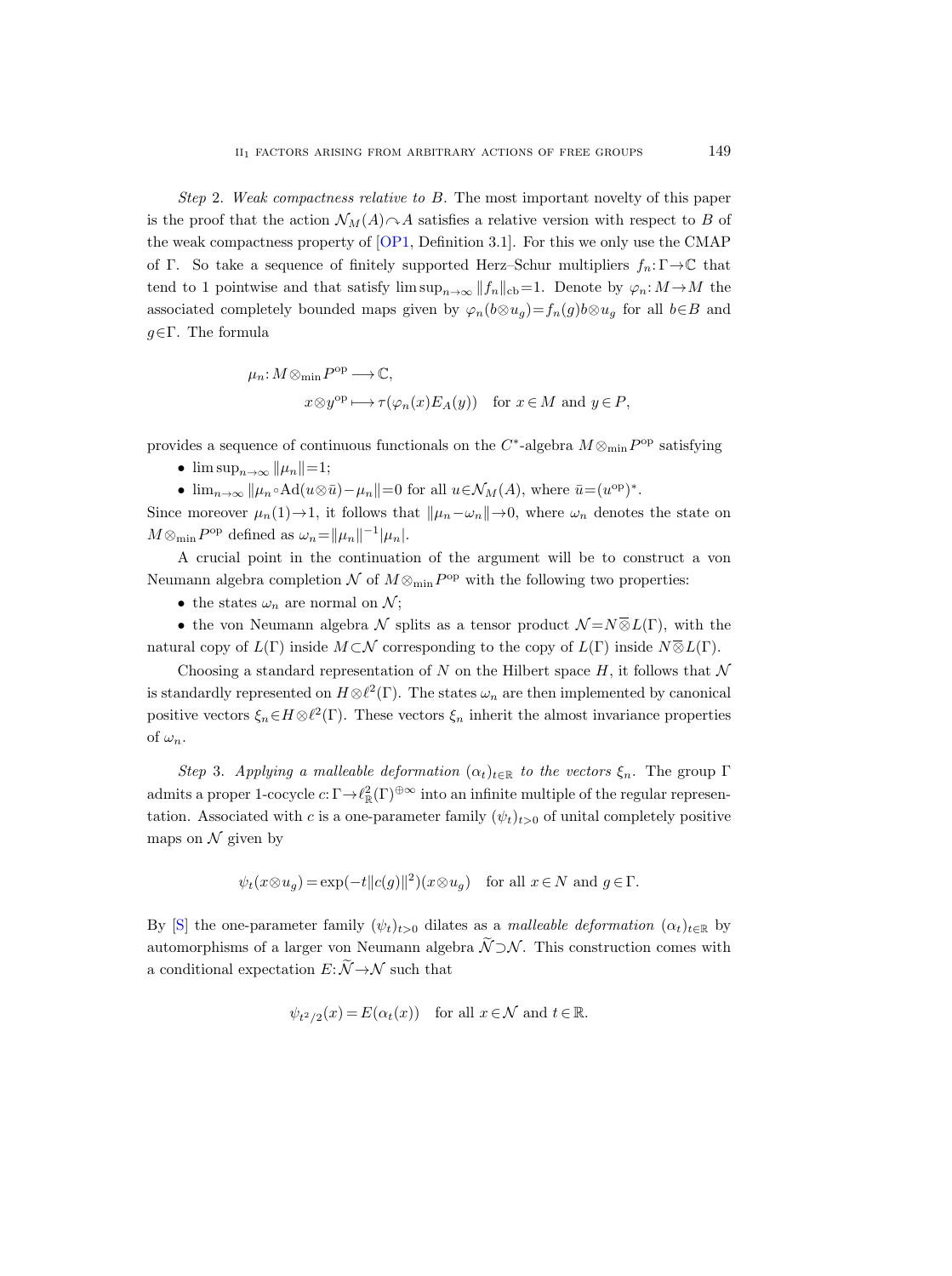*Step* 2. *Weak compactness relative to* $B$. The most important novelty of this paper is the proof that the action $\mathcal{N}_M(A) \curvearrowright A$ satisfies a relative version with respect to $B$ of the weak compactness property of [OP1, Definition 3.1]. For this we only use the CMAP of $\Gamma$. So take a sequence of finitely supported Herz–Schur multipliers $f_n: \Gamma \to \mathbb{C}$ that tend to 1 pointwise and that satisfy $\limsup_{n\to\infty} \|f_n\|_{\mathrm{cb}} = 1$. Denote by $\varphi_n: M \to M$ the associated completely bounded maps given by $\varphi_n(b \otimes u_g) = f_n(g) b \otimes u_g$ for all $b \in B$ and $g \in \Gamma$. The formula

$$
\begin{aligned}
\mu_n: M \otimes_{\min} P^{\mathrm{op}} &\longrightarrow \mathbb{C}, \\
x \otimes y^{\mathrm{op}} &\longmapsto \tau(\varphi_n(x) E_A(y)) \quad \text{for } x \in M \text{ and } y \in P,
\end{aligned}
$$

provides a sequence of continuous functionals on the $C^*$-algebra $M \otimes_{\min} P^{\mathrm{op}}$ satisfying

- $\limsup_{n\to\infty} \|\mu_n\| = 1$;
- $\lim_{n\to\infty} \|\mu_n \circ \mathrm{Ad}(u \otimes \bar{u}) - \mu_n\| = 0$ for all $u \in \mathcal{N}_M(A)$, where $\bar{u} = (u^{\mathrm{op}})^*$.

Since moreover $\mu_n(1) \to 1$, it follows that $\|\mu_n - \omega_n\| \to 0$, where $\omega_n$ denotes the state on $M \otimes_{\min} P^{\mathrm{op}}$ defined as $\omega_n = \|\mu_n\|^{-1} |\mu_n|$.

A crucial point in the continuation of the argument will be to construct a von Neumann algebra completion $\mathcal{N}$ of $M \otimes_{\min} P^{\mathrm{op}}$ with the following two properties:

- the states $\omega_n$ are normal on $\mathcal{N}$;
- the von Neumann algebra $\mathcal{N}$ splits as a tensor product $\mathcal{N} = N \overline{\otimes} L(\Gamma)$, with the natural copy of $L(\Gamma)$ inside $M \subset \mathcal{N}$ corresponding to the copy of $L(\Gamma)$ inside $N \overline{\otimes} L(\Gamma)$.

Choosing a standard representation of $N$ on the Hilbert space $H$, it follows that $\mathcal{N}$ is standardly represented on $H \otimes \ell^2(\Gamma)$. The states $\omega_n$ are then implemented by canonical positive vectors $\xi_n \in H \otimes \ell^2(\Gamma)$. These vectors $\xi_n$ inherit the almost invariance properties of $\omega_n$.

*Step* 3. *Applying a malleable deformation* $(\alpha_t)_{t\in\mathbb{R}}$ *to the vectors* $\xi_n$. The group $\Gamma$ admits a proper 1-cocycle $c: \Gamma \to \ell^2_{\mathbb{R}}(\Gamma)^{\oplus\infty}$ into an infinite multiple of the regular representation. Associated with $c$ is a one-parameter family $(\psi_t)_{t>0}$ of unital completely positive maps on $\mathcal{N}$ given by

$$
\psi_t(x \otimes u_g) = \exp(-t\|c(g)\|^2)(x \otimes u_g) \quad \text{for all } x \in N \text{ and } g \in \Gamma.
$$

By [S] the one-parameter family $(\psi_t)_{t>0}$ dilates as a *malleable deformation* $(\alpha_t)_{t\in\mathbb{R}}$ by automorphisms of a larger von Neumann algebra $\widetilde{\mathcal{N}} \supset \mathcal{N}$. This construction comes with a conditional expectation $E: \widetilde{\mathcal{N}} \to \mathcal{N}$ such that

$$
\psi_{t^2/2}(x) = E(\alpha_t(x)) \quad \text{for all } x \in \mathcal{N} \text{ and } t \in \mathbb{R}.
$$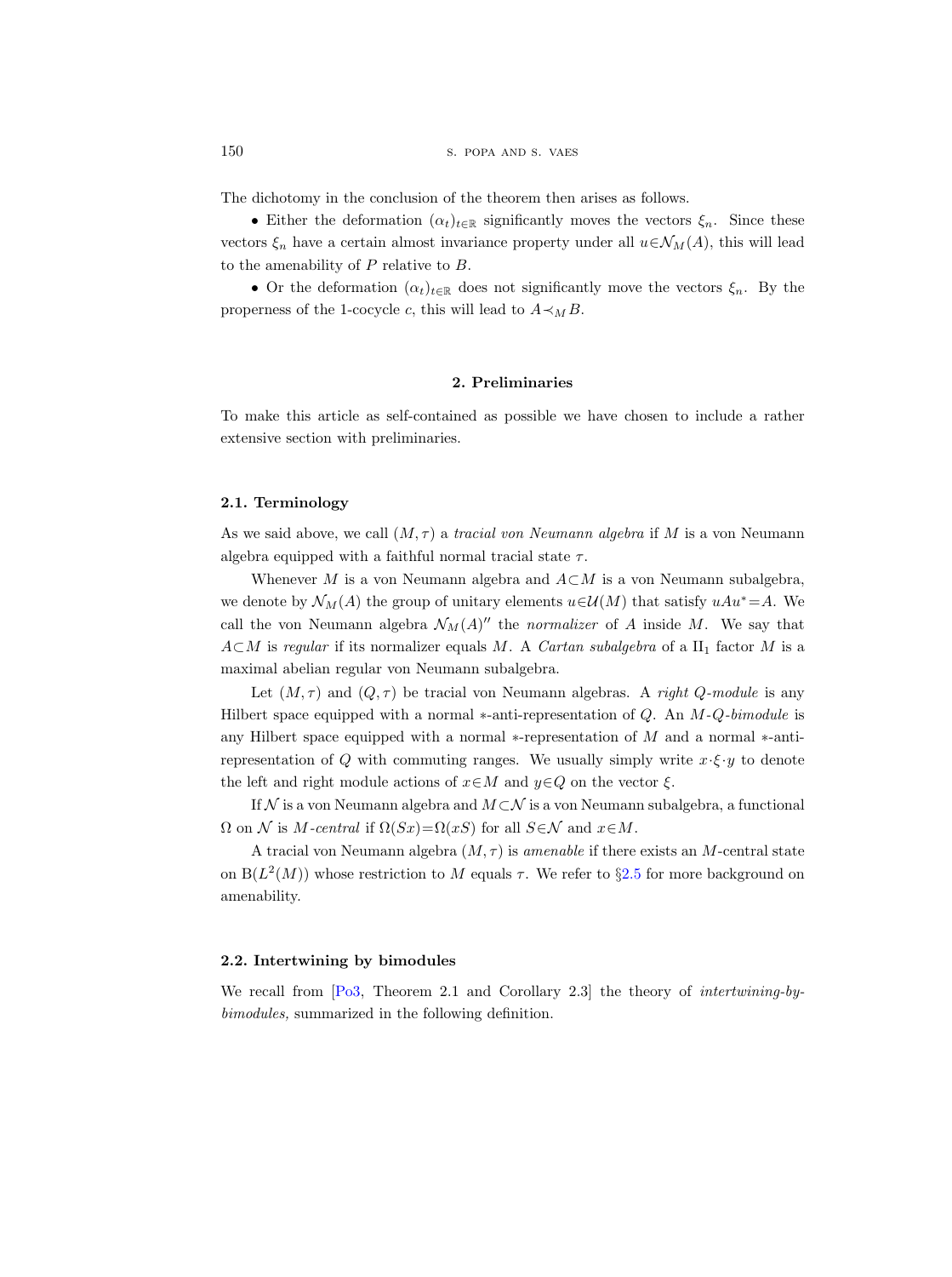The dichotomy in the conclusion of the theorem then arises as follows.

• Either the deformation $(\alpha_t)_{t\in\mathbb{R}}$ significantly moves the vectors $\xi_n$. Since these vectors $\xi_n$ have a certain almost invariance property under all $u\in\mathcal{N}_M(A)$, this will lead to the amenability of $P$ relative to $B$.

• Or the deformation $(\alpha_t)_{t\in\mathbb{R}}$ does not significantly move the vectors $\xi_n$. By the properness of the 1-cocycle $c$, this will lead to $A\prec_M B$.

## 2. Preliminaries

To make this article as self-contained as possible we have chosen to include a rather extensive section with preliminaries.

### 2.1. Terminology

As we said above, we call $(M,\tau)$ a *tracial von Neumann algebra* if $M$ is a von Neumann algebra equipped with a faithful normal tracial state $\tau$.

Whenever $M$ is a von Neumann algebra and $A\subset M$ is a von Neumann subalgebra, we denote by $\mathcal{N}_M(A)$ the group of unitary elements $u\in\mathcal{U}(M)$ that satisfy $uAu^*=A$. We call the von Neumann algebra $\mathcal{N}_M(A)''$ the *normalizer* of $A$ inside $M$. We say that $A\subset M$ is *regular* if its normalizer equals $M$. A *Cartan subalgebra* of a $\mathrm{II}_1$ factor $M$ is a maximal abelian regular von Neumann subalgebra.

Let $(M,\tau)$ and $(Q,\tau)$ be tracial von Neumann algebras. A *right $Q$-module* is any Hilbert space equipped with a normal $*$-anti-representation of $Q$. An *$M$-$Q$-bimodule* is any Hilbert space equipped with a normal $*$-representation of $M$ and a normal $*$-anti-representation of $Q$ with commuting ranges. We usually simply write $x\cdot\xi\cdot y$ to denote the left and right module actions of $x\in M$ and $y\in Q$ on the vector $\xi$.

If $\mathcal{N}$ is a von Neumann algebra and $M\subset\mathcal{N}$ is a von Neumann subalgebra, a functional $\Omega$ on $\mathcal{N}$ is *$M$-central* if $\Omega(Sx)=\Omega(xS)$ for all $S\in\mathcal{N}$ and $x\in M$.

A tracial von Neumann algebra $(M,\tau)$ is *amenable* if there exists an $M$-central state on $\mathrm{B}(L^2(M))$ whose restriction to $M$ equals $\tau$. We refer to §2.5 for more background on amenability.

### 2.2. Intertwining by bimodules

We recall from [Po3, Theorem 2.1 and Corollary 2.3] the theory of *intertwining-by-bimodules,* summarized in the following definition.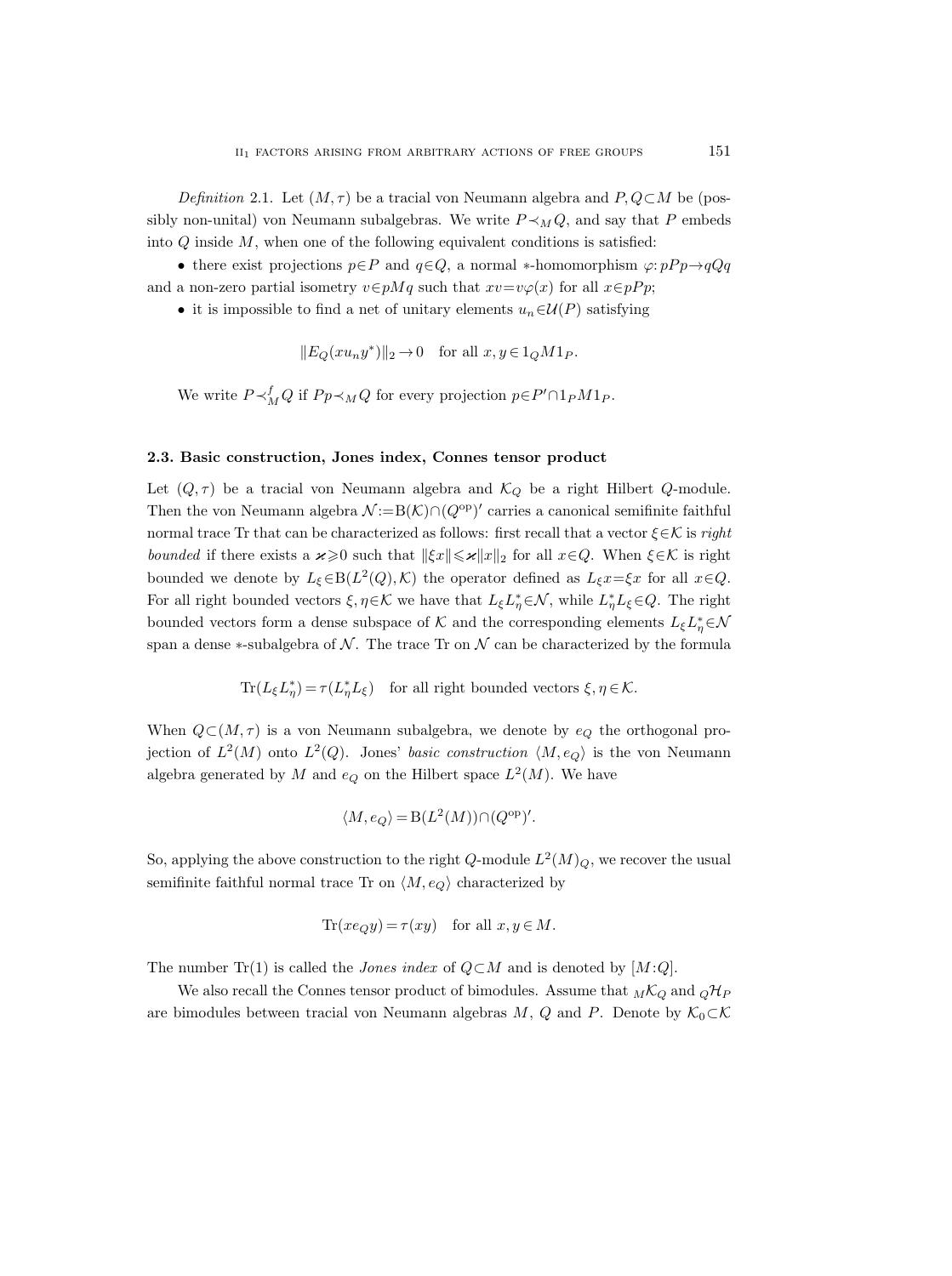*Definition* 2.1. Let $(M,\tau)$ be a tracial von Neumann algebra and $P,Q\subset M$ be (possibly non-unital) von Neumann subalgebras. We write $P\prec_M Q$, and say that $P$ embeds into $Q$ inside $M$, when one of the following equivalent conditions is satisfied:

- there exist projections $p\in P$ and $q\in Q$, a normal $*$-homomorphism $\varphi: pPp\to qQq$ and a non-zero partial isometry $v\in pMq$ such that $xv=v\varphi(x)$ for all $x\in pPp$;
- it is impossible to find a net of unitary elements $u_n\in\mathcal{U}(P)$ satisfying

$$\|E_Q(xu_ny^*)\|_2\to 0 \quad \text{for all } x,y\in 1_QM1_P.$$

We write $P\prec_M^f Q$ if $Pp\prec_M Q$ for every projection $p\in P'\cap 1_PM1_P$.

### 2.3. Basic construction, Jones index, Connes tensor product

Let $(Q,\tau)$ be a tracial von Neumann algebra and $\mathcal{K}_Q$ be a right Hilbert $Q$-module. Then the von Neumann algebra $\mathcal{N}:=\mathrm{B}(\mathcal{K})\cap(Q^{\mathrm{op}})'$ carries a canonical semifinite faithful normal trace Tr that can be characterized as follows: first recall that a vector $\xi\in\mathcal{K}$ is *right bounded* if there exists a $\varkappa\geqslant 0$ such that $\|\xi x\|\leqslant\varkappa\|x\|_2$ for all $x\in Q$. When $\xi\in\mathcal{K}$ is right bounded we denote by $L_\xi\in\mathrm{B}(L^2(Q),\mathcal{K})$ the operator defined as $L_\xi x=\xi x$ for all $x\in Q$. For all right bounded vectors $\xi,\eta\in\mathcal{K}$ we have that $L_\xi L_\eta^*\in\mathcal{N}$, while $L_\eta^* L_\xi\in Q$. The right bounded vectors form a dense subspace of $\mathcal{K}$ and the corresponding elements $L_\xi L_\eta^*\in\mathcal{N}$ span a dense $*$-subalgebra of $\mathcal{N}$. The trace Tr on $\mathcal{N}$ can be characterized by the formula

$$\mathrm{Tr}(L_\xi L_\eta^*)=\tau(L_\eta^* L_\xi) \quad \text{for all right bounded vectors } \xi,\eta\in\mathcal{K}.$$

When $Q\subset(M,\tau)$ is a von Neumann subalgebra, we denote by $e_Q$ the orthogonal projection of $L^2(M)$ onto $L^2(Q)$. Jones' *basic construction* $\langle M,e_Q\rangle$ is the von Neumann algebra generated by $M$ and $e_Q$ on the Hilbert space $L^2(M)$. We have

$$\langle M,e_Q\rangle=\mathrm{B}(L^2(M))\cap(Q^{\mathrm{op}})'.$$

So, applying the above construction to the right $Q$-module $L^2(M)_Q$, we recover the usual semifinite faithful normal trace Tr on $\langle M,e_Q\rangle$ characterized by

$$\mathrm{Tr}(xe_Qy)=\tau(xy) \quad \text{for all } x,y\in M.$$

The number $\mathrm{Tr}(1)$ is called the *Jones index* of $Q\subset M$ and is denoted by $[M:Q]$.

We also recall the Connes tensor product of bimodules. Assume that ${}_M\mathcal{K}_Q$ and ${}_Q\mathcal{H}_P$ are bimodules between tracial von Neumann algebras $M$, $Q$ and $P$. Denote by $\mathcal{K}_0\subset\mathcal{K}$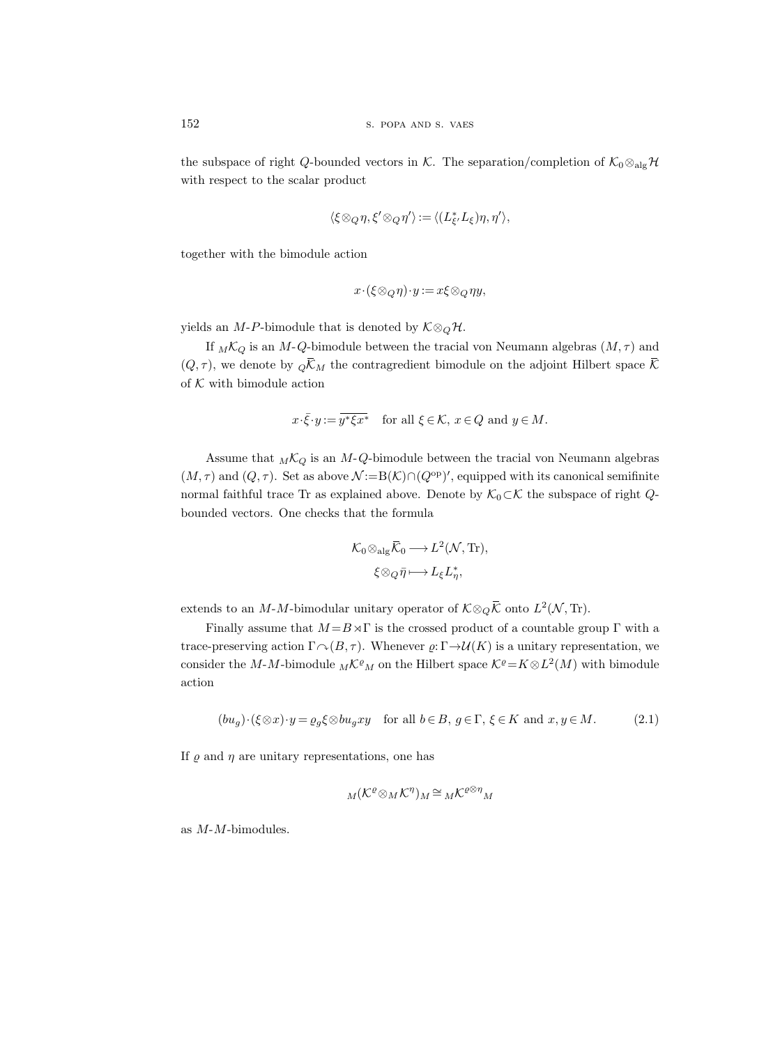the subspace of right $Q$-bounded vectors in $\mathcal{K}$. The separation/completion of $\mathcal{K}_0 \otimes_{\text{alg}} \mathcal{H}$ with respect to the scalar product

$$\langle \xi \otimes_Q \eta, \xi' \otimes_Q \eta' \rangle := \langle (L_{\xi'}^* L_\xi)\eta, \eta' \rangle,$$

together with the bimodule action

$$x \cdot (\xi \otimes_Q \eta) \cdot y := x\xi \otimes_Q \eta y,$$

yields an $M$-$P$-bimodule that is denoted by $\mathcal{K} \otimes_Q \mathcal{H}$.

If ${}_M\mathcal{K}_Q$ is an $M$-$Q$-bimodule between the tracial von Neumann algebras $(M, \tau)$ and $(Q, \tau)$, we denote by ${}_Q\overline{\mathcal{K}}_M$ the contragredient bimodule on the adjoint Hilbert space $\overline{\mathcal{K}}$ of $\mathcal{K}$ with bimodule action

$$x \cdot \bar{\xi} \cdot y := \overline{y^* \xi x^*} \quad \text{for all } \xi \in \mathcal{K},\ x \in Q \text{ and } y \in M.$$

Assume that ${}_M\mathcal{K}_Q$ is an $M$-$Q$-bimodule between the tracial von Neumann algebras $(M, \tau)$ and $(Q, \tau)$. Set as above $\mathcal{N} := \mathrm{B}(\mathcal{K}) \cap (Q^{\text{op}})'$, equipped with its canonical semifinite normal faithful trace Tr as explained above. Denote by $\mathcal{K}_0 \subset \mathcal{K}$ the subspace of right $Q$-bounded vectors. One checks that the formula

$$\mathcal{K}_0 \otimes_{\text{alg}} \overline{\mathcal{K}}_0 \longrightarrow L^2(\mathcal{N}, \mathrm{Tr}),$$
$$\xi \otimes_Q \bar{\eta} \longmapsto L_\xi L_\eta^*,$$

extends to an $M$-$M$-bimodular unitary operator of $\mathcal{K} \otimes_Q \overline{\mathcal{K}}$ onto $L^2(\mathcal{N}, \mathrm{Tr})$.

Finally assume that $M = B \rtimes \Gamma$ is the crossed product of a countable group $\Gamma$ with a trace-preserving action $\Gamma \curvearrowright (B, \tau)$. Whenever $\varrho: \Gamma \to \mathcal{U}(K)$ is a unitary representation, we consider the $M$-$M$-bimodule ${}_M\mathcal{K}^\varrho{}_M$ on the Hilbert space $\mathcal{K}^\varrho = K \otimes L^2(M)$ with bimodule action

$$(bu_g) \cdot (\xi \otimes x) \cdot y = \varrho_g \xi \otimes bu_g xy \quad \text{for all } b \in B,\ g \in \Gamma,\ \xi \in K \text{ and } x, y \in M. \tag{2.1}$$

If $\varrho$ and $\eta$ are unitary representations, one has

$${}_M(\mathcal{K}^\varrho \otimes_M \mathcal{K}^\eta)_M \cong {}_M\mathcal{K}^{\varrho \otimes \eta}{}_M$$

as $M$-$M$-bimodules.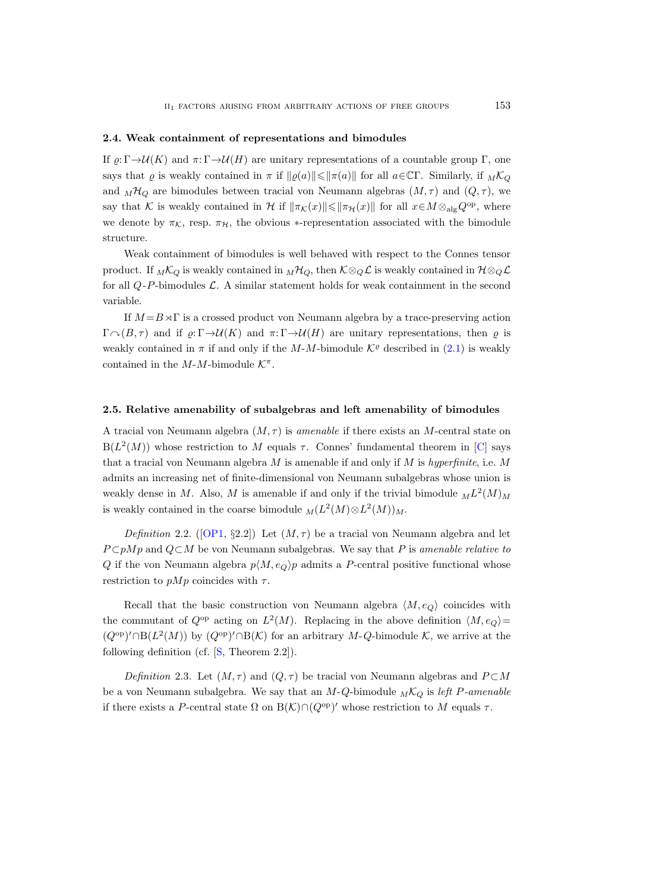### 2.4. Weak containment of representations and bimodules

If $\varrho\colon\Gamma\to\mathcal{U}(K)$ and $\pi\colon\Gamma\to\mathcal{U}(H)$ are unitary representations of a countable group $\Gamma$, one says that $\varrho$ is weakly contained in $\pi$ if $\|\varrho(a)\|\leqslant\|\pi(a)\|$ for all $a\in\mathbb{C}\Gamma$. Similarly, if ${}_M\mathcal{K}_Q$ and ${}_M\mathcal{H}_Q$ are bimodules between tracial von Neumann algebras $(M,\tau)$ and $(Q,\tau)$, we say that $\mathcal{K}$ is weakly contained in $\mathcal{H}$ if $\|\pi_{\mathcal{K}}(x)\|\leqslant\|\pi_{\mathcal{H}}(x)\|$ for all $x\in M\otimes_{\mathrm{alg}}Q^{\mathrm{op}}$, where we denote by $\pi_{\mathcal{K}}$, resp. $\pi_{\mathcal{H}}$, the obvious $*$-representation associated with the bimodule structure.

Weak containment of bimodules is well behaved with respect to the Connes tensor product. If ${}_M\mathcal{K}_Q$ is weakly contained in ${}_M\mathcal{H}_Q$, then $\mathcal{K}\otimes_Q\mathcal{L}$ is weakly contained in $\mathcal{H}\otimes_Q\mathcal{L}$ for all $Q$-$P$-bimodules $\mathcal{L}$. A similar statement holds for weak containment in the second variable.

If $M=B\rtimes\Gamma$ is a crossed product von Neumann algebra by a trace-preserving action $\Gamma\curvearrowright(B,\tau)$ and if $\varrho\colon\Gamma\to\mathcal{U}(K)$ and $\pi\colon\Gamma\to\mathcal{U}(H)$ are unitary representations, then $\varrho$ is weakly contained in $\pi$ if and only if the $M$-$M$-bimodule $\mathcal{K}^{\varrho}$ described in (2.1) is weakly contained in the $M$-$M$-bimodule $\mathcal{K}^{\pi}$.

### 2.5. Relative amenability of subalgebras and left amenability of bimodules

A tracial von Neumann algebra $(M,\tau)$ is *amenable* if there exists an $M$-central state on $\mathrm{B}(L^2(M))$ whose restriction to $M$ equals $\tau$. Connes' fundamental theorem in [C] says that a tracial von Neumann algebra $M$ is amenable if and only if $M$ is *hyperfinite*, i.e. $M$ admits an increasing net of finite-dimensional von Neumann subalgebras whose union is weakly dense in $M$. Also, $M$ is amenable if and only if the trivial bimodule ${}_ML^2(M)_M$ is weakly contained in the coarse bimodule ${}_M(L^2(M)\otimes L^2(M))_M$.

*Definition* 2.2. ([OP1, §2.2]) Let $(M,\tau)$ be a tracial von Neumann algebra and let $P\subset pMp$ and $Q\subset M$ be von Neumann subalgebras. We say that $P$ is *amenable relative to* $Q$ if the von Neumann algebra $p\langle M,e_Q\rangle p$ admits a $P$-central positive functional whose restriction to $pMp$ coincides with $\tau$.

Recall that the basic construction von Neumann algebra $\langle M,e_Q\rangle$ coincides with the commutant of $Q^{\mathrm{op}}$ acting on $L^2(M)$. Replacing in the above definition $\langle M,e_Q\rangle=(Q^{\mathrm{op}})'\cap\mathrm{B}(L^2(M))$ by $(Q^{\mathrm{op}})'\cap\mathrm{B}(\mathcal{K})$ for an arbitrary $M$-$Q$-bimodule $\mathcal{K}$, we arrive at the following definition (cf. [S, Theorem 2.2]).

*Definition* 2.3. Let $(M,\tau)$ and $(Q,\tau)$ be tracial von Neumann algebras and $P\subset M$ be a von Neumann subalgebra. We say that an $M$-$Q$-bimodule ${}_M\mathcal{K}_Q$ is *left $P$-amenable* if there exists a $P$-central state $\Omega$ on $\mathrm{B}(\mathcal{K})\cap(Q^{\mathrm{op}})'$ whose restriction to $M$ equals $\tau$.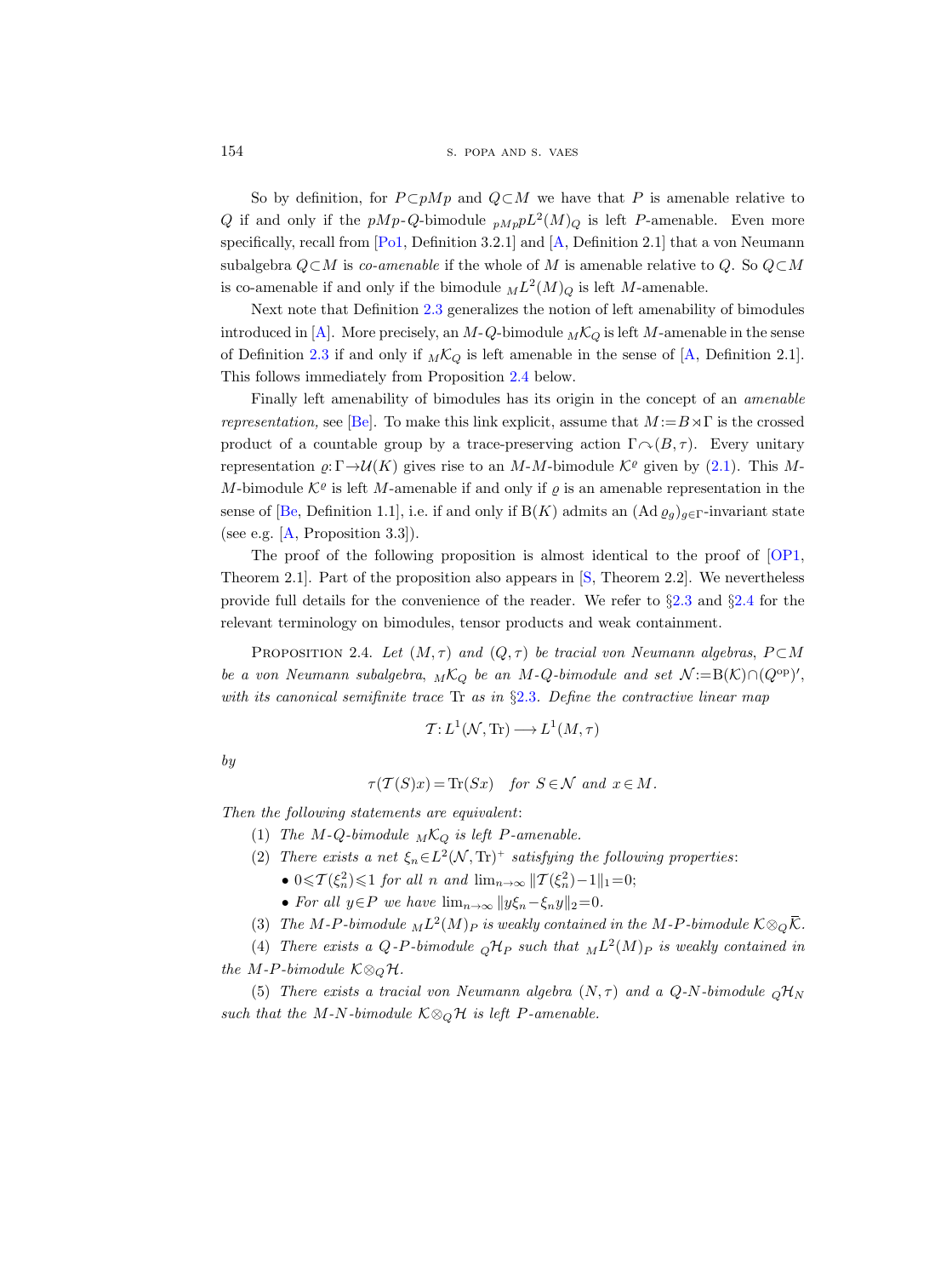So by definition, for $P \subset pMp$ and $Q \subset M$ we have that $P$ is amenable relative to $Q$ if and only if the $pMp$-$Q$-bimodule ${}_{pMp}pL^2(M)_Q$ is left $P$-amenable. Even more specifically, recall from [Po1, Definition 3.2.1] and [A, Definition 2.1] that a von Neumann subalgebra $Q \subset M$ is *co-amenable* if the whole of $M$ is amenable relative to $Q$. So $Q \subset M$ is co-amenable if and only if the bimodule ${}_M L^2(M)_Q$ is left $M$-amenable.

Next note that Definition 2.3 generalizes the notion of left amenability of bimodules introduced in [A]. More precisely, an $M$-$Q$-bimodule ${}_M\mathcal{K}_Q$ is left $M$-amenable in the sense of Definition 2.3 if and only if ${}_M\mathcal{K}_Q$ is left amenable in the sense of [A, Definition 2.1]. This follows immediately from Proposition 2.4 below.

Finally left amenability of bimodules has its origin in the concept of an *amenable representation,* see [Be]. To make this link explicit, assume that $M := B \rtimes \Gamma$ is the crossed product of a countable group by a trace-preserving action $\Gamma \curvearrowright (B, \tau)$. Every unitary representation $\varrho \colon \Gamma \to \mathcal{U}(K)$ gives rise to an $M$-$M$-bimodule $\mathcal{K}^\varrho$ given by (2.1). This $M$-$M$-bimodule $\mathcal{K}^\varrho$ is left $M$-amenable if and only if $\varrho$ is an amenable representation in the sense of [Be, Definition 1.1], i.e. if and only if $\mathrm{B}(K)$ admits an $(\operatorname{Ad} \varrho_g)_{g \in \Gamma}$-invariant state (see e.g. [A, Proposition 3.3]).

The proof of the following proposition is almost identical to the proof of [OP1, Theorem 2.1]. Part of the proposition also appears in [S, Theorem 2.2]. We nevertheless provide full details for the convenience of the reader. We refer to §2.3 and §2.4 for the relevant terminology on bimodules, tensor products and weak containment.

Proposition 2.4. *Let $(M, \tau)$ and $(Q, \tau)$ be tracial von Neumann algebras, $P \subset M$ be a von Neumann subalgebra, ${}_M\mathcal{K}_Q$ be an $M$-$Q$-bimodule and set $\mathcal{N} := \mathrm{B}(\mathcal{K}) \cap (Q^{\mathrm{op}})'$, with its canonical semifinite trace $\mathrm{Tr}$ as in §2.3. Define the contractive linear map*

$$\mathcal{T} \colon L^1(\mathcal{N}, \mathrm{Tr}) \longrightarrow L^1(M, \tau)$$

*by*

$$\tau(\mathcal{T}(S)x) = \mathrm{Tr}(Sx) \quad \textit{for } S \in \mathcal{N} \textit{ and } x \in M.$$

*Then the following statements are equivalent*:

(1) *The $M$-$Q$-bimodule ${}_M\mathcal{K}_Q$ is left $P$-amenable.*

(2) *There exists a net $\xi_n \in L^2(\mathcal{N}, \mathrm{Tr})^+$ satisfying the following properties*:

- $0 \leqslant \mathcal{T}(\xi_n^2) \leqslant 1$ *for all $n$ and* $\lim_{n\to\infty} \|\mathcal{T}(\xi_n^2) - 1\|_1 = 0$;
- *For all $y \in P$ we have* $\lim_{n\to\infty} \|y\xi_n - \xi_n y\|_2 = 0$.

(3) *The $M$-$P$-bimodule ${}_M L^2(M)_P$ is weakly contained in the $M$-$P$-bimodule $\mathcal{K} \otimes_Q \overline{\mathcal{K}}$.*

(4) *There exists a $Q$-$P$-bimodule ${}_Q\mathcal{H}_P$ such that ${}_M L^2(M)_P$ is weakly contained in the $M$-$P$-bimodule $\mathcal{K} \otimes_Q \mathcal{H}$.*

(5) *There exists a tracial von Neumann algebra $(N, \tau)$ and a $Q$-$N$-bimodule ${}_Q\mathcal{H}_N$ such that the $M$-$N$-bimodule $\mathcal{K} \otimes_Q \mathcal{H}$ is left $P$-amenable.*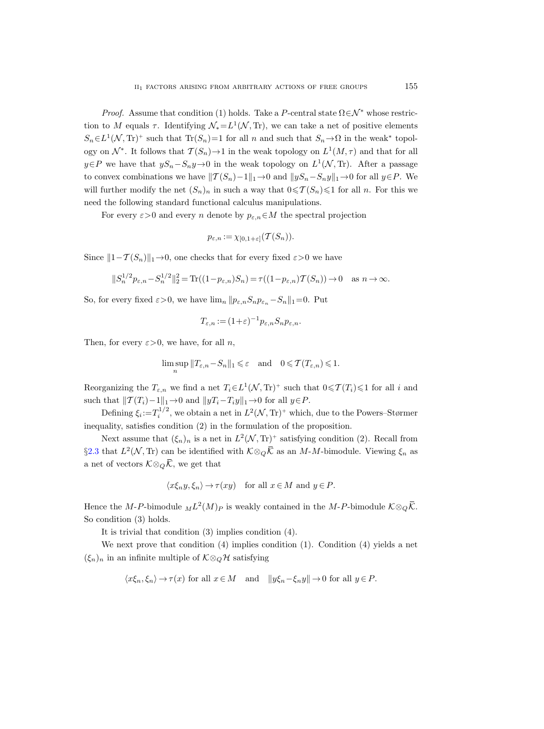*Proof.* Assume that condition (1) holds. Take a $P$-central state $\Omega \in \mathcal{N}^*$ whose restriction to $M$ equals $\tau$. Identifying $\mathcal{N}_* = L^1(\mathcal{N}, \mathrm{Tr})$, we can take a net of positive elements $S_n \in L^1(\mathcal{N}, \mathrm{Tr})^+$ such that $\mathrm{Tr}(S_n) = 1$ for all $n$ and such that $S_n \to \Omega$ in the weak$^*$ topology on $\mathcal{N}^*$. It follows that $\mathcal{T}(S_n) \to 1$ in the weak topology on $L^1(M, \tau)$ and that for all $y \in P$ we have that $yS_n - S_n y \to 0$ in the weak topology on $L^1(\mathcal{N}, \mathrm{Tr})$. After a passage to convex combinations we have $\|\mathcal{T}(S_n) - 1\|_1 \to 0$ and $\|yS_n - S_n y\|_1 \to 0$ for all $y \in P$. We will further modify the net $(S_n)_n$ in such a way that $0 \leqslant \mathcal{T}(S_n) \leqslant 1$ for all $n$. For this we need the following standard functional calculus manipulations.

For every $\varepsilon > 0$ and every $n$ denote by $p_{\varepsilon,n} \in M$ the spectral projection

$$p_{\varepsilon,n} := \chi_{[0,1+\varepsilon]}(\mathcal{T}(S_n)).$$

Since $\|1 - \mathcal{T}(S_n)\|_1 \to 0$, one checks that for every fixed $\varepsilon > 0$ we have

$$\|S_n^{1/2} p_{\varepsilon,n} - S_n^{1/2}\|_2^2 = \mathrm{Tr}((1 - p_{\varepsilon,n}) S_n) = \tau((1 - p_{\varepsilon,n}) \mathcal{T}(S_n)) \to 0 \quad \text{as } n \to \infty.$$

So, for every fixed $\varepsilon > 0$, we have $\lim_n \|p_{\varepsilon,n} S_n p_{\varepsilon_n} - S_n\|_1 = 0$. Put

$$T_{\varepsilon,n} := (1+\varepsilon)^{-1} p_{\varepsilon,n} S_n p_{\varepsilon,n}.$$

Then, for every $\varepsilon > 0$, we have, for all $n$,

$$\limsup_n \|T_{\varepsilon,n} - S_n\|_1 \leqslant \varepsilon \quad \text{and} \quad 0 \leqslant \mathcal{T}(T_{\varepsilon,n}) \leqslant 1.$$

Reorganizing the $T_{\varepsilon,n}$ we find a net $T_i \in L^1(\mathcal{N}, \mathrm{Tr})^+$ such that $0 \leqslant \mathcal{T}(T_i) \leqslant 1$ for all $i$ and such that $\|\mathcal{T}(T_i) - 1\|_1 \to 0$ and $\|yT_i - T_i y\|_1 \to 0$ for all $y \in P$.

Defining $\xi_i := T_i^{1/2}$, we obtain a net in $L^2(\mathcal{N}, \mathrm{Tr})^+$ which, due to the Powers–Størmer inequality, satisfies condition (2) in the formulation of the proposition.

Next assume that $(\xi_n)_n$ is a net in $L^2(\mathcal{N}, \mathrm{Tr})^+$ satisfying condition (2). Recall from §2.3 that $L^2(\mathcal{N}, \mathrm{Tr})$ can be identified with $\mathcal{K} \otimes_Q \overline{\mathcal{K}}$ as an $M$-$M$-bimodule. Viewing $\xi_n$ as a net of vectors $\mathcal{K} \otimes_Q \overline{\mathcal{K}}$, we get that

$$\langle x \xi_n y, \xi_n \rangle \to \tau(xy) \quad \text{for all } x \in M \text{ and } y \in P.$$

Hence the $M$-$P$-bimodule ${}_M L^2(M)_P$ is weakly contained in the $M$-$P$-bimodule $\mathcal{K} \otimes_Q \overline{\mathcal{K}}$. So condition (3) holds.

It is trivial that condition (3) implies condition (4).

We next prove that condition (4) implies condition (1). Condition (4) yields a net $(\xi_n)_n$ in an infinite multiple of $\mathcal{K} \otimes_Q \mathcal{H}$ satisfying

$$\langle x \xi_n, \xi_n \rangle \to \tau(x) \text{ for all } x \in M \quad \text{and} \quad \|y \xi_n - \xi_n y\| \to 0 \text{ for all } y \in P.$$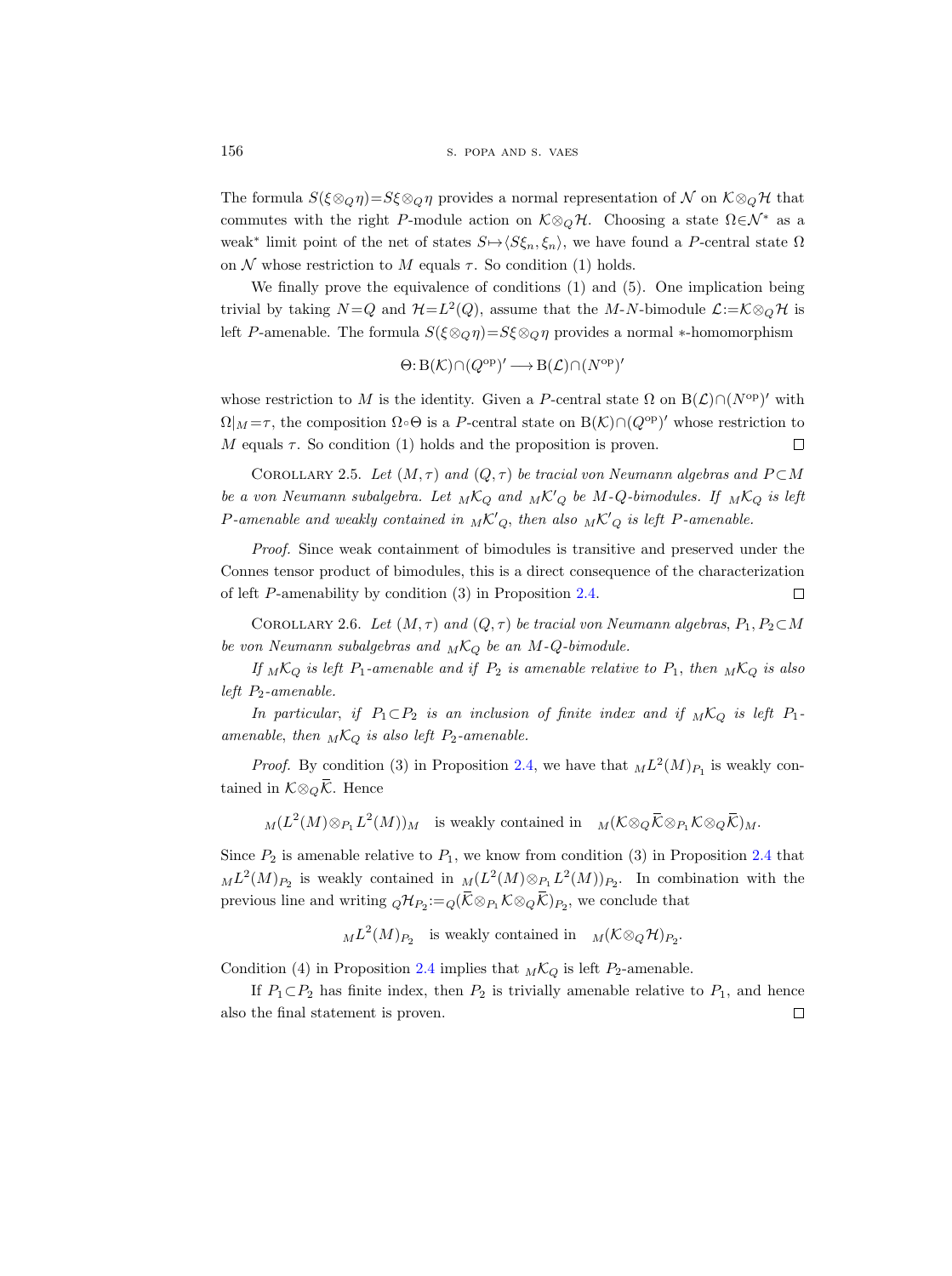The formula $S(\xi \otimes_Q \eta) = S\xi \otimes_Q \eta$ provides a normal representation of $\mathcal{N}$ on $\mathcal{K} \otimes_Q \mathcal{H}$ that commutes with the right $P$-module action on $\mathcal{K} \otimes_Q \mathcal{H}$. Choosing a state $\Omega \in \mathcal{N}^*$ as a weak$^*$ limit point of the net of states $S \mapsto \langle S\xi_n, \xi_n \rangle$, we have found a $P$-central state $\Omega$ on $\mathcal{N}$ whose restriction to $M$ equals $\tau$. So condition (1) holds.

We finally prove the equivalence of conditions (1) and (5). One implication being trivial by taking $N = Q$ and $\mathcal{H} = L^2(Q)$, assume that the $M$-$N$-bimodule $\mathcal{L} := \mathcal{K} \otimes_Q \mathcal{H}$ is left $P$-amenable. The formula $S(\xi \otimes_Q \eta) = S\xi \otimes_Q \eta$ provides a normal $*$-homomorphism

$$\Theta \colon \mathrm{B}(\mathcal{K}) \cap (Q^{\mathrm{op}})' \longrightarrow \mathrm{B}(\mathcal{L}) \cap (N^{\mathrm{op}})'$$

whose restriction to $M$ is the identity. Given a $P$-central state $\Omega$ on $\mathrm{B}(\mathcal{L}) \cap (N^{\mathrm{op}})'$ with $\Omega|_M = \tau$, the composition $\Omega \circ \Theta$ is a $P$-central state on $\mathrm{B}(\mathcal{K}) \cap (Q^{\mathrm{op}})'$ whose restriction to $M$ equals $\tau$. So condition (1) holds and the proposition is proven. ∎

Corollary 2.5. *Let $(M, \tau)$ and $(Q, \tau)$ be tracial von Neumann algebras and $P \subset M$ be a von Neumann subalgebra. Let ${}_M\mathcal{K}_Q$ and ${}_M\mathcal{K}'_Q$ be $M$-$Q$-bimodules. If ${}_M\mathcal{K}_Q$ is left $P$-amenable and weakly contained in ${}_M\mathcal{K}'_Q$, then also ${}_M\mathcal{K}'_Q$ is left $P$-amenable.*

*Proof.* Since weak containment of bimodules is transitive and preserved under the Connes tensor product of bimodules, this is a direct consequence of the characterization of left $P$-amenability by condition (3) in Proposition 2.4. ∎

Corollary 2.6. *Let $(M, \tau)$ and $(Q, \tau)$ be tracial von Neumann algebras, $P_1, P_2 \subset M$ be von Neumann subalgebras and ${}_M\mathcal{K}_Q$ be an $M$-$Q$-bimodule.*

*If ${}_M\mathcal{K}_Q$ is left $P_1$-amenable and if $P_2$ is amenable relative to $P_1$, then ${}_M\mathcal{K}_Q$ is also left $P_2$-amenable.*

*In particular, if $P_1 \subset P_2$ is an inclusion of finite index and if ${}_M\mathcal{K}_Q$ is left $P_1$-amenable, then ${}_M\mathcal{K}_Q$ is also left $P_2$-amenable.*

*Proof.* By condition (3) in Proposition 2.4, we have that ${}_M L^2(M)_{P_1}$ is weakly contained in $\mathcal{K} \otimes_Q \overline{\mathcal{K}}$. Hence

$${}_M(L^2(M) \otimes_{P_1} L^2(M))_M \quad \text{is weakly contained in} \quad {}_M(\mathcal{K} \otimes_Q \overline{\mathcal{K}} \otimes_{P_1} \mathcal{K} \otimes_Q \overline{\mathcal{K}})_M.$$

Since $P_2$ is amenable relative to $P_1$, we know from condition (3) in Proposition 2.4 that ${}_M L^2(M)_{P_2}$ is weakly contained in ${}_M(L^2(M) \otimes_{P_1} L^2(M))_{P_2}$. In combination with the previous line and writing ${}_Q\mathcal{H}_{P_2} := {}_Q(\overline{\mathcal{K}} \otimes_{P_1} \mathcal{K} \otimes_Q \overline{\mathcal{K}})_{P_2}$, we conclude that

$${}_M L^2(M)_{P_2} \quad \text{is weakly contained in} \quad {}_M(\mathcal{K} \otimes_Q \mathcal{H})_{P_2}.$$

Condition (4) in Proposition 2.4 implies that ${}_M\mathcal{K}_Q$ is left $P_2$-amenable.

If $P_1 \subset P_2$ has finite index, then $P_2$ is trivially amenable relative to $P_1$, and hence also the final statement is proven. ∎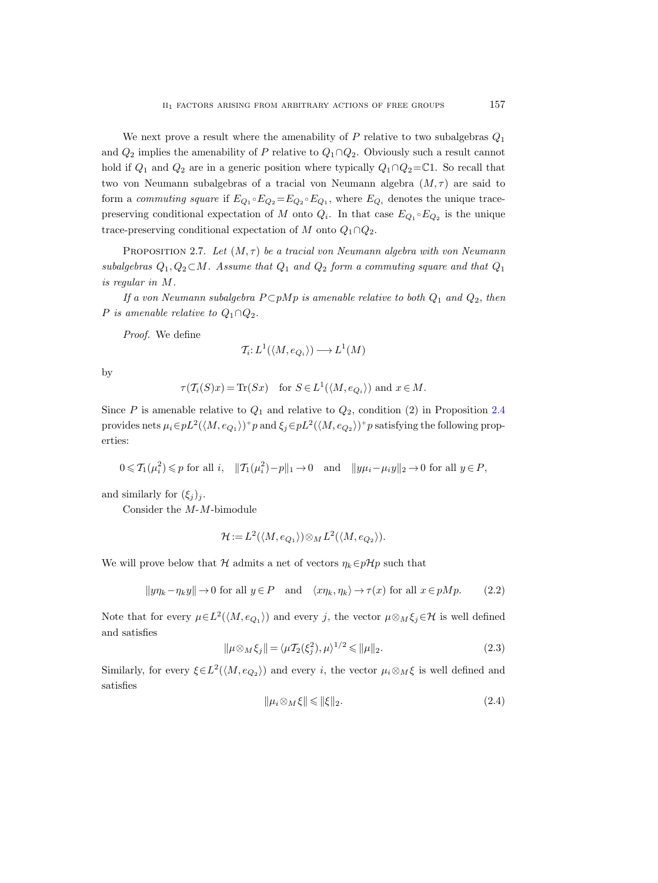We next prove a result where the amenability of $P$ relative to two subalgebras $Q_1$ and $Q_2$ implies the amenability of $P$ relative to $Q_1 \cap Q_2$. Obviously such a result cannot hold if $Q_1$ and $Q_2$ are in a generic position where typically $Q_1 \cap Q_2 = \mathbb{C}1$. So recall that two von Neumann subalgebras of a tracial von Neumann algebra $(M, \tau)$ are said to form a *commuting square* if $E_{Q_1} \circ E_{Q_2} = E_{Q_2} \circ E_{Q_1}$, where $E_{Q_i}$ denotes the unique trace-preserving conditional expectation of $M$ onto $Q_i$. In that case $E_{Q_1} \circ E_{Q_2}$ is the unique trace-preserving conditional expectation of $M$ onto $Q_1 \cap Q_2$.

Proposition 2.7. *Let $(M, \tau)$ be a tracial von Neumann algebra with von Neumann subalgebras $Q_1, Q_2 \subset M$. Assume that $Q_1$ and $Q_2$ form a commuting square and that $Q_1$ is regular in $M$.*

*If a von Neumann subalgebra $P \subset pMp$ is amenable relative to both $Q_1$ and $Q_2$, then $P$ is amenable relative to $Q_1 \cap Q_2$.*

*Proof.* We define

$$\mathcal{T}_i : L^1(\langle M, e_{Q_i} \rangle) \longrightarrow L^1(M)$$

by

$$\tau(\mathcal{T}_i(S)x) = \mathrm{Tr}(Sx) \quad \text{for } S \in L^1(\langle M, e_{Q_i} \rangle) \text{ and } x \in M.$$

Since $P$ is amenable relative to $Q_1$ and relative to $Q_2$, condition (2) in Proposition 2.4 provides nets $\mu_i \in pL^2(\langle M, e_{Q_1} \rangle)^+ p$ and $\xi_j \in pL^2(\langle M, e_{Q_2} \rangle)^+ p$ satisfying the following properties:

$$0 \leqslant \mathcal{T}_1(\mu_i^2) \leqslant p \text{ for all } i, \quad \|\mathcal{T}_1(\mu_i^2) - p\|_1 \to 0 \quad \text{and} \quad \|y\mu_i - \mu_i y\|_2 \to 0 \text{ for all } y \in P,$$

and similarly for $(\xi_j)_j$.

Consider the $M$-$M$-bimodule

$$\mathcal{H} := L^2(\langle M, e_{Q_1} \rangle) \otimes_M L^2(\langle M, e_{Q_2} \rangle).$$

We will prove below that $\mathcal{H}$ admits a net of vectors $\eta_k \in p\mathcal{H}p$ such that

$$\|y\eta_k - \eta_k y\| \to 0 \text{ for all } y \in P \quad \text{and} \quad \langle x\eta_k, \eta_k \rangle \to \tau(x) \text{ for all } x \in pMp. \tag{2.2}$$

Note that for every $\mu \in L^2(\langle M, e_{Q_1} \rangle)$ and every $j$, the vector $\mu \otimes_M \xi_j \in \mathcal{H}$ is well defined and satisfies

$$\|\mu \otimes_M \xi_j\| = \langle \mu \mathcal{T}_2(\xi_j^2), \mu \rangle^{1/2} \leqslant \|\mu\|_2. \tag{2.3}$$

Similarly, for every $\xi \in L^2(\langle M, e_{Q_2} \rangle)$ and every $i$, the vector $\mu_i \otimes_M \xi$ is well defined and satisfies

$$\|\mu_i \otimes_M \xi\| \leqslant \|\xi\|_2. \tag{2.4}$$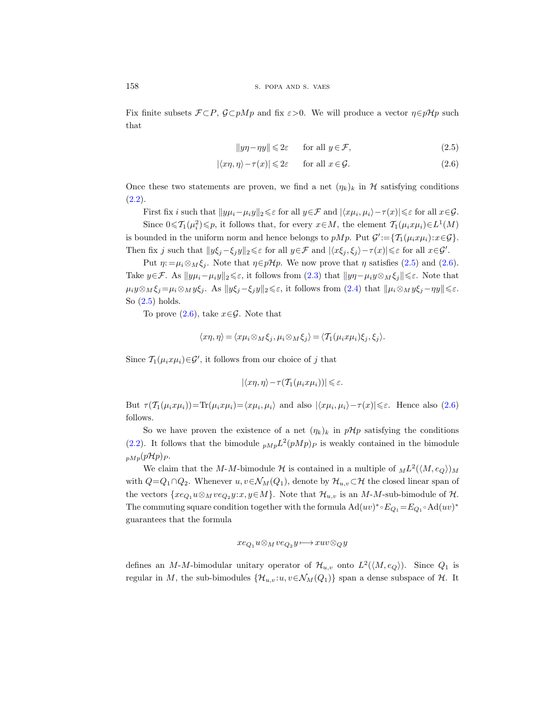Fix finite subsets $\mathcal{F}\subset P$, $\mathcal{G}\subset pMp$ and fix $\varepsilon>0$. We will produce a vector $\eta\in p\mathcal{H}p$ such that

$$\|y\eta-\eta y\|\leqslant 2\varepsilon \qquad \text{for all } y\in\mathcal{F}, \tag{2.5}$$

$$|\langle x\eta,\eta\rangle-\tau(x)|\leqslant 2\varepsilon \qquad \text{for all } x\in\mathcal{G}. \tag{2.6}$$

Once these two statements are proven, we find a net $(\eta_k)_k$ in $\mathcal{H}$ satisfying conditions (2.2).

First fix $i$ such that $\|y\mu_i-\mu_i y\|_2\leqslant\varepsilon$ for all $y\in\mathcal{F}$ and $|\langle x\mu_i,\mu_i\rangle-\tau(x)|\leqslant\varepsilon$ for all $x\in\mathcal{G}$.

Since $0\leqslant\mathcal{T}_1(\mu_i^2)\leqslant p$, it follows that, for every $x\in M$, the element $\mathcal{T}_1(\mu_i x\mu_i)\in L^1(M)$ is bounded in the uniform norm and hence belongs to $pMp$. Put $\mathcal{G}':=\{\mathcal{T}_1(\mu_i x\mu_i):x\in\mathcal{G}\}$. Then fix $j$ such that $\|y\xi_j-\xi_j y\|_2\leqslant\varepsilon$ for all $y\in\mathcal{F}$ and $|\langle x\xi_j,\xi_j\rangle-\tau(x)|\leqslant\varepsilon$ for all $x\in\mathcal{G}'$.

Put $\eta:=\mu_i\otimes_M\xi_j$. Note that $\eta\in p\mathcal{H}p$. We now prove that $\eta$ satisfies (2.5) and (2.6). Take $y\in\mathcal{F}$. As $\|y\mu_i-\mu_i y\|_2\leqslant\varepsilon$, it follows from (2.3) that $\|y\eta-\mu_i y\otimes_M\xi_j\|\leqslant\varepsilon$. Note that $\mu_i y\otimes_M\xi_j=\mu_i\otimes_M y\xi_j$. As $\|y\xi_j-\xi_j y\|_2\leqslant\varepsilon$, it follows from (2.4) that $\|\mu_i\otimes_M y\xi_j-\eta y\|\leqslant\varepsilon$. So (2.5) holds.

To prove (2.6), take $x\in\mathcal{G}$. Note that

$$\langle x\eta,\eta\rangle=\langle x\mu_i\otimes_M\xi_j,\mu_i\otimes_M\xi_j\rangle=\langle\mathcal{T}_1(\mu_i x\mu_i)\xi_j,\xi_j\rangle.$$

Since $\mathcal{T}_1(\mu_i x\mu_i)\in\mathcal{G}'$, it follows from our choice of $j$ that

$$|\langle x\eta,\eta\rangle-\tau(\mathcal{T}_1(\mu_i x\mu_i))|\leqslant\varepsilon.$$

But $\tau(\mathcal{T}_1(\mu_i x\mu_i))=\mathrm{Tr}(\mu_i x\mu_i)=\langle x\mu_i,\mu_i\rangle$ and also $|\langle x\mu_i,\mu_i\rangle-\tau(x)|\leqslant\varepsilon$. Hence also (2.6) follows.

So we have proven the existence of a net $(\eta_k)_k$ in $p\mathcal{H}p$ satisfying the conditions (2.2). It follows that the bimodule ${}_{pMp}L^2(pMp)_P$ is weakly contained in the bimodule ${}_{pMp}(p\mathcal{H}p)_P$.

We claim that the $M$-$M$-bimodule $\mathcal{H}$ is contained in a multiple of ${}_ML^2(\langle M,e_Q\rangle)_M$ with $Q=Q_1\cap Q_2$. Whenever $u,v\in\mathcal{N}_M(Q_1)$, denote by $\mathcal{H}_{u,v}\subset\mathcal{H}$ the closed linear span of the vectors $\{xe_{Q_1}u\otimes_M ve_{Q_2}y:x,y\in M\}$. Note that $\mathcal{H}_{u,v}$ is an $M$-$M$-sub-bimodule of $\mathcal{H}$. The commuting square condition together with the formula $\mathrm{Ad}(uv)^*\circ E_{Q_1}=E_{Q_1}\circ\mathrm{Ad}(uv)^*$ guarantees that the formula

$$xe_{Q_1}u\otimes_M ve_{Q_2}y\longmapsto xuv\otimes_Q y$$

defines an $M$-$M$-bimodular unitary operator of $\mathcal{H}_{u,v}$ onto $L^2(\langle M,e_Q\rangle)$. Since $Q_1$ is regular in $M$, the sub-bimodules $\{\mathcal{H}_{u,v}:u,v\in\mathcal{N}_M(Q_1)\}$ span a dense subspace of $\mathcal{H}$. It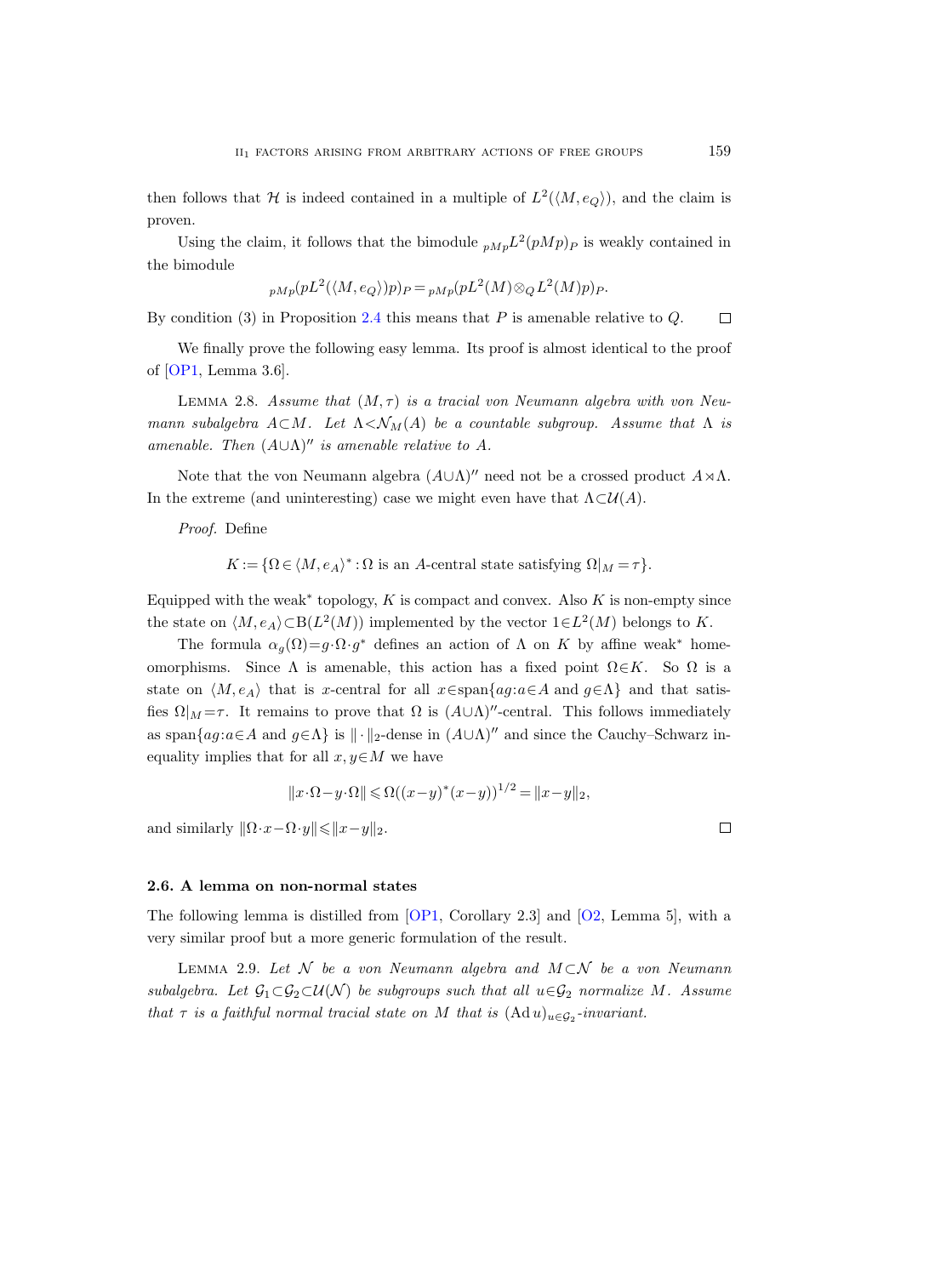then follows that $\mathcal{H}$ is indeed contained in a multiple of $L^2(\langle M, e_Q\rangle)$, and the claim is proven.

Using the claim, it follows that the bimodule ${}_{pMp}L^2(pMp)_P$ is weakly contained in the bimodule

$${}_{pMp}(pL^2(\langle M, e_Q\rangle)p)_P = {}_{pMp}(pL^2(M) \otimes_Q L^2(M)p)_P.$$

By condition (3) in Proposition 2.4 this means that $P$ is amenable relative to $Q$. $\square$

We finally prove the following easy lemma. Its proof is almost identical to the proof of [OP1, Lemma 3.6].

Lemma 2.8. *Assume that $(M, \tau)$ is a tracial von Neumann algebra with von Neumann subalgebra $A \subset M$. Let $\Lambda < \mathcal{N}_M(A)$ be a countable subgroup. Assume that $\Lambda$ is amenable. Then $(A \cup \Lambda)''$ is amenable relative to $A$.*

Note that the von Neumann algebra $(A \cup \Lambda)''$ need not be a crossed product $A \rtimes \Lambda$. In the extreme (and uninteresting) case we might even have that $\Lambda \subset \mathcal{U}(A)$.

*Proof.* Define

$$K := \{\Omega \in \langle M, e_A\rangle^* : \Omega \text{ is an } A\text{-central state satisfying } \Omega|_M = \tau\}.$$

Equipped with the weak* topology, $K$ is compact and convex. Also $K$ is non-empty since the state on $\langle M, e_A\rangle \subset \mathrm{B}(L^2(M))$ implemented by the vector $1 \in L^2(M)$ belongs to $K$.

The formula $\alpha_g(\Omega) = g \cdot \Omega \cdot g^*$ defines an action of $\Lambda$ on $K$ by affine weak* homeomorphisms. Since $\Lambda$ is amenable, this action has a fixed point $\Omega \in K$. So $\Omega$ is a state on $\langle M, e_A\rangle$ that is $x$-central for all $x \in \operatorname{span}\{ag : a \in A \text{ and } g \in \Lambda\}$ and that satisfies $\Omega|_M = \tau$. It remains to prove that $\Omega$ is $(A \cup \Lambda)''$-central. This follows immediately as $\operatorname{span}\{ag : a \in A \text{ and } g \in \Lambda\}$ is $\|\cdot\|_2$-dense in $(A \cup \Lambda)''$ and since the Cauchy–Schwarz inequality implies that for all $x, y \in M$ we have

$$\|x \cdot \Omega - y \cdot \Omega\| \leqslant \Omega((x-y)^*(x-y))^{1/2} = \|x-y\|_2,$$

and similarly $\|\Omega \cdot x - \Omega \cdot y\| \leqslant \|x-y\|_2$. $\square$

### 2.6. A lemma on non-normal states

The following lemma is distilled from [OP1, Corollary 2.3] and [O2, Lemma 5], with a very similar proof but a more generic formulation of the result.

Lemma 2.9. *Let $\mathcal{N}$ be a von Neumann algebra and $M \subset \mathcal{N}$ be a von Neumann subalgebra. Let $\mathcal{G}_1 \subset \mathcal{G}_2 \subset \mathcal{U}(\mathcal{N})$ be subgroups such that all $u \in \mathcal{G}_2$ normalize $M$. Assume that $\tau$ is a faithful normal tracial state on $M$ that is $(\operatorname{Ad} u)_{u \in \mathcal{G}_2}$-invariant.*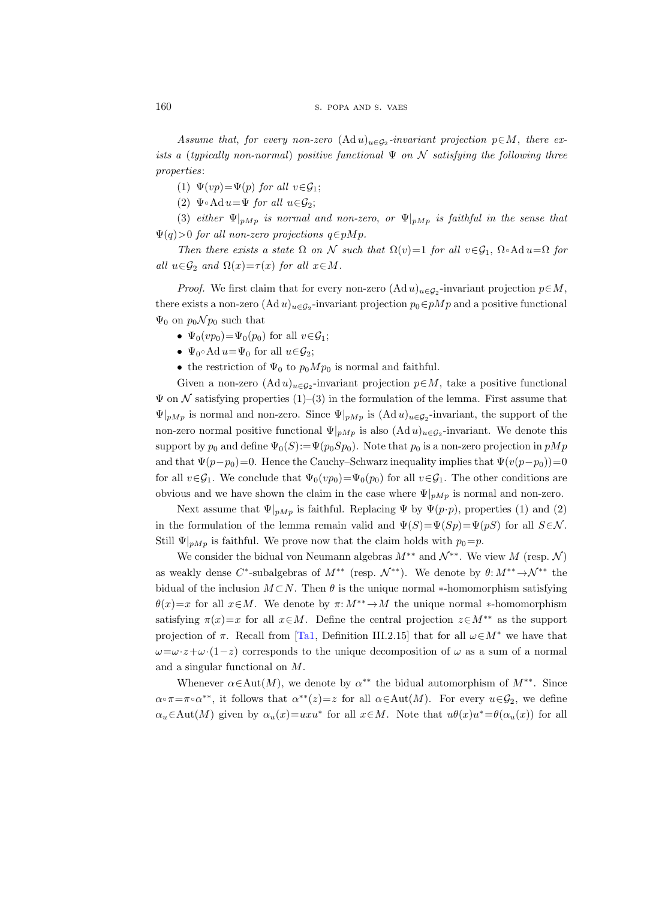*Assume that, for every non-zero $(\operatorname{Ad} u)_{u\in\mathcal{G}_2}$-invariant projection $p\in M$, there exists a (typically non-normal) positive functional $\Psi$ on $\mathcal{N}$ satisfying the following three properties*:

(1) $\Psi(vp)=\Psi(p)$ *for all* $v\in\mathcal{G}_1$;

(2) $\Psi\circ\operatorname{Ad} u=\Psi$ *for all* $u\in\mathcal{G}_2$;

(3) *either* $\Psi|_{pMp}$ *is normal and non-zero, or* $\Psi|_{pMp}$ *is faithful in the sense that* $\Psi(q)>0$ *for all non-zero projections* $q\in pMp$.

*Then there exists a state* $\Omega$ *on* $\mathcal{N}$ *such that* $\Omega(v)=1$ *for all* $v\in\mathcal{G}_1$, $\Omega\circ\operatorname{Ad} u=\Omega$ *for all* $u\in\mathcal{G}_2$ *and* $\Omega(x)=\tau(x)$ *for all* $x\in M$.

*Proof.* We first claim that for every non-zero $(\operatorname{Ad} u)_{u\in\mathcal{G}_2}$-invariant projection $p\in M$, there exists a non-zero $(\operatorname{Ad} u)_{u\in\mathcal{G}_2}$-invariant projection $p_0\in pMp$ and a positive functional $\Psi_0$ on $p_0\mathcal{N}p_0$ such that

- $\Psi_0(vp_0)=\Psi_0(p_0)$ for all $v\in\mathcal{G}_1$;
- $\Psi_0\circ\operatorname{Ad} u=\Psi_0$ for all $u\in\mathcal{G}_2$;
- the restriction of $\Psi_0$ to $p_0Mp_0$ is normal and faithful.

Given a non-zero $(\operatorname{Ad} u)_{u\in\mathcal{G}_2}$-invariant projection $p\in M$, take a positive functional $\Psi$ on $\mathcal{N}$ satisfying properties (1)–(3) in the formulation of the lemma. First assume that $\Psi|_{pMp}$ is normal and non-zero. Since $\Psi|_{pMp}$ is $(\operatorname{Ad} u)_{u\in\mathcal{G}_2}$-invariant, the support of the non-zero normal positive functional $\Psi|_{pMp}$ is also $(\operatorname{Ad} u)_{u\in\mathcal{G}_2}$-invariant. We denote this support by $p_0$ and define $\Psi_0(S):=\Psi(p_0Sp_0)$. Note that $p_0$ is a non-zero projection in $pMp$ and that $\Psi(p-p_0)=0$. Hence the Cauchy–Schwarz inequality implies that $\Psi(v(p-p_0))=0$ for all $v\in\mathcal{G}_1$. We conclude that $\Psi_0(vp_0)=\Psi_0(p_0)$ for all $v\in\mathcal{G}_1$. The other conditions are obvious and we have shown the claim in the case where $\Psi|_{pMp}$ is normal and non-zero.

Next assume that $\Psi|_{pMp}$ is faithful. Replacing $\Psi$ by $\Psi(p\cdot p)$, properties (1) and (2) in the formulation of the lemma remain valid and $\Psi(S)=\Psi(Sp)=\Psi(pS)$ for all $S\in\mathcal{N}$. Still $\Psi|_{pMp}$ is faithful. We prove now that the claim holds with $p_0=p$.

We consider the bidual von Neumann algebras $M^{**}$ and $\mathcal{N}^{**}$. We view $M$ (resp. $\mathcal{N}$) as weakly dense $C^*$-subalgebras of $M^{**}$ (resp. $\mathcal{N}^{**}$). We denote by $\theta\colon M^{**}\to\mathcal{N}^{**}$ the bidual of the inclusion $M\subset N$. Then $\theta$ is the unique normal $*$-homomorphism satisfying $\theta(x)=x$ for all $x\in M$. We denote by $\pi\colon M^{**}\to M$ the unique normal $*$-homomorphism satisfying $\pi(x)=x$ for all $x\in M$. Define the central projection $z\in M^{**}$ as the support projection of $\pi$. Recall from [Ta1, Definition III.2.15] that for all $\omega\in M^*$ we have that $\omega=\omega\cdot z+\omega\cdot(1-z)$ corresponds to the unique decomposition of $\omega$ as a sum of a normal and a singular functional on $M$.

Whenever $\alpha\in\operatorname{Aut}(M)$, we denote by $\alpha^{**}$ the bidual automorphism of $M^{**}$. Since $\alpha\circ\pi=\pi\circ\alpha^{**}$, it follows that $\alpha^{**}(z)=z$ for all $\alpha\in\operatorname{Aut}(M)$. For every $u\in\mathcal{G}_2$, we define $\alpha_u\in\operatorname{Aut}(M)$ given by $\alpha_u(x)=uxu^*$ for all $x\in M$. Note that $u\theta(x)u^*=\theta(\alpha_u(x))$ for all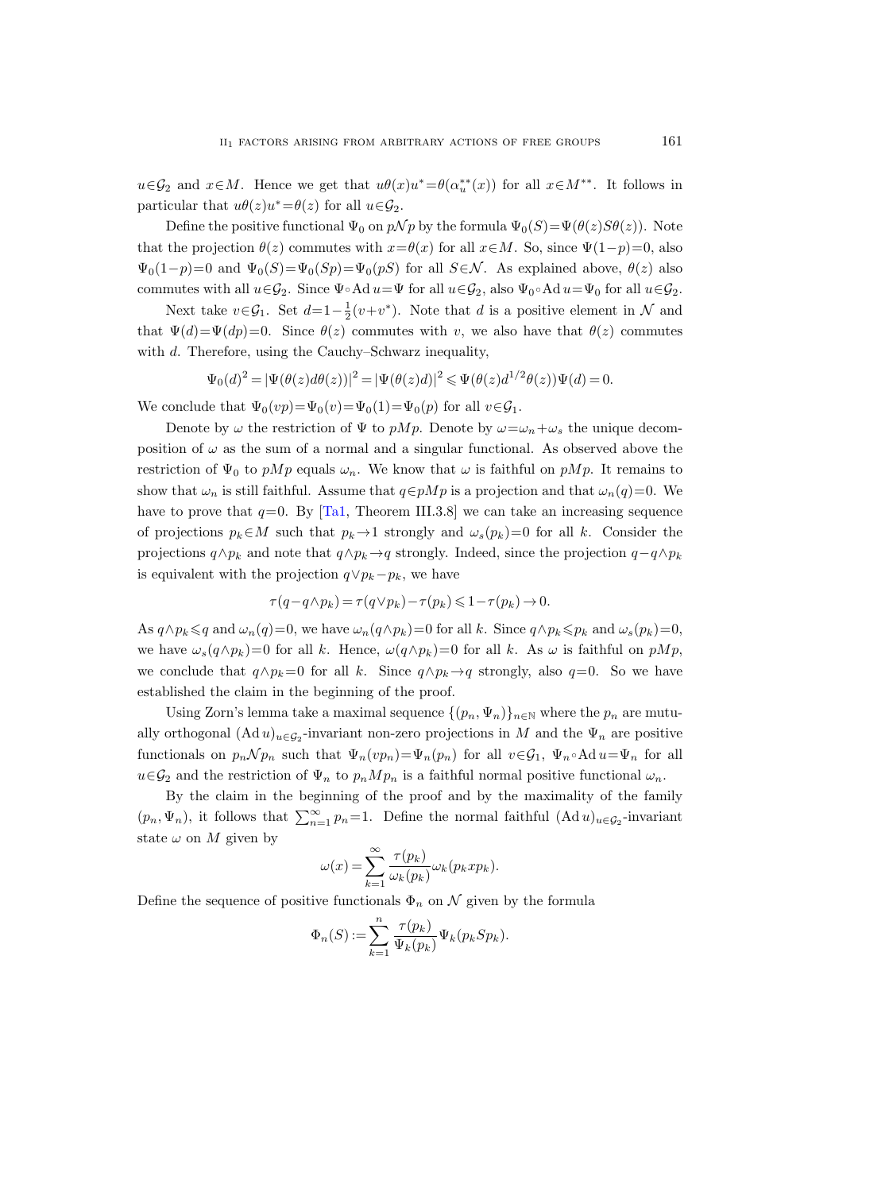$u\in\mathcal{G}_2$ and $x\in M$. Hence we get that $u\theta(x)u^*=\theta(\alpha_u^{**}(x))$ for all $x\in M^{**}$. It follows in particular that $u\theta(z)u^*=\theta(z)$ for all $u\in\mathcal{G}_2$.

Define the positive functional $\Psi_0$ on $p\mathcal{N}p$ by the formula $\Psi_0(S)=\Psi(\theta(z)S\theta(z))$. Note that the projection $\theta(z)$ commutes with $x=\theta(x)$ for all $x\in M$. So, since $\Psi(1-p)=0$, also $\Psi_0(1-p)=0$ and $\Psi_0(S)=\Psi_0(Sp)=\Psi_0(pS)$ for all $S\in\mathcal{N}$. As explained above, $\theta(z)$ also commutes with all $u\in\mathcal{G}_2$. Since $\Psi\circ\operatorname{Ad}u=\Psi$ for all $u\in\mathcal{G}_2$, also $\Psi_0\circ\operatorname{Ad}u=\Psi_0$ for all $u\in\mathcal{G}_2$.

Next take $v\in\mathcal{G}_1$. Set $d=1-\frac{1}{2}(v+v^*)$. Note that $d$ is a positive element in $\mathcal{N}$ and that $\Psi(d)=\Psi(dp)=0$. Since $\theta(z)$ commutes with $v$, we also have that $\theta(z)$ commutes with $d$. Therefore, using the Cauchy–Schwarz inequality,

$$\Psi_0(d)^2=|\Psi(\theta(z)d\theta(z))|^2=|\Psi(\theta(z)d)|^2\leqslant\Psi(\theta(z)d^{1/2}\theta(z))\Psi(d)=0.$$

We conclude that $\Psi_0(vp)=\Psi_0(v)=\Psi_0(1)=\Psi_0(p)$ for all $v\in\mathcal{G}_1$.

Denote by $\omega$ the restriction of $\Psi$ to $pMp$. Denote by $\omega=\omega_n+\omega_s$ the unique decomposition of $\omega$ as the sum of a normal and a singular functional. As observed above the restriction of $\Psi_0$ to $pMp$ equals $\omega_n$. We know that $\omega$ is faithful on $pMp$. It remains to show that $\omega_n$ is still faithful. Assume that $q\in pMp$ is a projection and that $\omega_n(q)=0$. We have to prove that $q=0$. By [Ta1, Theorem III.3.8] we can take an increasing sequence of projections $p_k\in M$ such that $p_k\to 1$ strongly and $\omega_s(p_k)=0$ for all $k$. Consider the projections $q\wedge p_k$ and note that $q\wedge p_k\to q$ strongly. Indeed, since the projection $q-q\wedge p_k$ is equivalent with the projection $q\vee p_k-p_k$, we have

$$\tau(q-q\wedge p_k)=\tau(q\vee p_k)-\tau(p_k)\leqslant 1-\tau(p_k)\to 0.$$

As $q\wedge p_k\leqslant q$ and $\omega_n(q)=0$, we have $\omega_n(q\wedge p_k)=0$ for all $k$. Since $q\wedge p_k\leqslant p_k$ and $\omega_s(p_k)=0$, we have $\omega_s(q\wedge p_k)=0$ for all $k$. Hence, $\omega(q\wedge p_k)=0$ for all $k$. As $\omega$ is faithful on $pMp$, we conclude that $q\wedge p_k=0$ for all $k$. Since $q\wedge p_k\to q$ strongly, also $q=0$. So we have established the claim in the beginning of the proof.

Using Zorn's lemma take a maximal sequence $\{(p_n,\Psi_n)\}_{n\in\mathbb{N}}$ where the $p_n$ are mutually orthogonal $(\operatorname{Ad}u)_{u\in\mathcal{G}_2}$-invariant non-zero projections in $M$ and the $\Psi_n$ are positive functionals on $p_n\mathcal{N}p_n$ such that $\Psi_n(vp_n)=\Psi_n(p_n)$ for all $v\in\mathcal{G}_1$, $\Psi_n\circ\operatorname{Ad}u=\Psi_n$ for all $u\in\mathcal{G}_2$ and the restriction of $\Psi_n$ to $p_nMp_n$ is a faithful normal positive functional $\omega_n$.

By the claim in the beginning of the proof and by the maximality of the family $(p_n,\Psi_n)$, it follows that $\sum_{n=1}^{\infty}p_n=1$. Define the normal faithful $(\operatorname{Ad}u)_{u\in\mathcal{G}_2}$-invariant state $\omega$ on $M$ given by

$$\omega(x)=\sum_{k=1}^{\infty}\frac{\tau(p_k)}{\omega_k(p_k)}\omega_k(p_kxp_k).$$

Define the sequence of positive functionals $\Phi_n$ on $\mathcal{N}$ given by the formula

$$\Phi_n(S):=\sum_{k=1}^{n}\frac{\tau(p_k)}{\Psi_k(p_k)}\Psi_k(p_kSp_k).$$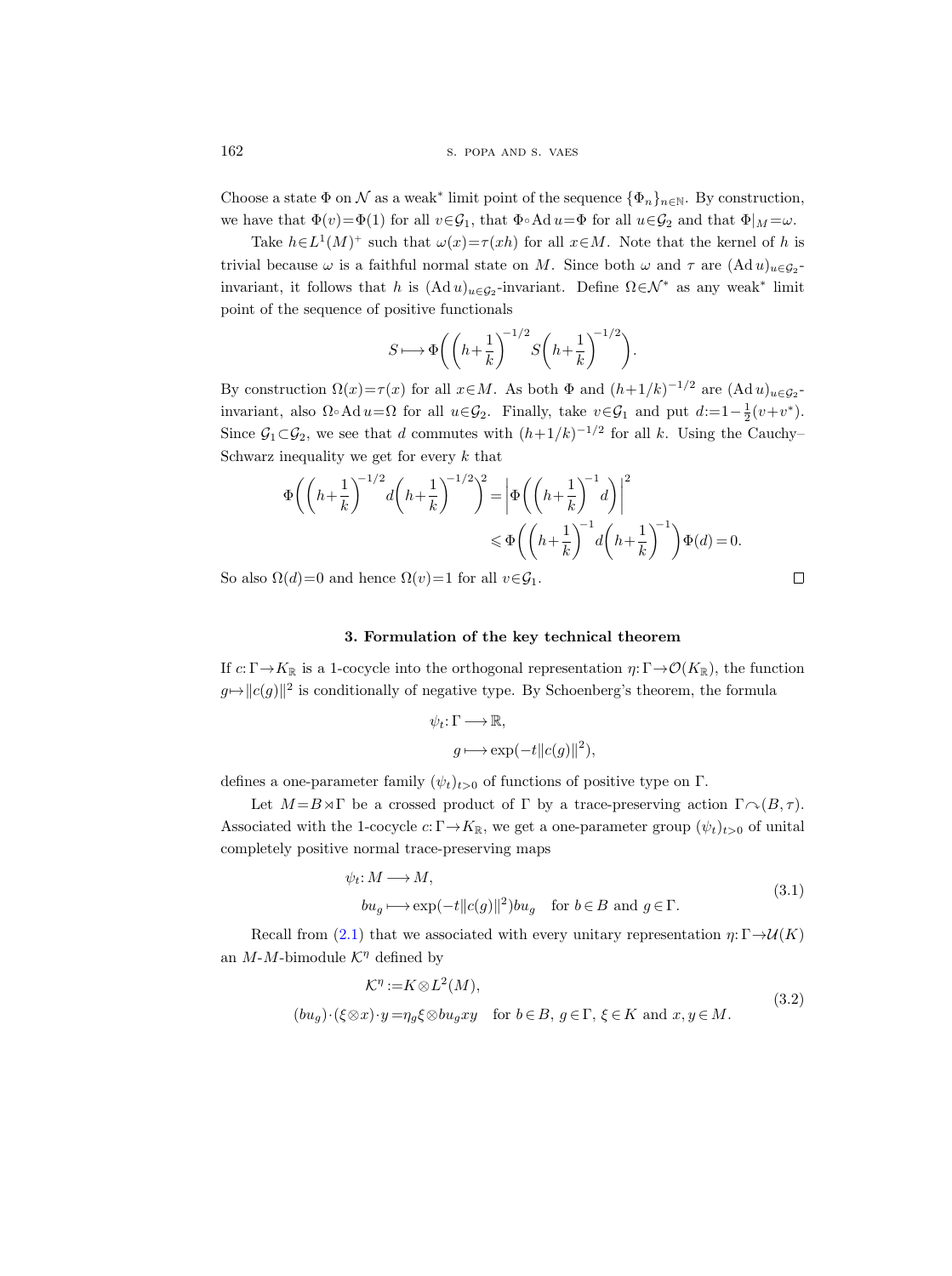Choose a state $\Phi$ on $\mathcal{N}$ as a weak* limit point of the sequence $\{\Phi_n\}_{n\in\mathbb{N}}$. By construction, we have that $\Phi(v)=\Phi(1)$ for all $v\in\mathcal{G}_1$, that $\Phi\circ \operatorname{Ad} u=\Phi$ for all $u\in\mathcal{G}_2$ and that $\Phi|_M=\omega$.

Take $h\in L^1(M)^+$ such that $\omega(x)=\tau(xh)$ for all $x\in M$. Note that the kernel of $h$ is trivial because $\omega$ is a faithful normal state on $M$. Since both $\omega$ and $\tau$ are $(\operatorname{Ad} u)_{u\in\mathcal{G}_2}$-invariant, it follows that $h$ is $(\operatorname{Ad} u)_{u\in\mathcal{G}_2}$-invariant. Define $\Omega\in\mathcal{N}^*$ as any weak* limit point of the sequence of positive functionals

$$S\longmapsto \Phi\biggl(\biggl(h+\frac{1}{k}\biggr)^{-1/2}S\biggl(h+\frac{1}{k}\biggr)^{-1/2}\biggr).$$

By construction $\Omega(x)=\tau(x)$ for all $x\in M$. As both $\Phi$ and $(h+1/k)^{-1/2}$ are $(\operatorname{Ad} u)_{u\in\mathcal{G}_2}$-invariant, also $\Omega\circ\operatorname{Ad} u=\Omega$ for all $u\in\mathcal{G}_2$. Finally, take $v\in\mathcal{G}_1$ and put $d:=1-\frac{1}{2}(v+v^*)$. Since $\mathcal{G}_1\subset\mathcal{G}_2$, we see that $d$ commutes with $(h+1/k)^{-1/2}$ for all $k$. Using the Cauchy–Schwarz inequality we get for every $k$ that

$$\begin{aligned}\Phi\biggl(\biggl(h+\frac{1}{k}\biggr)^{-1/2}d\biggl(h+\frac{1}{k}\biggr)^{-1/2}\biggr)^2 &= \biggl|\Phi\biggl(\biggl(h+\frac{1}{k}\biggr)^{-1}d\biggr)\biggr|^2 \\ &\leqslant \Phi\biggl(\biggl(h+\frac{1}{k}\biggr)^{-1}d\biggl(h+\frac{1}{k}\biggr)^{-1}\biggr)\Phi(d)=0.\end{aligned}$$

So also $\Omega(d)=0$ and hence $\Omega(v)=1$ for all $v\in\mathcal{G}_1$. □

### 3. Formulation of the key technical theorem

If $c:\Gamma\to K_{\mathbb{R}}$ is a 1-cocycle into the orthogonal representation $\eta:\Gamma\to\mathcal{O}(K_{\mathbb{R}})$, the function $g\mapsto\|c(g)\|^2$ is conditionally of negative type. By Schoenberg's theorem, the formula

$$\begin{aligned}&\psi_t:\Gamma\longrightarrow\mathbb{R},\\ &\quad g\longmapsto\exp(-t\|c(g)\|^2),\end{aligned}$$

defines a one-parameter family $(\psi_t)_{t>0}$ of functions of positive type on $\Gamma$.

Let $M=B\rtimes\Gamma$ be a crossed product of $\Gamma$ by a trace-preserving action $\Gamma\curvearrowright(B,\tau)$. Associated with the 1-cocycle $c:\Gamma\to K_{\mathbb{R}}$, we get a one-parameter group $(\psi_t)_{t>0}$ of unital completely positive normal trace-preserving maps

$$\begin{aligned}&\psi_t: M\longrightarrow M,\\ &\quad bu_g\longmapsto\exp(-t\|c(g)\|^2)bu_g\quad\text{for } b\in B \text{ and } g\in\Gamma.\end{aligned}\tag{3.1}$$

Recall from (2.1) that we associated with every unitary representation $\eta:\Gamma\to\mathcal{U}(K)$ an $M$-$M$-bimodule $\mathcal{K}^\eta$ defined by

$$\begin{aligned}\mathcal{K}^\eta &:= K\otimes L^2(M),\\ (bu_g)\cdot(\xi\otimes x)\cdot y &= \eta_g\xi\otimes bu_gxy\quad\text{for } b\in B,\ g\in\Gamma,\ \xi\in K \text{ and } x,y\in M.\end{aligned}\tag{3.2}$$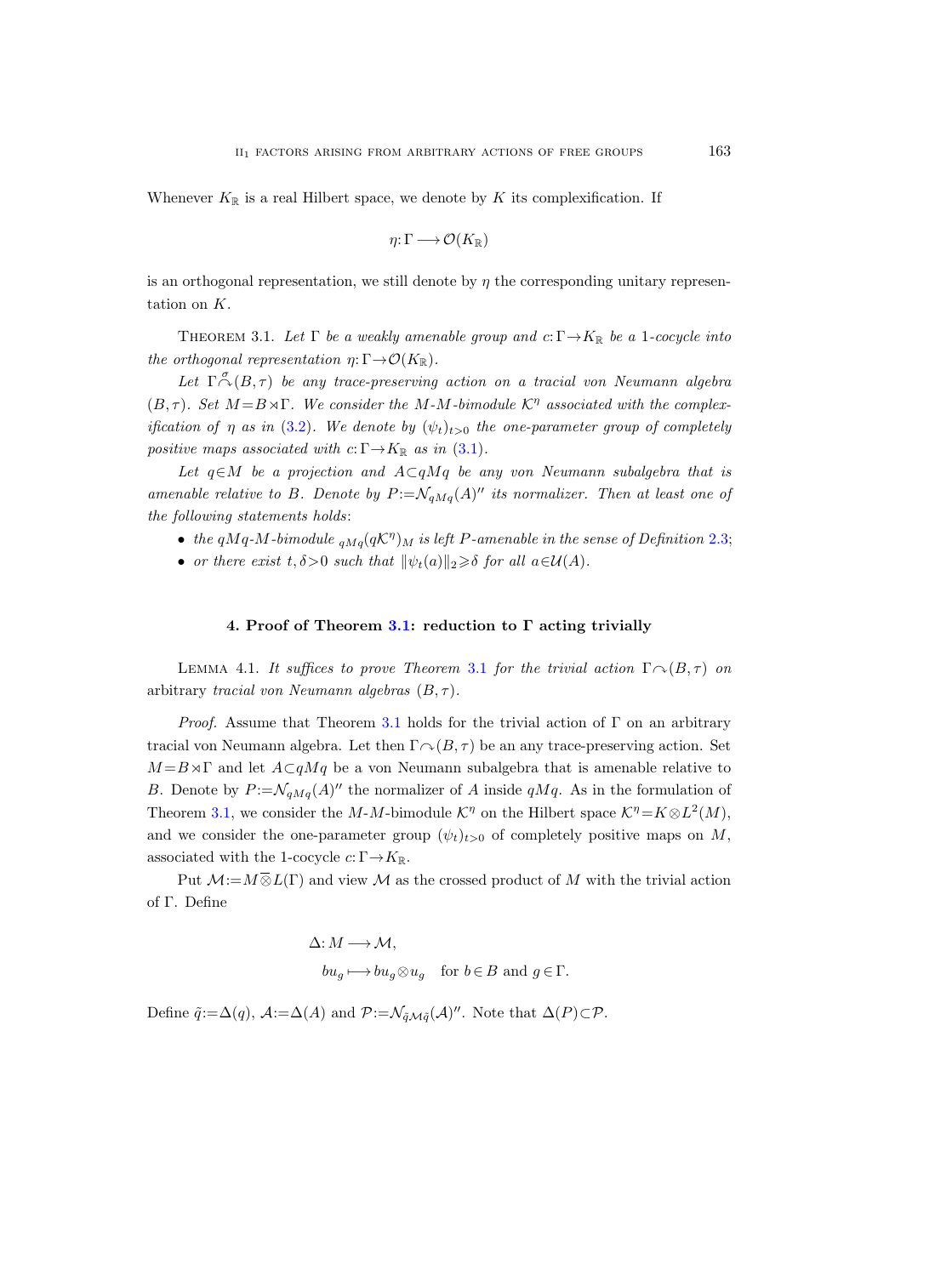Whenever $K_{\mathbb{R}}$ is a real Hilbert space, we denote by $K$ its complexification. If

$$\eta\colon \Gamma \longrightarrow \mathcal{O}(K_{\mathbb{R}})$$

is an orthogonal representation, we still denote by $\eta$ the corresponding unitary representation on $K$.

Theorem 3.1. *Let $\Gamma$ be a weakly amenable group and $c\colon \Gamma \to K_{\mathbb{R}}$ be a 1-cocycle into the orthogonal representation $\eta\colon \Gamma \to \mathcal{O}(K_{\mathbb{R}})$.*

*Let $\Gamma \overset{\sigma}{\curvearrowright} (B,\tau)$ be any trace-preserving action on a tracial von Neumann algebra $(B,\tau)$. Set $M = B \rtimes \Gamma$. We consider the $M$-$M$-bimodule $\mathcal{K}^\eta$ associated with the complexification of $\eta$ as in (3.2). We denote by $(\psi_t)_{t>0}$ the one-parameter group of completely positive maps associated with $c\colon \Gamma \to K_{\mathbb{R}}$ as in (3.1).*

*Let $q \in M$ be a projection and $A \subset qMq$ be any von Neumann subalgebra that is amenable relative to $B$. Denote by $P := \mathcal{N}_{qMq}(A)''$ its normalizer. Then at least one of the following statements holds:*

- *the $qMq$-$M$-bimodule ${}_{qMq}(q\mathcal{K}^\eta)_M$ is left $P$-amenable in the sense of Definition 2.3;*
- *or there exist $t, \delta > 0$ such that $\|\psi_t(a)\|_2 \geqslant \delta$ for all $a \in \mathcal{U}(A)$.*

## 4. Proof of Theorem 3.1: reduction to Γ acting trivially

Lemma 4.1. *It suffices to prove Theorem 3.1 for the trivial action $\Gamma \curvearrowright (B,\tau)$ on* arbitrary *tracial von Neumann algebras $(B,\tau)$.*

*Proof.* Assume that Theorem 3.1 holds for the trivial action of $\Gamma$ on an arbitrary tracial von Neumann algebra. Let then $\Gamma \curvearrowright (B,\tau)$ be an any trace-preserving action. Set $M = B \rtimes \Gamma$ and let $A \subset qMq$ be a von Neumann subalgebra that is amenable relative to $B$. Denote by $P := \mathcal{N}_{qMq}(A)''$ the normalizer of $A$ inside $qMq$. As in the formulation of Theorem 3.1, we consider the $M$-$M$-bimodule $\mathcal{K}^\eta$ on the Hilbert space $\mathcal{K}^\eta = K \otimes L^2(M)$, and we consider the one-parameter group $(\psi_t)_{t>0}$ of completely positive maps on $M$, associated with the 1-cocycle $c\colon \Gamma \to K_{\mathbb{R}}$.

Put $\mathcal{M} := M \overline{\otimes} L(\Gamma)$ and view $\mathcal{M}$ as the crossed product of $M$ with the trivial action of $\Gamma$. Define

$$\begin{aligned} \Delta\colon M &\longrightarrow \mathcal{M}, \\ bu_g &\longmapsto bu_g \otimes u_g \quad \text{for } b \in B \text{ and } g \in \Gamma. \end{aligned}$$

Define $\tilde{q} := \Delta(q)$, $\mathcal{A} := \Delta(A)$ and $\mathcal{P} := \mathcal{N}_{\tilde{q}\mathcal{M}\tilde{q}}(\mathcal{A})''$. Note that $\Delta(P) \subset \mathcal{P}$.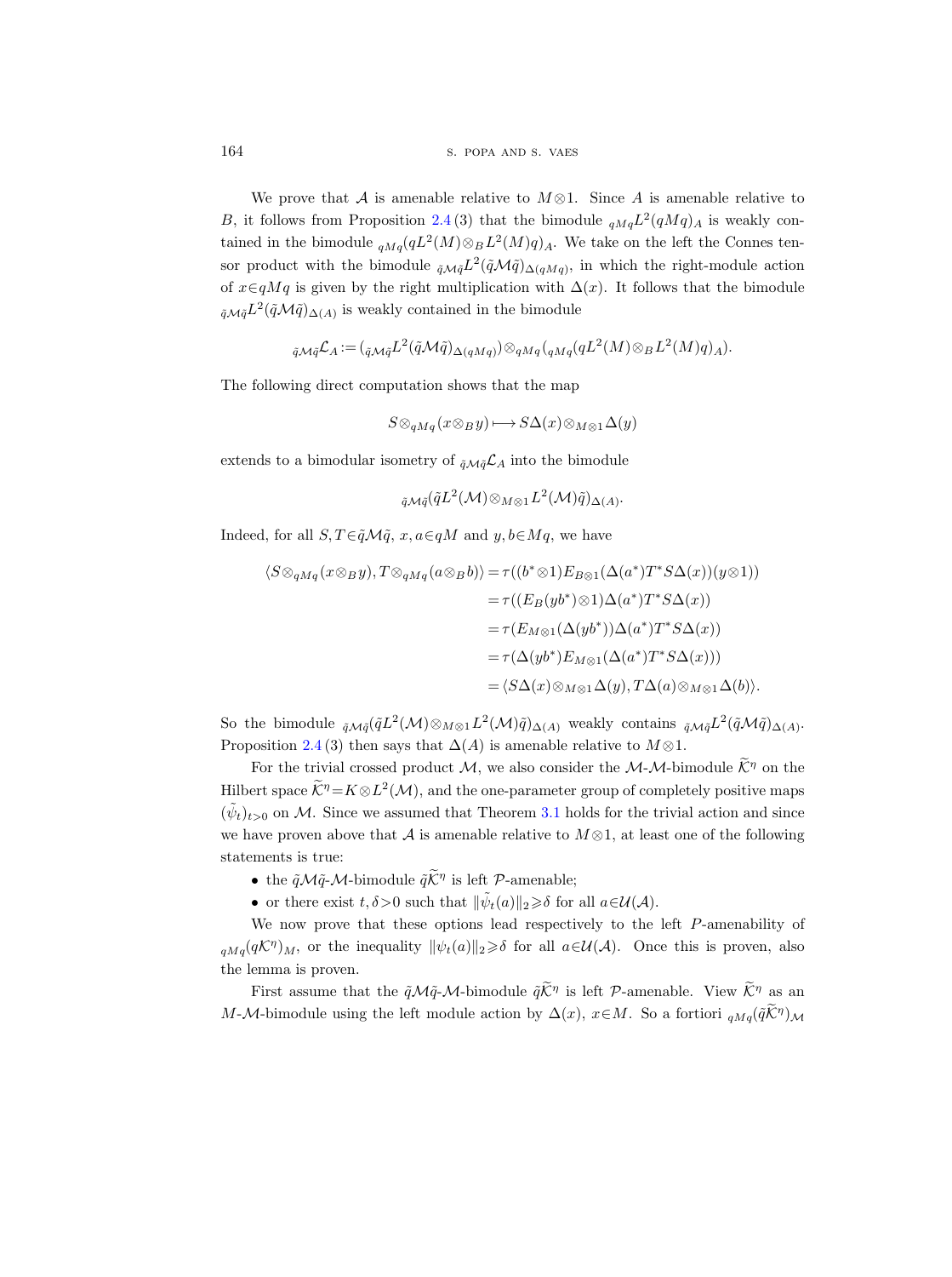We prove that $\mathcal{A}$ is amenable relative to $M\otimes 1$. Since $A$ is amenable relative to $B$, it follows from Proposition 2.4 (3) that the bimodule ${}_{qMq}L^2(qMq)_A$ is weakly contained in the bimodule ${}_{qMq}(qL^2(M)\otimes_B L^2(M)q)_A$. We take on the left the Connes tensor product with the bimodule ${}_{\tilde{q}\mathcal{M}\tilde{q}}L^2(\tilde{q}\mathcal{M}\tilde{q})_{\Delta(qMq)}$, in which the right-module action of $x\in qMq$ is given by the right multiplication with $\Delta(x)$. It follows that the bimodule ${}_{\tilde{q}\mathcal{M}\tilde{q}}L^2(\tilde{q}\mathcal{M}\tilde{q})_{\Delta(A)}$ is weakly contained in the bimodule

$$
{}_{\tilde{q}\mathcal{M}\tilde{q}}\mathcal{L}_A := ({}_{\tilde{q}\mathcal{M}\tilde{q}}L^2(\tilde{q}\mathcal{M}\tilde{q})_{\Delta(qMq)})\otimes_{qMq}({}_{qMq}(qL^2(M)\otimes_B L^2(M)q)_A).
$$

The following direct computation shows that the map

$$
S\otimes_{qMq}(x\otimes_B y)\longmapsto S\Delta(x)\otimes_{M\otimes 1}\Delta(y)
$$

extends to a bimodular isometry of ${}_{\tilde{q}\mathcal{M}\tilde{q}}\mathcal{L}_A$ into the bimodule

$$
{}_{\tilde{q}\mathcal{M}\tilde{q}}(\tilde{q}L^2(\mathcal{M})\otimes_{M\otimes 1}L^2(\mathcal{M})\tilde{q})_{\Delta(A)}.
$$

Indeed, for all $S,T\in\tilde{q}\mathcal{M}\tilde{q}$, $x,a\in qM$ and $y,b\in Mq$, we have

$$
\begin{aligned}
\langle S\otimes_{qMq}(x\otimes_B y), T\otimes_{qMq}(a\otimes_B b)\rangle &= \tau((b^*\otimes 1)E_{B\otimes 1}(\Delta(a^*)T^*S\Delta(x))(y\otimes 1)) \\
&= \tau((E_B(yb^*)\otimes 1)\Delta(a^*)T^*S\Delta(x)) \\
&= \tau(E_{M\otimes 1}(\Delta(yb^*))\Delta(a^*)T^*S\Delta(x)) \\
&= \tau(\Delta(yb^*)E_{M\otimes 1}(\Delta(a^*)T^*S\Delta(x))) \\
&= \langle S\Delta(x)\otimes_{M\otimes 1}\Delta(y), T\Delta(a)\otimes_{M\otimes 1}\Delta(b)\rangle.
\end{aligned}
$$

So the bimodule ${}_{\tilde{q}\mathcal{M}\tilde{q}}(\tilde{q}L^2(\mathcal{M})\otimes_{M\otimes 1}L^2(\mathcal{M})\tilde{q})_{\Delta(A)}$ weakly contains ${}_{\tilde{q}\mathcal{M}\tilde{q}}L^2(\tilde{q}\mathcal{M}\tilde{q})_{\Delta(A)}$. Proposition 2.4 (3) then says that $\Delta(A)$ is amenable relative to $M\otimes 1$.

For the trivial crossed product $\mathcal{M}$, we also consider the $\mathcal{M}$-$\mathcal{M}$-bimodule $\widetilde{\mathcal{K}}^\eta$ on the Hilbert space $\widetilde{\mathcal{K}}^\eta = K\otimes L^2(\mathcal{M})$, and the one-parameter group of completely positive maps $(\tilde{\psi}_t)_{t>0}$ on $\mathcal{M}$. Since we assumed that Theorem 3.1 holds for the trivial action and since we have proven above that $\mathcal{A}$ is amenable relative to $M\otimes 1$, at least one of the following statements is true:

- the $\tilde{q}\mathcal{M}\tilde{q}$-$\mathcal{M}$-bimodule $\tilde{q}\widetilde{\mathcal{K}}^\eta$ is left $\mathcal{P}$-amenable;
- or there exist $t,\delta>0$ such that $\|\tilde{\psi}_t(a)\|_2\geqslant\delta$ for all $a\in\mathcal{U}(\mathcal{A})$.

We now prove that these options lead respectively to the left $P$-amenability of ${}_{qMq}(q\mathcal{K}^\eta)_M$, or the inequality $\|\psi_t(a)\|_2\geqslant\delta$ for all $a\in\mathcal{U}(\mathcal{A})$. Once this is proven, also the lemma is proven.

First assume that the $\tilde{q}\mathcal{M}\tilde{q}$-$\mathcal{M}$-bimodule $\tilde{q}\widetilde{\mathcal{K}}^\eta$ is left $\mathcal{P}$-amenable. View $\widetilde{\mathcal{K}}^\eta$ as an $M$-$\mathcal{M}$-bimodule using the left module action by $\Delta(x)$, $x\in M$. So a fortiori ${}_{qMq}(\tilde{q}\widetilde{\mathcal{K}}^\eta)_{\mathcal{M}}$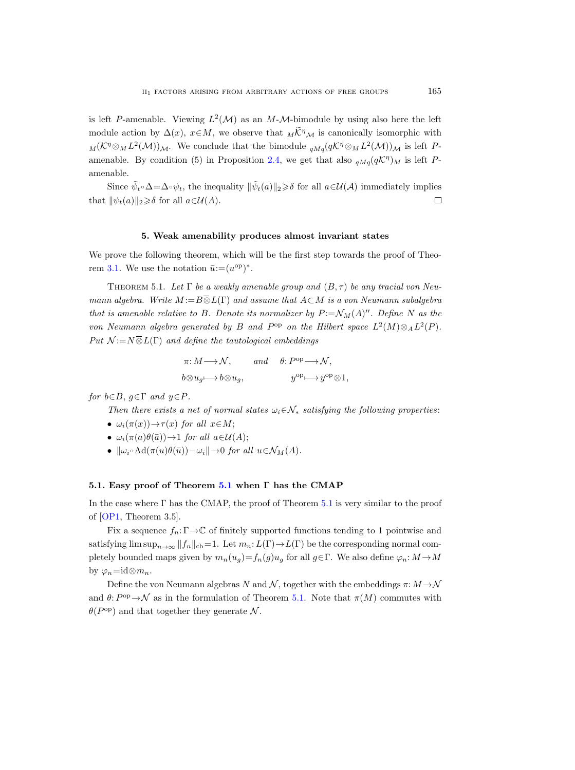is left $P$-amenable. Viewing $L^2(\mathcal{M})$ as an $M$-$\mathcal{M}$-bimodule by using also here the left module action by $\Delta(x)$, $x\in M$, we observe that ${}_M\widetilde{\mathcal{K}}^\eta{}_\mathcal{M}$ is canonically isomorphic with ${}_M(\mathcal{K}^\eta \otimes_M L^2(\mathcal{M}))_\mathcal{M}$. We conclude that the bimodule ${}_{qMq}(q\mathcal{K}^\eta \otimes_M L^2(\mathcal{M}))_\mathcal{M}$ is left $P$-amenable. By condition (5) in Proposition 2.4, we get that also ${}_{qMq}(q\mathcal{K}^\eta)_M$ is left $P$-amenable.

Since $\tilde{\psi}_t \circ \Delta = \Delta \circ \psi_t$, the inequality $\|\tilde{\psi}_t(a)\|_2 \geqslant \delta$ for all $a\in\mathcal{U}(\mathcal{A})$ immediately implies that $\|\psi_t(a)\|_2 \geqslant \delta$ for all $a\in\mathcal{U}(A)$. $\square$

## 5. Weak amenability produces almost invariant states

We prove the following theorem, which will be the first step towards the proof of Theorem 3.1. We use the notation $\bar{u} := (u^{\mathrm{op}})^*$.

THEOREM 5.1. *Let $\Gamma$ be a weakly amenable group and $(B,\tau)$ be any tracial von Neumann algebra. Write $M := B \overline{\otimes} L(\Gamma)$ and assume that $A\subset M$ is a von Neumann subalgebra that is amenable relative to $B$. Denote its normalizer by $P := \mathcal{N}_M(A)''$. Define $N$ as the von Neumann algebra generated by $B$ and $P^{\mathrm{op}}$ on the Hilbert space $L^2(M) \otimes_A L^2(P)$. Put $\mathcal{N} := N \overline{\otimes} L(\Gamma)$ and define the tautological embeddings*

$$\pi\colon M \longrightarrow \mathcal{N}, \qquad \text{and} \qquad \theta\colon P^{\mathrm{op}} \longrightarrow \mathcal{N},$$
$$b\otimes u_g \longmapsto b\otimes u_g, \qquad\qquad y^{\mathrm{op}} \longmapsto y^{\mathrm{op}}\otimes 1,$$

*for $b\in B$, $g\in\Gamma$ and $y\in P$.*

*Then there exists a net of normal states $\omega_i \in \mathcal{N}_*$ satisfying the following properties:*

- $\omega_i(\pi(x)) \to \tau(x)$ *for all* $x\in M$;
- $\omega_i(\pi(a)\theta(\bar{a})) \to 1$ *for all* $a\in\mathcal{U}(A)$;
- $\|\omega_i \circ \mathrm{Ad}(\pi(u)\theta(\bar{u})) - \omega_i\| \to 0$ *for all* $u\in\mathcal{N}_M(A)$.

### 5.1. Easy proof of Theorem 5.1 when $\Gamma$ has the CMAP

In the case where $\Gamma$ has the CMAP, the proof of Theorem 5.1 is very similar to the proof of [OP1, Theorem 3.5].

Fix a sequence $f_n\colon\Gamma\to\mathbb{C}$ of finitely supported functions tending to 1 pointwise and satisfying $\limsup_{n\to\infty}\|f_n\|_{\mathrm{cb}} = 1$. Let $m_n\colon L(\Gamma)\to L(\Gamma)$ be the corresponding normal completely bounded maps given by $m_n(u_g) = f_n(g)u_g$ for all $g\in\Gamma$. We also define $\varphi_n\colon M\to M$ by $\varphi_n = \mathrm{id}\otimes m_n$.

Define the von Neumann algebras $N$ and $\mathcal{N}$, together with the embeddings $\pi\colon M\to\mathcal{N}$ and $\theta\colon P^{\mathrm{op}}\to\mathcal{N}$ as in the formulation of Theorem 5.1. Note that $\pi(M)$ commutes with $\theta(P^{\mathrm{op}})$ and that together they generate $\mathcal{N}$.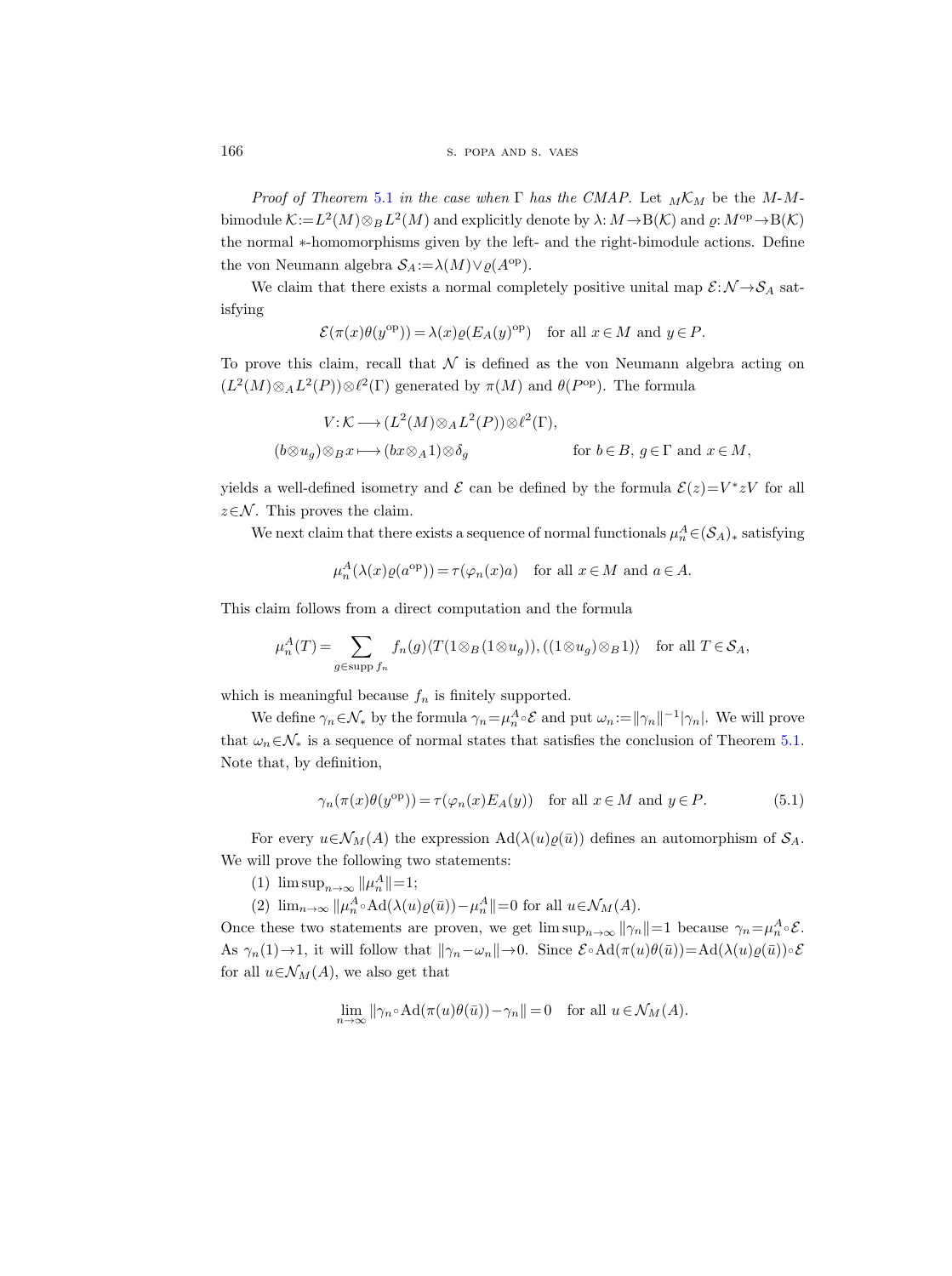*Proof of Theorem 5.1 in the case when* $\Gamma$ *has the CMAP.* Let ${}_M\mathcal{K}_M$ be the $M$-$M$-bimodule $\mathcal{K}:=L^2(M)\otimes_B L^2(M)$ and explicitly denote by $\lambda: M\to \mathrm{B}(\mathcal{K})$ and $\varrho: M^{\mathrm{op}}\to\mathrm{B}(\mathcal{K})$ the normal $*$-homomorphisms given by the left- and the right-bimodule actions. Define the von Neumann algebra $\mathcal{S}_A:=\lambda(M)\vee\varrho(A^{\mathrm{op}})$.

We claim that there exists a normal completely positive unital map $\mathcal{E}:\mathcal{N}\to\mathcal{S}_A$ satisfying

$$\mathcal{E}(\pi(x)\theta(y^{\mathrm{op}}))=\lambda(x)\varrho(E_A(y)^{\mathrm{op}})\quad\text{for all } x\in M \text{ and } y\in P.$$

To prove this claim, recall that $\mathcal{N}$ is defined as the von Neumann algebra acting on $(L^2(M)\otimes_A L^2(P))\otimes\ell^2(\Gamma)$ generated by $\pi(M)$ and $\theta(P^{\mathrm{op}})$. The formula

$$\begin{aligned} V:\mathcal{K}&\longrightarrow (L^2(M)\otimes_A L^2(P))\otimes\ell^2(\Gamma),\\ (b\otimes u_g)\otimes_B x&\longmapsto (bx\otimes_A 1)\otimes\delta_g \qquad\qquad \text{for } b\in B,\ g\in\Gamma \text{ and } x\in M,\end{aligned}$$

yields a well-defined isometry and $\mathcal{E}$ can be defined by the formula $\mathcal{E}(z)=V^*zV$ for all $z\in\mathcal{N}$. This proves the claim.

We next claim that there exists a sequence of normal functionals $\mu_n^A\in(\mathcal{S}_A)_*$ satisfying

$$\mu_n^A(\lambda(x)\varrho(a^{\mathrm{op}}))=\tau(\varphi_n(x)a)\quad\text{for all } x\in M \text{ and } a\in A.$$

This claim follows from a direct computation and the formula

$$\mu_n^A(T)=\sum_{g\in\operatorname{supp} f_n} f_n(g)\langle T(1\otimes_B(1\otimes u_g)),((1\otimes u_g)\otimes_B 1)\rangle\quad\text{for all } T\in\mathcal{S}_A,$$

which is meaningful because $f_n$ is finitely supported.

We define $\gamma_n\in\mathcal{N}_*$ by the formula $\gamma_n=\mu_n^A\circ\mathcal{E}$ and put $\omega_n:=\|\gamma_n\|^{-1}|\gamma_n|$. We will prove that $\omega_n\in\mathcal{N}_*$ is a sequence of normal states that satisfies the conclusion of Theorem 5.1. Note that, by definition,

$$\gamma_n(\pi(x)\theta(y^{\mathrm{op}}))=\tau(\varphi_n(x)E_A(y))\quad\text{for all } x\in M \text{ and } y\in P. \tag{5.1}$$

For every $u\in\mathcal{N}_M(A)$ the expression $\mathrm{Ad}(\lambda(u)\varrho(\bar u))$ defines an automorphism of $\mathcal{S}_A$. We will prove the following two statements:

(1) $\limsup_{n\to\infty}\|\mu_n^A\|=1$;

(2) $\lim_{n\to\infty}\|\mu_n^A\circ\mathrm{Ad}(\lambda(u)\varrho(\bar u))-\mu_n^A\|=0$ for all $u\in\mathcal{N}_M(A)$.

Once these two statements are proven, we get $\limsup_{n\to\infty}\|\gamma_n\|=1$ because $\gamma_n=\mu_n^A\circ\mathcal{E}$. As $\gamma_n(1)\to1$, it will follow that $\|\gamma_n-\omega_n\|\to0$. Since $\mathcal{E}\circ\mathrm{Ad}(\pi(u)\theta(\bar u))=\mathrm{Ad}(\lambda(u)\varrho(\bar u))\circ\mathcal{E}$ for all $u\in\mathcal{N}_M(A)$, we also get that

$$\lim_{n\to\infty}\|\gamma_n\circ\mathrm{Ad}(\pi(u)\theta(\bar u))-\gamma_n\|=0\quad\text{for all } u\in\mathcal{N}_M(A).$$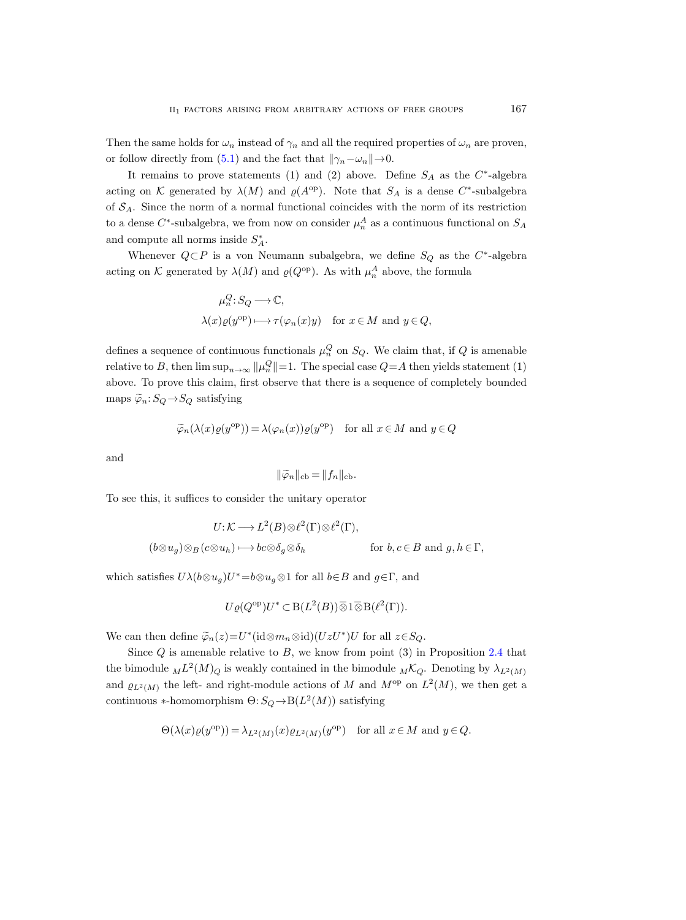Then the same holds for $\omega_n$ instead of $\gamma_n$ and all the required properties of $\omega_n$ are proven, or follow directly from (5.1) and the fact that $\|\gamma_n - \omega_n\| \to 0$.

It remains to prove statements (1) and (2) above. Define $S_A$ as the $C^*$-algebra acting on $\mathcal{K}$ generated by $\lambda(M)$ and $\varrho(A^{\text{op}})$. Note that $S_A$ is a dense $C^*$-subalgebra of $\mathcal{S}_A$. Since the norm of a normal functional coincides with the norm of its restriction to a dense $C^*$-subalgebra, we from now on consider $\mu_n^A$ as a continuous functional on $S_A$ and compute all norms inside $S_A^*$.

Whenever $Q \subset P$ is a von Neumann subalgebra, we define $S_Q$ as the $C^*$-algebra acting on $\mathcal{K}$ generated by $\lambda(M)$ and $\varrho(Q^{\text{op}})$. As with $\mu_n^A$ above, the formula

$$
\begin{aligned}
\mu_n^Q \colon S_Q &\longrightarrow \mathbb{C}, \\
\lambda(x)\varrho(y^{\text{op}}) &\longmapsto \tau(\varphi_n(x)y) \quad \text{for } x \in M \text{ and } y \in Q,
\end{aligned}
$$

defines a sequence of continuous functionals $\mu_n^Q$ on $S_Q$. We claim that, if $Q$ is amenable relative to $B$, then $\limsup_{n\to\infty} \|\mu_n^Q\| = 1$. The special case $Q = A$ then yields statement (1) above. To prove this claim, first observe that there is a sequence of completely bounded maps $\widetilde{\varphi}_n \colon S_Q \to S_Q$ satisfying

$$
\widetilde{\varphi}_n(\lambda(x)\varrho(y^{\text{op}})) = \lambda(\varphi_n(x))\varrho(y^{\text{op}}) \quad \text{for all } x \in M \text{ and } y \in Q
$$

and

$$
\|\widetilde{\varphi}_n\|_{\text{cb}} = \|f_n\|_{\text{cb}}.
$$

To see this, it suffices to consider the unitary operator

$$
\begin{aligned}
U \colon \mathcal{K} &\longrightarrow L^2(B) \otimes \ell^2(\Gamma) \otimes \ell^2(\Gamma), \\
(b \otimes u_g) \otimes_B (c \otimes u_h) &\longmapsto bc \otimes \delta_g \otimes \delta_h \qquad\qquad \text{for } b, c \in B \text{ and } g, h \in \Gamma,
\end{aligned}
$$

which satisfies $U\lambda(b \otimes u_g)U^* = b \otimes u_g \otimes 1$ for all $b \in B$ and $g \in \Gamma$, and

$$
U\varrho(Q^{\text{op}})U^* \subset \mathrm{B}(L^2(B)) \mathbin{\overline{\otimes}} 1 \mathbin{\overline{\otimes}} \mathrm{B}(\ell^2(\Gamma)).
$$

We can then define $\widetilde{\varphi}_n(z) = U^*(\mathrm{id} \otimes m_n \otimes \mathrm{id})(UzU^*)U$ for all $z \in S_Q$.

Since $Q$ is amenable relative to $B$, we know from point (3) in Proposition 2.4 that the bimodule ${}_M L^2(M)_Q$ is weakly contained in the bimodule ${}_M\mathcal{K}_Q$. Denoting by $\lambda_{L^2(M)}$ and $\varrho_{L^2(M)}$ the left- and right-module actions of $M$ and $M^{\text{op}}$ on $L^2(M)$, we then get a continuous $*$-homomorphism $\Theta \colon S_Q \to \mathrm{B}(L^2(M))$ satisfying

$$
\Theta(\lambda(x)\varrho(y^{\text{op}})) = \lambda_{L^2(M)}(x)\varrho_{L^2(M)}(y^{\text{op}}) \quad \text{for all } x \in M \text{ and } y \in Q.
$$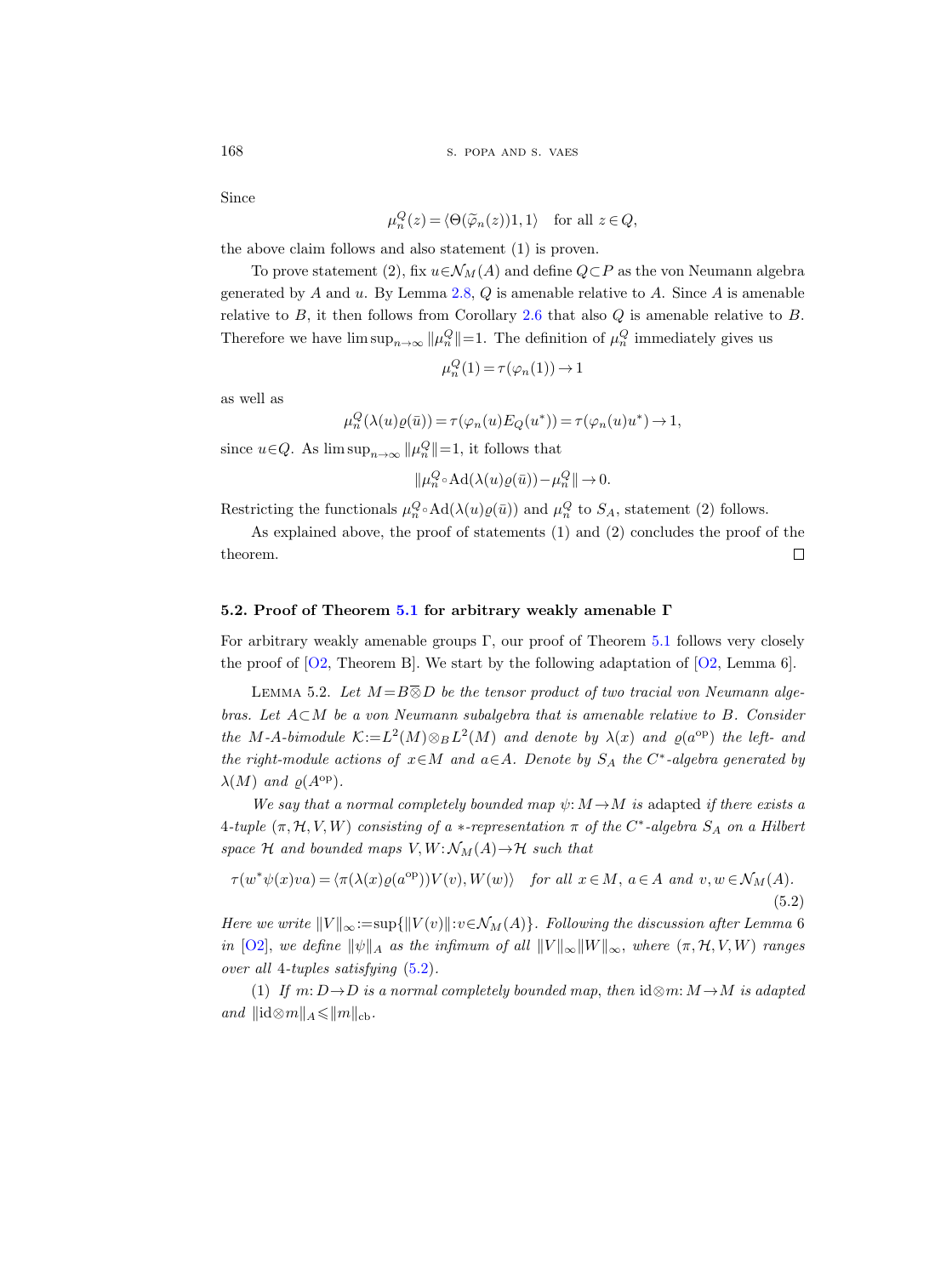Since

$$\mu_n^Q(z) = \langle \Theta(\widetilde{\varphi}_n(z))1, 1\rangle \quad \text{for all } z \in Q,$$

the above claim follows and also statement (1) is proven.

To prove statement (2), fix $u \in \mathcal{N}_M(A)$ and define $Q \subset P$ as the von Neumann algebra generated by $A$ and $u$. By Lemma 2.8, $Q$ is amenable relative to $A$. Since $A$ is amenable relative to $B$, it then follows from Corollary 2.6 that also $Q$ is amenable relative to $B$. Therefore we have $\limsup_{n\to\infty} \|\mu_n^Q\| = 1$. The definition of $\mu_n^Q$ immediately gives us

$$\mu_n^Q(1) = \tau(\varphi_n(1)) \to 1$$

as well as

$$\mu_n^Q(\lambda(u)\varrho(\bar{u})) = \tau(\varphi_n(u)E_Q(u^*)) = \tau(\varphi_n(u)u^*) \to 1,$$

since $u \in Q$. As $\limsup_{n\to\infty} \|\mu_n^Q\| = 1$, it follows that

$$\|\mu_n^Q \circ \operatorname{Ad}(\lambda(u)\varrho(\bar{u})) - \mu_n^Q\| \to 0.$$

Restricting the functionals $\mu_n^Q \circ \operatorname{Ad}(\lambda(u)\varrho(\bar{u}))$ and $\mu_n^Q$ to $S_A$, statement (2) follows.

As explained above, the proof of statements (1) and (2) concludes the proof of the theorem. □

### 5.2. Proof of Theorem 5.1 for arbitrary weakly amenable Γ

For arbitrary weakly amenable groups $\Gamma$, our proof of Theorem 5.1 follows very closely the proof of [O2, Theorem B]. We start by the following adaptation of [O2, Lemma 6].

Lemma 5.2. *Let $M = B \overline{\otimes} D$ be the tensor product of two tracial von Neumann algebras. Let $A \subset M$ be a von Neumann subalgebra that is amenable relative to $B$. Consider the $M$-$A$-bimodule $\mathcal{K} := L^2(M) \otimes_B L^2(M)$ and denote by $\lambda(x)$ and $\varrho(a^{\mathrm{op}})$ the left- and the right-module actions of $x \in M$ and $a \in A$. Denote by $S_A$ the $C^*$-algebra generated by $\lambda(M)$ and $\varrho(A^{\mathrm{op}})$.*

*We say that a normal completely bounded map $\psi: M \to M$ is* adapted *if there exists a 4-tuple $(\pi, \mathcal{H}, V, W)$ consisting of a $*$-representation $\pi$ of the $C^*$-algebra $S_A$ on a Hilbert space $\mathcal{H}$ and bounded maps $V, W: \mathcal{N}_M(A) \to \mathcal{H}$ such that*

$$\tau(w^* \psi(x) va) = \langle \pi(\lambda(x)\varrho(a^{\mathrm{op}}))V(v), W(w)\rangle \quad \text{for all } x \in M,\ a \in A \text{ and } v, w \in \mathcal{N}_M(A). \tag{5.2}$$

*Here we write $\|V\|_\infty := \sup\{\|V(v)\| : v \in \mathcal{N}_M(A)\}$. Following the discussion after Lemma 6 in [O2], we define $\|\psi\|_A$ as the infimum of all $\|V\|_\infty \|W\|_\infty$, where $(\pi, \mathcal{H}, V, W)$ ranges over all 4-tuples satisfying (5.2).*

*(1) If $m: D \to D$ is a normal completely bounded map, then $\mathrm{id} \otimes m: M \to M$ is adapted and $\|\mathrm{id} \otimes m\|_A \leqslant \|m\|_{\mathrm{cb}}$.*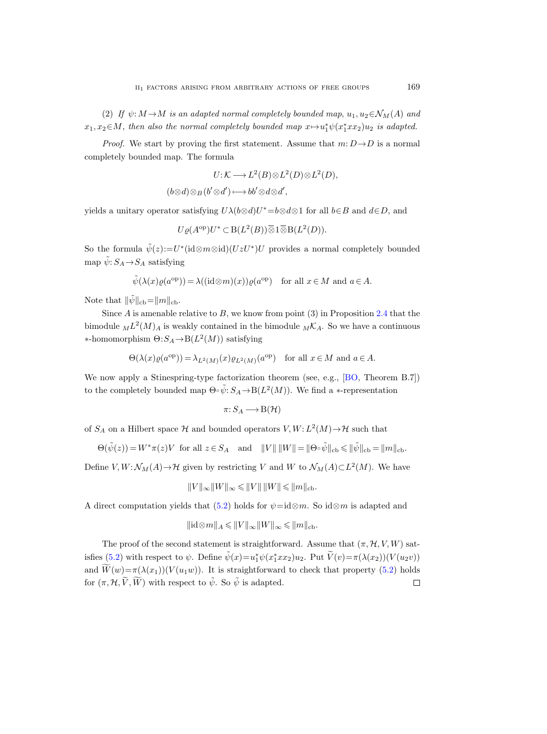(2) *If $\psi: M \to M$ is an adapted normal completely bounded map, $u_1, u_2 \in \mathcal{N}_M(A)$ and $x_1, x_2 \in M$, then also the normal completely bounded map $x \mapsto u_1^* \psi(x_1^* x x_2) u_2$ is adapted.*

*Proof.* We start by proving the first statement. Assume that $m: D \to D$ is a normal completely bounded map. The formula

$$U: \mathcal{K} \longrightarrow L^2(B) \otimes L^2(D) \otimes L^2(D),$$
$$(b \otimes d) \otimes_B (b' \otimes d') \longmapsto bb' \otimes d \otimes d',$$

yields a unitary operator satisfying $U\lambda(b \otimes d)U^* = b \otimes d \otimes 1$ for all $b \in B$ and $d \in D$, and

$$U\varrho(A^{\mathrm{op}})U^* \subset \mathrm{B}(L^2(B)) \overline{\otimes} 1 \overline{\otimes} \mathrm{B}(L^2(D)).$$

So the formula $\tilde{\psi}(z) := U^*(\mathrm{id} \otimes m \otimes \mathrm{id})(UzU^*)U$ provides a normal completely bounded map $\tilde{\psi}: S_A \to S_A$ satisfying

$$\tilde{\psi}(\lambda(x)\varrho(a^{\mathrm{op}})) = \lambda((\mathrm{id} \otimes m)(x))\varrho(a^{\mathrm{op}}) \quad \text{for all } x \in M \text{ and } a \in A.$$

Note that $\|\tilde{\psi}\|_{\mathrm{cb}} = \|m\|_{\mathrm{cb}}$.

Since $A$ is amenable relative to $B$, we know from point (3) in Proposition 2.4 that the bimodule ${}_M L^2(M)_A$ is weakly contained in the bimodule ${}_M \mathcal{K}_A$. So we have a continuous $*$-homomorphism $\Theta: S_A \to \mathrm{B}(L^2(M))$ satisfying

$$\Theta(\lambda(x)\varrho(a^{\mathrm{op}})) = \lambda_{L^2(M)}(x)\varrho_{L^2(M)}(a^{\mathrm{op}}) \quad \text{for all } x \in M \text{ and } a \in A.$$

We now apply a Stinespring-type factorization theorem (see, e.g., [BO, Theorem B.7]) to the completely bounded map $\Theta \circ \tilde{\psi}: S_A \to \mathrm{B}(L^2(M))$. We find a $*$-representation

$$\pi: S_A \longrightarrow \mathrm{B}(\mathcal{H})$$

of $S_A$ on a Hilbert space $\mathcal{H}$ and bounded operators $V, W: L^2(M) \to \mathcal{H}$ such that

$$\Theta(\tilde{\psi}(z)) = W^* \pi(z) V \;\text{ for all } z \in S_A \quad \text{and} \quad \|V\| \, \|W\| = \|\Theta \circ \tilde{\psi}\|_{\mathrm{cb}} \leqslant \|\tilde{\psi}\|_{\mathrm{cb}} = \|m\|_{\mathrm{cb}}.$$

Define $V, W: \mathcal{N}_M(A) \to \mathcal{H}$ given by restricting $V$ and $W$ to $\mathcal{N}_M(A) \subset L^2(M)$. We have

$$\|V\|_\infty \|W\|_\infty \leqslant \|V\| \, \|W\| \leqslant \|m\|_{\mathrm{cb}}.$$

A direct computation yields that (5.2) holds for $\psi = \mathrm{id} \otimes m$. So $\mathrm{id} \otimes m$ is adapted and

$$\|\mathrm{id} \otimes m\|_A \leqslant \|V\|_\infty \|W\|_\infty \leqslant \|m\|_{\mathrm{cb}}.$$

The proof of the second statement is straightforward. Assume that $(\pi, \mathcal{H}, V, W)$ satisfies (5.2) with respect to $\psi$. Define $\tilde{\psi}(x) = u_1^* \psi(x_1^* x x_2) u_2$. Put $\widetilde{V}(v) = \pi(\lambda(x_2))(V(u_2 v))$ and $\widetilde{W}(w) = \pi(\lambda(x_1))(V(u_1 w))$. It is straightforward to check that property (5.2) holds for $(\pi, \mathcal{H}, \widetilde{V}, \widetilde{W})$ with respect to $\tilde{\psi}$. So $\tilde{\psi}$ is adapted. $\square$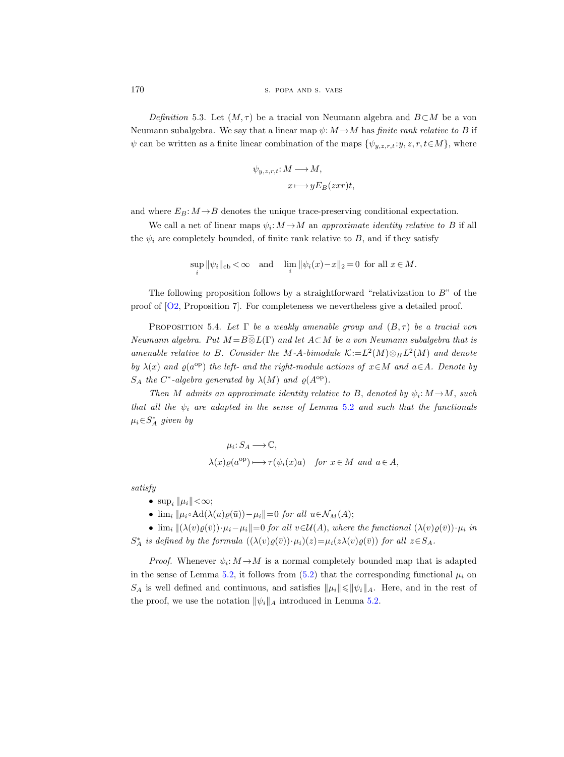*Definition* 5.3. Let $(M,\tau)$ be a tracial von Neumann algebra and $B\subset M$ be a von Neumann subalgebra. We say that a linear map $\psi: M\to M$ has *finite rank relative to* $B$ if $\psi$ can be written as a finite linear combination of the maps $\{\psi_{y,z,r,t}: y,z,r,t\in M\}$, where

$$\psi_{y,z,r,t}: M \longrightarrow M,$$
$$x \longmapsto y E_B(zxr)t,$$

and where $E_B: M\to B$ denotes the unique trace-preserving conditional expectation.

We call a net of linear maps $\psi_i: M\to M$ an *approximate identity relative to* $B$ if all the $\psi_i$ are completely bounded, of finite rank relative to $B$, and if they satisfy

$$\sup_i \|\psi_i\|_{\mathrm{cb}} < \infty \quad \text{and} \quad \lim_i \|\psi_i(x)-x\|_2 = 0 \;\text{ for all } x\in M.$$

The following proposition follows by a straightforward "relativization to $B$" of the proof of [O2, Proposition 7]. For completeness we nevertheless give a detailed proof.

Proposition 5.4. *Let $\Gamma$ be a weakly amenable group and $(B,\tau)$ be a tracial von Neumann algebra. Put $M=B\overline{\otimes}L(\Gamma)$ and let $A\subset M$ be a von Neumann subalgebra that is amenable relative to $B$. Consider the $M$-$A$-bimodule $\mathcal{K}:=L^2(M)\otimes_B L^2(M)$ and denote by $\lambda(x)$ and $\varrho(a^{\mathrm{op}})$ the left- and the right-module actions of $x\in M$ and $a\in A$. Denote by $S_A$ the $C^*$-algebra generated by $\lambda(M)$ and $\varrho(A^{\mathrm{op}})$.*

*Then $M$ admits an approximate identity relative to $B$, denoted by $\psi_i: M\to M$, such that all the $\psi_i$ are adapted in the sense of Lemma 5.2 and such that the functionals $\mu_i\in S_A^*$ given by*

$$\mu_i: S_A \longrightarrow \mathbb{C},$$
$$\lambda(x)\varrho(a^{\mathrm{op}}) \longmapsto \tau(\psi_i(x)a) \quad \textit{for } x\in M \textit{ and } a\in A,$$

*satisfy*

- $\sup_i \|\mu_i\|<\infty$;
- $\lim_i \|\mu_i\circ \mathrm{Ad}(\lambda(u)\varrho(\bar{u}))-\mu_i\|=0$ *for all* $u\in\mathcal{N}_M(A)$;
- $\lim_i \|(\lambda(v)\varrho(\bar{v}))\cdot\mu_i-\mu_i\|=0$ *for all* $v\in\mathcal{U}(A)$, *where the functional* $(\lambda(v)\varrho(\bar{v}))\cdot\mu_i$ *in* $S_A^*$ *is defined by the formula* $((\lambda(v)\varrho(\bar{v}))\cdot\mu_i)(z)=\mu_i(z\lambda(v)\varrho(\bar{v}))$ *for all* $z\in S_A$.

*Proof.* Whenever $\psi_i: M\to M$ is a normal completely bounded map that is adapted in the sense of Lemma 5.2, it follows from (5.2) that the corresponding functional $\mu_i$ on $S_A$ is well defined and continuous, and satisfies $\|\mu_i\|\leqslant\|\psi_i\|_A$. Here, and in the rest of the proof, we use the notation $\|\psi_i\|_A$ introduced in Lemma 5.2.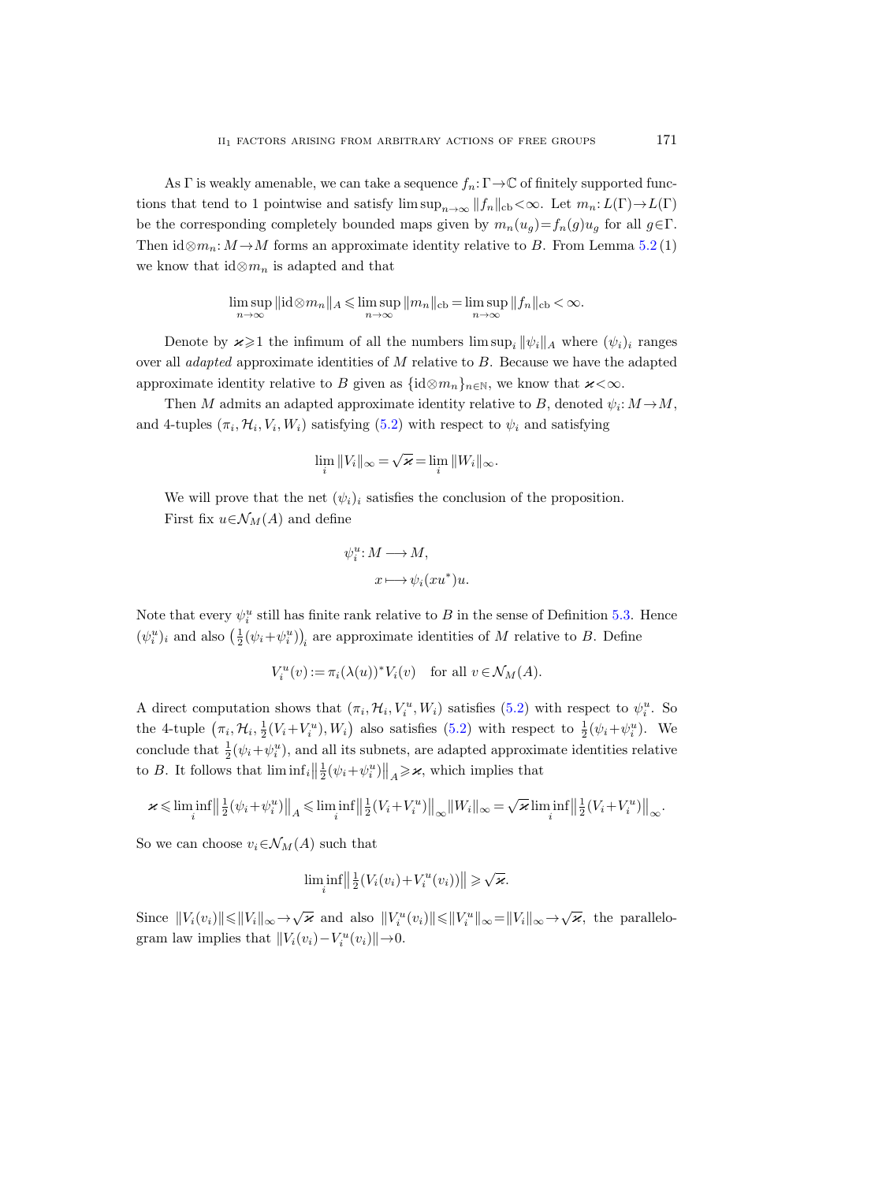As $\Gamma$ is weakly amenable, we can take a sequence $f_n:\Gamma\to\mathbb{C}$ of finitely supported functions that tend to 1 pointwise and satisfy $\limsup_{n\to\infty}\|f_n\|_{\text{cb}}<\infty$. Let $m_n: L(\Gamma)\to L(\Gamma)$ be the corresponding completely bounded maps given by $m_n(u_g)=f_n(g)u_g$ for all $g\in\Gamma$. Then $\mathrm{id}\otimes m_n: M\to M$ forms an approximate identity relative to $B$. From Lemma 5.2 (1) we know that $\mathrm{id}\otimes m_n$ is adapted and that

$$\limsup_{n\to\infty}\|\mathrm{id}\otimes m_n\|_A \leqslant \limsup_{n\to\infty}\|m_n\|_{\text{cb}} = \limsup_{n\to\infty}\|f_n\|_{\text{cb}} < \infty.$$

Denote by $\varkappa\geqslant 1$ the infimum of all the numbers $\limsup_i\|\psi_i\|_A$ where $(\psi_i)_i$ ranges over all *adapted* approximate identities of $M$ relative to $B$. Because we have the adapted approximate identity relative to $B$ given as $\{\mathrm{id}\otimes m_n\}_{n\in\mathbb{N}}$, we know that $\varkappa<\infty$.

Then $M$ admits an adapted approximate identity relative to $B$, denoted $\psi_i: M\to M$, and 4-tuples $(\pi_i, \mathcal{H}_i, V_i, W_i)$ satisfying (5.2) with respect to $\psi_i$ and satisfying

$$\lim_i \|V_i\|_\infty = \sqrt{\varkappa} = \lim_i \|W_i\|_\infty.$$

We will prove that the net $(\psi_i)_i$ satisfies the conclusion of the proposition.

First fix $u\in\mathcal{N}_M(A)$ and define

$$\psi_i^u: M\longrightarrow M,$$
$$x\longmapsto \psi_i(xu^*)u.$$

Note that every $\psi_i^u$ still has finite rank relative to $B$ in the sense of Definition 5.3. Hence $(\psi_i^u)_i$ and also $\big(\tfrac{1}{2}(\psi_i+\psi_i^u)\big)_i$ are approximate identities of $M$ relative to $B$. Define

$$V_i^u(v) := \pi_i(\lambda(u))^* V_i(v) \quad \text{for all } v\in\mathcal{N}_M(A).$$

A direct computation shows that $(\pi_i, \mathcal{H}_i, V_i^u, W_i)$ satisfies (5.2) with respect to $\psi_i^u$. So the 4-tuple $\big(\pi_i, \mathcal{H}_i, \tfrac{1}{2}(V_i+V_i^u), W_i\big)$ also satisfies (5.2) with respect to $\tfrac{1}{2}(\psi_i+\psi_i^u)$. We conclude that $\tfrac{1}{2}(\psi_i+\psi_i^u)$, and all its subnets, are adapted approximate identities relative to $B$. It follows that $\liminf_i\big\|\tfrac{1}{2}(\psi_i+\psi_i^u)\big\|_A\geqslant\varkappa$, which implies that

$$\varkappa \leqslant \liminf_i \big\|\tfrac{1}{2}(\psi_i+\psi_i^u)\big\|_A \leqslant \liminf_i \big\|\tfrac{1}{2}(V_i+V_i^u)\big\|_\infty \|W_i\|_\infty = \sqrt{\varkappa}\liminf_i \big\|\tfrac{1}{2}(V_i+V_i^u)\big\|_\infty.$$

So we can choose $v_i\in\mathcal{N}_M(A)$ such that

$$\liminf_i \big\|\tfrac{1}{2}(V_i(v_i)+V_i^u(v_i))\big\| \geqslant \sqrt{\varkappa}.$$

Since $\|V_i(v_i)\|\leqslant\|V_i\|_\infty\to\sqrt{\varkappa}$ and also $\|V_i^u(v_i)\|\leqslant\|V_i^u\|_\infty=\|V_i\|_\infty\to\sqrt{\varkappa}$, the parallelogram law implies that $\|V_i(v_i)-V_i^u(v_i)\|\to 0$.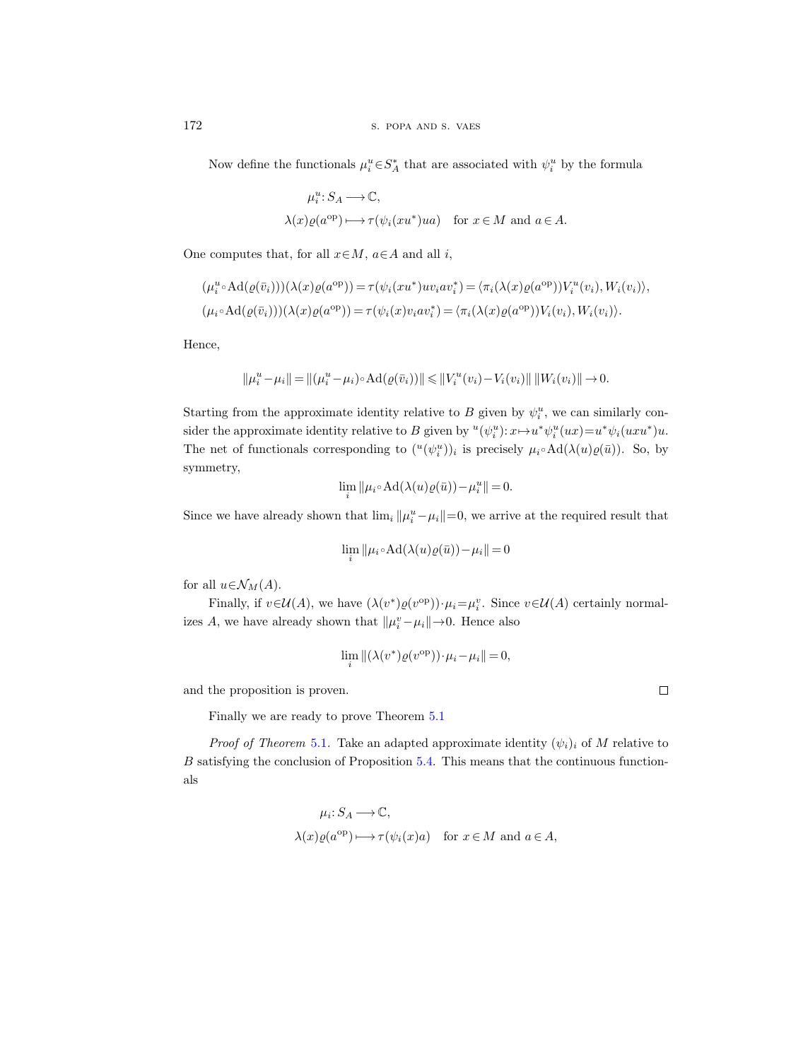Now define the functionals $\mu_i^u \in S_A^*$ that are associated with $\psi_i^u$ by the formula

$$\mu_i^u \colon S_A \longrightarrow \mathbb{C},$$
$$\lambda(x)\varrho(a^{\mathrm{op}}) \longmapsto \tau(\psi_i(xu^*)ua) \quad \text{for } x \in M \text{ and } a \in A.$$

One computes that, for all $x \in M$, $a \in A$ and all $i$,

$$(\mu_i^u \circ \mathrm{Ad}(\varrho(\bar{v}_i)))(\lambda(x)\varrho(a^{\mathrm{op}})) = \tau(\psi_i(xu^*)uv_iav_i^*) = \langle \pi_i(\lambda(x)\varrho(a^{\mathrm{op}}))V_i^u(v_i), W_i(v_i)\rangle,$$
$$(\mu_i \circ \mathrm{Ad}(\varrho(\bar{v}_i)))(\lambda(x)\varrho(a^{\mathrm{op}})) = \tau(\psi_i(x)v_iav_i^*) = \langle \pi_i(\lambda(x)\varrho(a^{\mathrm{op}}))V_i(v_i), W_i(v_i)\rangle.$$

Hence,

$$\|\mu_i^u - \mu_i\| = \|(\mu_i^u - \mu_i) \circ \mathrm{Ad}(\varrho(\bar{v}_i))\| \leqslant \|V_i^u(v_i) - V_i(v_i)\| \, \|W_i(v_i)\| \to 0.$$

Starting from the approximate identity relative to $B$ given by $\psi_i^u$, we can similarly consider the approximate identity relative to $B$ given by ${}^u(\psi_i^u) \colon x \mapsto u^*\psi_i^u(ux) = u^*\psi_i(uxu^*)u$. The net of functionals corresponding to $({}^u(\psi_i^u))_i$ is precisely $\mu_i \circ \mathrm{Ad}(\lambda(u)\varrho(\bar{u}))$. So, by symmetry,

$$\lim_i \|\mu_i \circ \mathrm{Ad}(\lambda(u)\varrho(\bar{u})) - \mu_i^u\| = 0.$$

Since we have already shown that $\lim_i \|\mu_i^u - \mu_i\| = 0$, we arrive at the required result that

$$\lim_i \|\mu_i \circ \mathrm{Ad}(\lambda(u)\varrho(\bar{u})) - \mu_i\| = 0$$

for all $u \in \mathcal{N}_M(A)$.

Finally, if $v \in \mathcal{U}(A)$, we have $(\lambda(v^*)\varrho(v^{\mathrm{op}})) \cdot \mu_i = \mu_i^v$. Since $v \in \mathcal{U}(A)$ certainly normalizes $A$, we have already shown that $\|\mu_i^v - \mu_i\| \to 0$. Hence also

$$\lim_i \|(\lambda(v^*)\varrho(v^{\mathrm{op}})) \cdot \mu_i - \mu_i\| = 0,$$

and the proposition is proven. $\square$

Finally we are ready to prove Theorem 5.1

*Proof of Theorem* 5.1. Take an adapted approximate identity $(\psi_i)_i$ of $M$ relative to $B$ satisfying the conclusion of Proposition 5.4. This means that the continuous functionals

$$\mu_i \colon S_A \longrightarrow \mathbb{C},$$
$$\lambda(x)\varrho(a^{\mathrm{op}}) \longmapsto \tau(\psi_i(x)a) \quad \text{for } x \in M \text{ and } a \in A,$$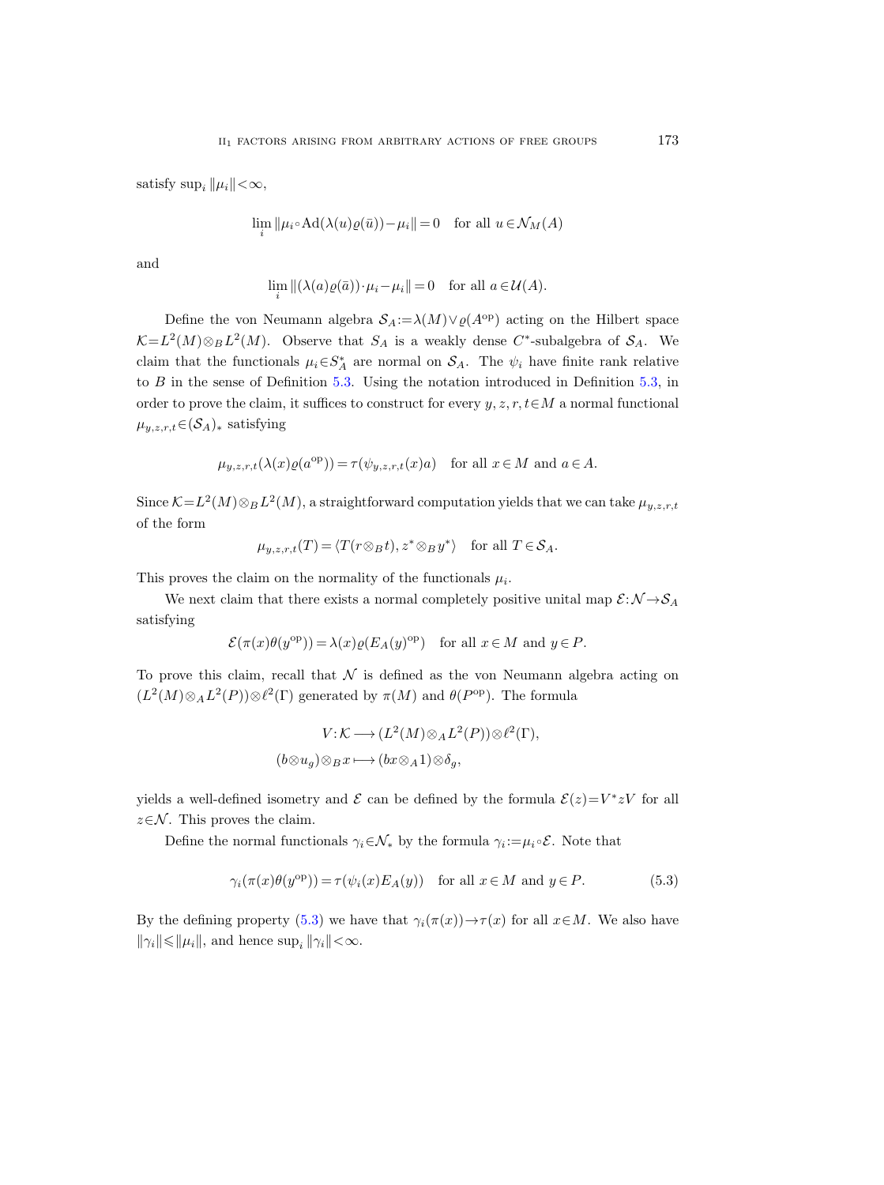satisfy $\sup_i \|\mu_i\| < \infty$,

$$\lim_i \|\mu_i \circ \mathrm{Ad}(\lambda(u)\varrho(\bar{u})) - \mu_i\| = 0 \quad \text{for all } u \in \mathcal{N}_M(A)$$

and

$$\lim_i \|(\lambda(a)\varrho(\bar{a})) \cdot \mu_i - \mu_i\| = 0 \quad \text{for all } a \in \mathcal{U}(A).$$

Define the von Neumann algebra $\mathcal{S}_A := \lambda(M) \vee \varrho(A^{\mathrm{op}})$ acting on the Hilbert space $\mathcal{K} = L^2(M) \otimes_B L^2(M)$. Observe that $S_A$ is a weakly dense $C^*$-subalgebra of $\mathcal{S}_A$. We claim that the functionals $\mu_i \in S_A^*$ are normal on $\mathcal{S}_A$. The $\psi_i$ have finite rank relative to $B$ in the sense of Definition 5.3. Using the notation introduced in Definition 5.3, in order to prove the claim, it suffices to construct for every $y, z, r, t \in M$ a normal functional $\mu_{y,z,r,t} \in (\mathcal{S}_A)_*$ satisfying

$$\mu_{y,z,r,t}(\lambda(x)\varrho(a^{\mathrm{op}})) = \tau(\psi_{y,z,r,t}(x)a) \quad \text{for all } x \in M \text{ and } a \in A.$$

Since $\mathcal{K} = L^2(M) \otimes_B L^2(M)$, a straightforward computation yields that we can take $\mu_{y,z,r,t}$ of the form

$$\mu_{y,z,r,t}(T) = \langle T(r \otimes_B t), z^* \otimes_B y^* \rangle \quad \text{for all } T \in \mathcal{S}_A.$$

This proves the claim on the normality of the functionals $\mu_i$.

We next claim that there exists a normal completely positive unital map $\mathcal{E}: \mathcal{N} \to \mathcal{S}_A$ satisfying

$$\mathcal{E}(\pi(x)\theta(y^{\mathrm{op}})) = \lambda(x)\varrho(E_A(y)^{\mathrm{op}}) \quad \text{for all } x \in M \text{ and } y \in P.$$

To prove this claim, recall that $\mathcal{N}$ is defined as the von Neumann algebra acting on $(L^2(M) \otimes_A L^2(P)) \otimes \ell^2(\Gamma)$ generated by $\pi(M)$ and $\theta(P^{\mathrm{op}})$. The formula

$$V: \mathcal{K} \longrightarrow (L^2(M) \otimes_A L^2(P)) \otimes \ell^2(\Gamma),$$
$$(b \otimes u_g) \otimes_B x \longmapsto (bx \otimes_A 1) \otimes \delta_g,$$

yields a well-defined isometry and $\mathcal{E}$ can be defined by the formula $\mathcal{E}(z) = V^* z V$ for all $z \in \mathcal{N}$. This proves the claim.

Define the normal functionals $\gamma_i \in \mathcal{N}_*$ by the formula $\gamma_i := \mu_i \circ \mathcal{E}$. Note that

$$\gamma_i(\pi(x)\theta(y^{\mathrm{op}})) = \tau(\psi_i(x)E_A(y)) \quad \text{for all } x \in M \text{ and } y \in P. \tag{5.3}$$

By the defining property (5.3) we have that $\gamma_i(\pi(x)) \to \tau(x)$ for all $x \in M$. We also have $\|\gamma_i\| \leqslant \|\mu_i\|$, and hence $\sup_i \|\gamma_i\| < \infty$.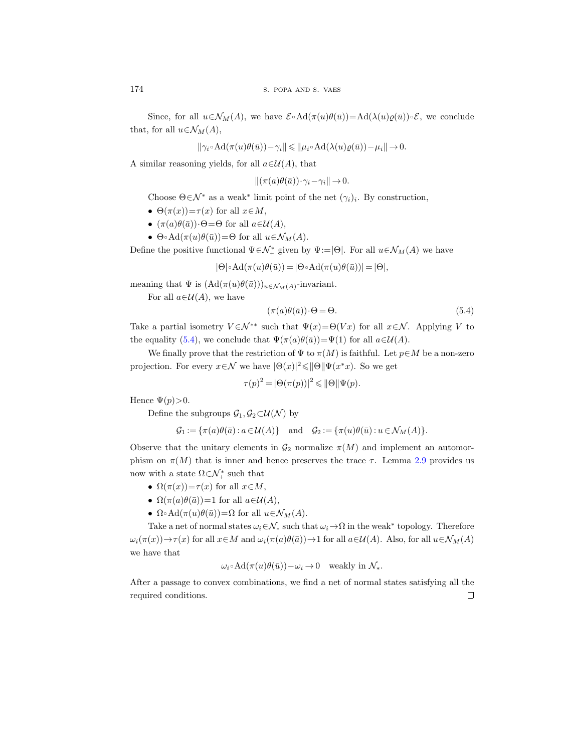Since, for all $u \in \mathcal{N}_M(A)$, we have $\mathcal{E} \circ \mathrm{Ad}(\pi(u)\theta(\bar{u})) = \mathrm{Ad}(\lambda(u)\varrho(\bar{u})) \circ \mathcal{E}$, we conclude that, for all $u \in \mathcal{N}_M(A)$,

$$\|\gamma_i \circ \mathrm{Ad}(\pi(u)\theta(\bar{u})) - \gamma_i\| \leqslant \|\mu_i \circ \mathrm{Ad}(\lambda(u)\varrho(\bar{u})) - \mu_i\| \to 0.$$

A similar reasoning yields, for all $a \in \mathcal{U}(A)$, that

$$\|(\pi(a)\theta(\bar{a})) \cdot \gamma_i - \gamma_i\| \to 0.$$

Choose $\Theta \in \mathcal{N}^*$ as a weak$^*$ limit point of the net $(\gamma_i)_i$. By construction,

- $\Theta(\pi(x)) = \tau(x)$ for all $x \in M$,
- $(\pi(a)\theta(\bar{a})) \cdot \Theta = \Theta$ for all $a \in \mathcal{U}(A)$,
- $\Theta \circ \mathrm{Ad}(\pi(u)\theta(\bar{u})) = \Theta$ for all $u \in \mathcal{N}_M(A)$.

Define the positive functional $\Psi \in \mathcal{N}^*_+$ given by $\Psi := |\Theta|$. For all $u \in \mathcal{N}_M(A)$ we have

$$|\Theta| \circ \mathrm{Ad}(\pi(u)\theta(\bar{u})) = |\Theta \circ \mathrm{Ad}(\pi(u)\theta(\bar{u}))| = |\Theta|,$$

meaning that $\Psi$ is $(\mathrm{Ad}(\pi(u)\theta(\bar{u})))_{u \in \mathcal{N}_M(A)}$-invariant.

For all $a \in \mathcal{U}(A)$, we have

$$(\pi(a)\theta(\bar{a})) \cdot \Theta = \Theta. \tag{5.4}$$

Take a partial isometry $V \in \mathcal{N}^{**}$ such that $\Psi(x) = \Theta(Vx)$ for all $x \in \mathcal{N}$. Applying $V$ to the equality (5.4), we conclude that $\Psi(\pi(a)\theta(\bar{a})) = \Psi(1)$ for all $a \in \mathcal{U}(A)$.

We finally prove that the restriction of $\Psi$ to $\pi(M)$ is faithful. Let $p \in M$ be a non-zero projection. For every $x \in \mathcal{N}$ we have $|\Theta(x)|^2 \leqslant \|\Theta\| \Psi(x^*x)$. So we get

$$\tau(p)^2 = |\Theta(\pi(p))|^2 \leqslant \|\Theta\| \Psi(p).$$

Hence $\Psi(p) > 0$.

Define the subgroups $\mathcal{G}_1, \mathcal{G}_2 \subset \mathcal{U}(\mathcal{N})$ by

$$\mathcal{G}_1 := \{\pi(a)\theta(\bar{a}) : a \in \mathcal{U}(A)\} \quad \text{and} \quad \mathcal{G}_2 := \{\pi(u)\theta(\bar{u}) : u \in \mathcal{N}_M(A)\}.$$

Observe that the unitary elements in $\mathcal{G}_2$ normalize $\pi(M)$ and implement an automorphism on $\pi(M)$ that is inner and hence preserves the trace $\tau$. Lemma 2.9 provides us now with a state $\Omega \in \mathcal{N}^*_+$ such that

- $\Omega(\pi(x)) = \tau(x)$ for all $x \in M$,
- $\Omega(\pi(a)\theta(\bar{a})) = 1$ for all $a \in \mathcal{U}(A)$,
- $\Omega \circ \mathrm{Ad}(\pi(u)\theta(\bar{u})) = \Omega$ for all $u \in \mathcal{N}_M(A)$.

Take a net of normal states $\omega_i \in \mathcal{N}_*$ such that $\omega_i \to \Omega$ in the weak$^*$ topology. Therefore $\omega_i(\pi(x)) \to \tau(x)$ for all $x \in M$ and $\omega_i(\pi(a)\theta(\bar{a})) \to 1$ for all $a \in \mathcal{U}(A)$. Also, for all $u \in \mathcal{N}_M(A)$ we have that

$$\omega_i \circ \mathrm{Ad}(\pi(u)\theta(\bar{u})) - \omega_i \to 0 \quad \text{weakly in } \mathcal{N}_*.$$

After a passage to convex combinations, we find a net of normal states satisfying all the required conditions. $\square$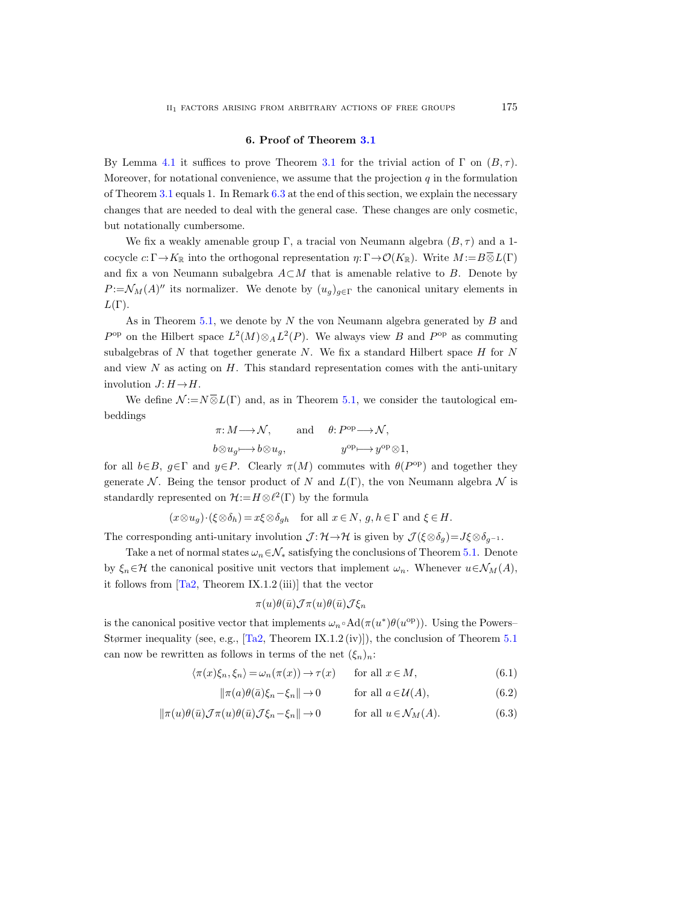## 6. Proof of Theorem 3.1

By Lemma 4.1 it suffices to prove Theorem 3.1 for the trivial action of $\Gamma$ on $(B,\tau)$. Moreover, for notational convenience, we assume that the projection $q$ in the formulation of Theorem 3.1 equals 1. In Remark 6.3 at the end of this section, we explain the necessary changes that are needed to deal with the general case. These changes are only cosmetic, but notationally cumbersome.

We fix a weakly amenable group $\Gamma$, a tracial von Neumann algebra $(B,\tau)$ and a 1-cocycle $c\colon\Gamma\to K_{\mathbb{R}}$ into the orthogonal representation $\eta\colon\Gamma\to\mathcal{O}(K_{\mathbb{R}})$. Write $M:=B\overline{\otimes}L(\Gamma)$ and fix a von Neumann subalgebra $A\subset M$ that is amenable relative to $B$. Denote by $P:=\mathcal{N}_M(A)''$ its normalizer. We denote by $(u_g)_{g\in\Gamma}$ the canonical unitary elements in $L(\Gamma)$.

As in Theorem 5.1, we denote by $N$ the von Neumann algebra generated by $B$ and $P^{\mathrm{op}}$ on the Hilbert space $L^2(M)\otimes_A L^2(P)$. We always view $B$ and $P^{\mathrm{op}}$ as commuting subalgebras of $N$ that together generate $N$. We fix a standard Hilbert space $H$ for $N$ and view $N$ as acting on $H$. This standard representation comes with the anti-unitary involution $J\colon H\to H$.

We define $\mathcal{N}:=N\overline{\otimes}L(\Gamma)$ and, as in Theorem 5.1, we consider the tautological embeddings

$$
\begin{aligned}
\pi\colon M&\longrightarrow\mathcal{N}, &\quad\text{and}\quad \theta\colon P^{\mathrm{op}}&\longrightarrow\mathcal{N},\\
b\otimes u_g&\longmapsto b\otimes u_g, & y^{\mathrm{op}}&\longmapsto y^{\mathrm{op}}\otimes 1,
\end{aligned}
$$

for all $b\in B$, $g\in\Gamma$ and $y\in P$. Clearly $\pi(M)$ commutes with $\theta(P^{\mathrm{op}})$ and together they generate $\mathcal{N}$. Being the tensor product of $N$ and $L(\Gamma)$, the von Neumann algebra $\mathcal{N}$ is standardly represented on $\mathcal{H}:=H\otimes\ell^2(\Gamma)$ by the formula

$$
(x\otimes u_g)\cdot(\xi\otimes\delta_h)=x\xi\otimes\delta_{gh}\quad\text{for all } x\in N,\ g,h\in\Gamma \text{ and } \xi\in H.
$$

The corresponding anti-unitary involution $\mathcal{J}\colon\mathcal{H}\to\mathcal{H}$ is given by $\mathcal{J}(\xi\otimes\delta_g)=J\xi\otimes\delta_{g^{-1}}$.

Take a net of normal states $\omega_n\in\mathcal{N}_*$ satisfying the conclusions of Theorem 5.1. Denote by $\xi_n\in\mathcal{H}$ the canonical positive unit vectors that implement $\omega_n$. Whenever $u\in\mathcal{N}_M(A)$, it follows from [Ta2, Theorem IX.1.2 (iii)] that the vector

$$
\pi(u)\theta(\bar u)\mathcal{J}\pi(u)\theta(\bar u)\mathcal{J}\xi_n
$$

is the canonical positive vector that implements $\omega_n\circ\mathrm{Ad}(\pi(u^*)\theta(u^{\mathrm{op}}))$. Using the Powers–Størmer inequality (see, e.g., [Ta2, Theorem IX.1.2 (iv)]), the conclusion of Theorem 5.1 can now be rewritten as follows in terms of the net $(\xi_n)_n$:

$$
\langle\pi(x)\xi_n,\xi_n\rangle=\omega_n(\pi(x))\to\tau(x)\qquad\text{for all } x\in M, \tag{6.1}
$$

$$
\|\pi(a)\theta(\bar a)\xi_n-\xi_n\|\to 0\qquad\text{for all } a\in\mathcal{U}(A), \tag{6.2}
$$

$$
\|\pi(u)\theta(\bar u)\mathcal{J}\pi(u)\theta(\bar u)\mathcal{J}\xi_n-\xi_n\|\to 0\qquad\text{for all } u\in\mathcal{N}_M(A). \tag{6.3}
$$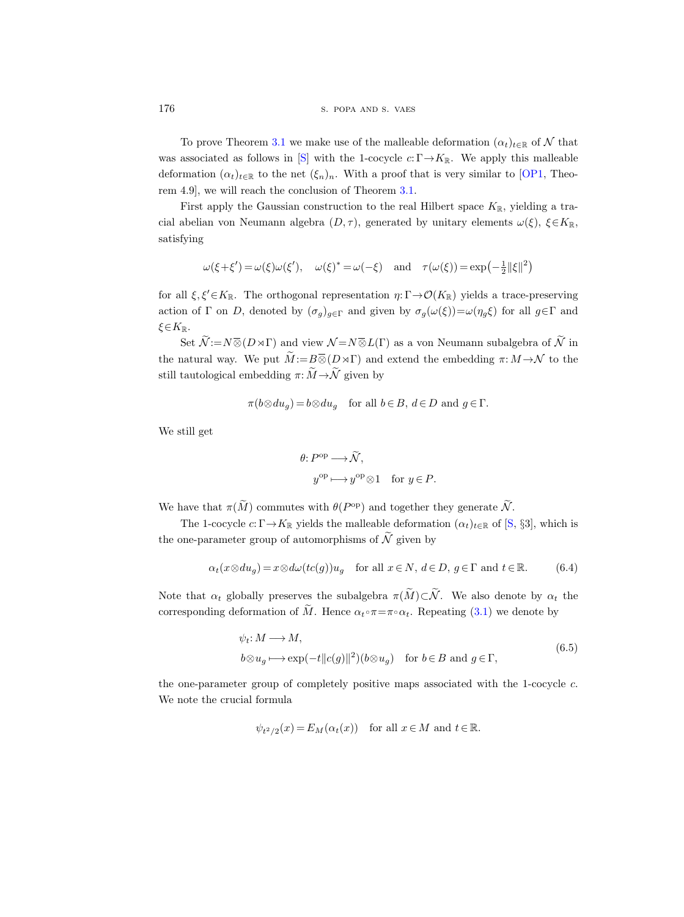To prove Theorem 3.1 we make use of the malleable deformation $(\alpha_t)_{t\in\mathbb{R}}$ of $\mathcal{N}$ that was associated as follows in [S] with the 1-cocycle $c\colon\Gamma\to K_\mathbb{R}$. We apply this malleable deformation $(\alpha_t)_{t\in\mathbb{R}}$ to the net $(\xi_n)_n$. With a proof that is very similar to [OP1, Theorem 4.9], we will reach the conclusion of Theorem 3.1.

First apply the Gaussian construction to the real Hilbert space $K_\mathbb{R}$, yielding a tracial abelian von Neumann algebra $(D,\tau)$, generated by unitary elements $\omega(\xi)$, $\xi\in K_\mathbb{R}$, satisfying

$$\omega(\xi+\xi')=\omega(\xi)\omega(\xi'),\quad \omega(\xi)^*=\omega(-\xi)\quad\text{and}\quad \tau(\omega(\xi))=\exp\big(-\tfrac{1}{2}\|\xi\|^2\big)$$

for all $\xi,\xi'\in K_\mathbb{R}$. The orthogonal representation $\eta\colon\Gamma\to\mathcal{O}(K_\mathbb{R})$ yields a trace-preserving action of $\Gamma$ on $D$, denoted by $(\sigma_g)_{g\in\Gamma}$ and given by $\sigma_g(\omega(\xi))=\omega(\eta_g\xi)$ for all $g\in\Gamma$ and $\xi\in K_\mathbb{R}$.

Set $\widetilde{\mathcal{N}}:=N\overline{\otimes}(D\rtimes\Gamma)$ and view $\mathcal{N}=N\overline{\otimes}L(\Gamma)$ as a von Neumann subalgebra of $\widetilde{\mathcal{N}}$ in the natural way. We put $\widetilde{M}:=B\overline{\otimes}(D\rtimes\Gamma)$ and extend the embedding $\pi\colon M\to\mathcal{N}$ to the still tautological embedding $\pi\colon\widetilde{M}\to\widetilde{\mathcal{N}}$ given by

$$\pi(b\otimes du_g)=b\otimes du_g\quad\text{for all } b\in B,\ d\in D \text{ and } g\in\Gamma.$$

We still get

$$\begin{aligned}\theta\colon P^{\mathrm{op}}&\longrightarrow\widetilde{\mathcal{N}},\\ y^{\mathrm{op}}&\longmapsto y^{\mathrm{op}}\otimes 1\quad\text{for } y\in P.\end{aligned}$$

We have that $\pi(\widetilde{M})$ commutes with $\theta(P^{\mathrm{op}})$ and together they generate $\widetilde{\mathcal{N}}$.

The 1-cocycle $c\colon\Gamma\to K_\mathbb{R}$ yields the malleable deformation $(\alpha_t)_{t\in\mathbb{R}}$ of [S, §3], which is the one-parameter group of automorphisms of $\widetilde{\mathcal{N}}$ given by

$$\alpha_t(x\otimes du_g)=x\otimes d\omega(tc(g))u_g\quad\text{for all } x\in N,\ d\in D,\ g\in\Gamma \text{ and } t\in\mathbb{R}. \tag{6.4}$$

Note that $\alpha_t$ globally preserves the subalgebra $\pi(\widetilde{M})\subset\widetilde{\mathcal{N}}$. We also denote by $\alpha_t$ the corresponding deformation of $\widetilde{M}$. Hence $\alpha_t\circ\pi=\pi\circ\alpha_t$. Repeating (3.1) we denote by

$$\begin{aligned}\psi_t\colon M&\longrightarrow M,\\ b\otimes u_g&\longmapsto \exp(-t\|c(g)\|^2)(b\otimes u_g)\quad\text{for } b\in B \text{ and } g\in\Gamma,\end{aligned}\tag{6.5}$$

the one-parameter group of completely positive maps associated with the 1-cocycle $c$. We note the crucial formula

$$\psi_{t^2/2}(x)=E_M(\alpha_t(x))\quad\text{for all } x\in M \text{ and } t\in\mathbb{R}.$$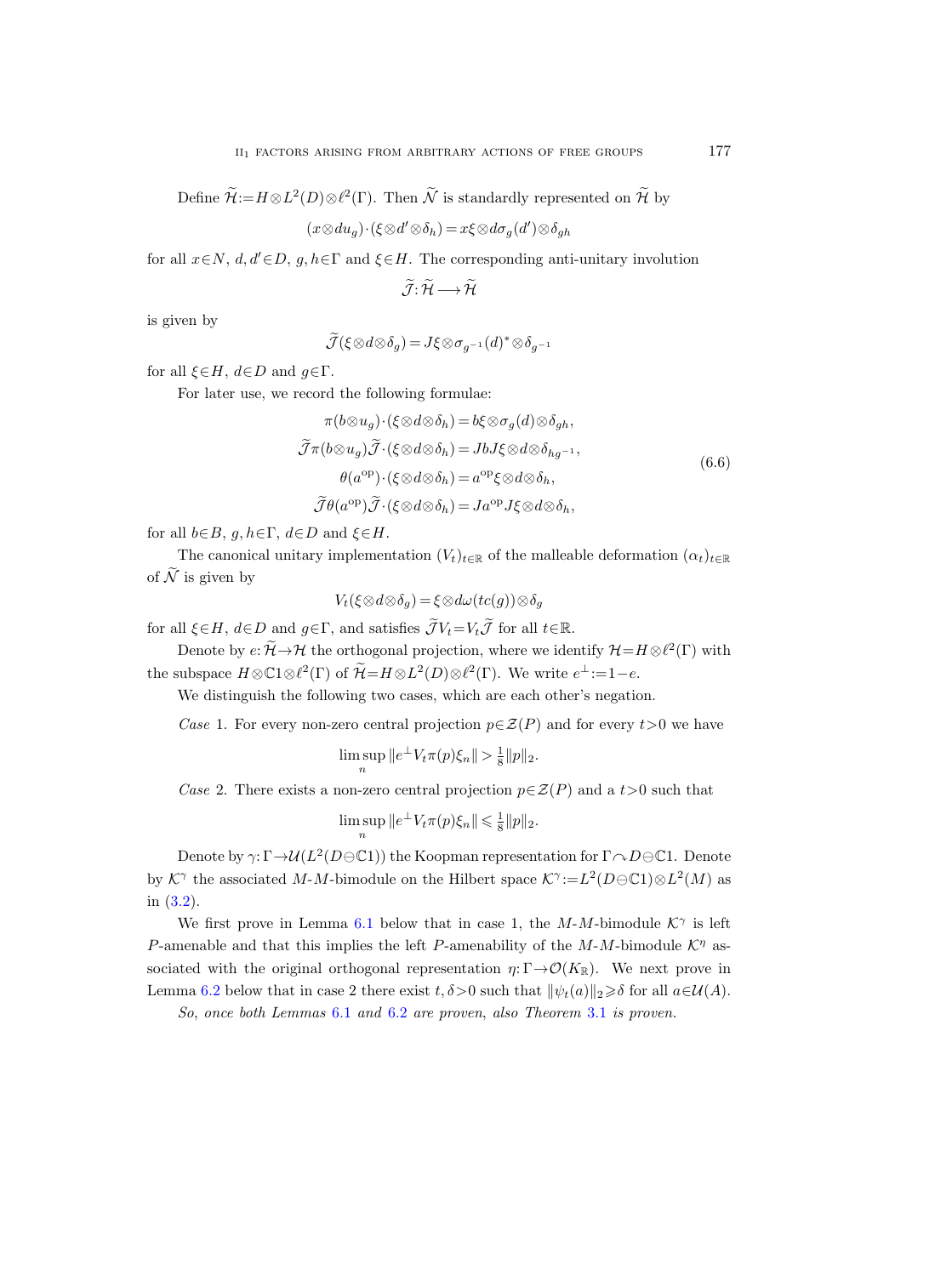Define $\widetilde{\mathcal{H}} := H \otimes L^2(D) \otimes \ell^2(\Gamma)$. Then $\widetilde{\mathcal{N}}$ is standardly represented on $\widetilde{\mathcal{H}}$ by

$$(x \otimes du_g) \cdot (\xi \otimes d' \otimes \delta_h) = x\xi \otimes d\sigma_g(d') \otimes \delta_{gh}$$

for all $x \in N$, $d, d' \in D$, $g, h \in \Gamma$ and $\xi \in H$. The corresponding anti-unitary involution

$$\widetilde{\mathcal{J}} : \widetilde{\mathcal{H}} \longrightarrow \widetilde{\mathcal{H}}$$

is given by

$$\widetilde{\mathcal{J}}(\xi \otimes d \otimes \delta_g) = J\xi \otimes \sigma_{g^{-1}}(d)^* \otimes \delta_{g^{-1}}$$

for all $\xi \in H$, $d \in D$ and $g \in \Gamma$.

For later use, we record the following formulae:

$$\begin{aligned}
\pi(b \otimes u_g) \cdot (\xi \otimes d \otimes \delta_h) &= b\xi \otimes \sigma_g(d) \otimes \delta_{gh}, \\
\widetilde{\mathcal{J}} \pi(b \otimes u_g) \widetilde{\mathcal{J}} \cdot (\xi \otimes d \otimes \delta_h) &= JbJ\xi \otimes d \otimes \delta_{hg^{-1}}, \\
\theta(a^{\mathrm{op}}) \cdot (\xi \otimes d \otimes \delta_h) &= a^{\mathrm{op}}\xi \otimes d \otimes \delta_h, \\
\widetilde{\mathcal{J}} \theta(a^{\mathrm{op}}) \widetilde{\mathcal{J}} \cdot (\xi \otimes d \otimes \delta_h) &= Ja^{\mathrm{op}}J\xi \otimes d \otimes \delta_h,
\end{aligned} \tag{6.6}$$

for all $b \in B$, $g, h \in \Gamma$, $d \in D$ and $\xi \in H$.

The canonical unitary implementation $(V_t)_{t \in \mathbb{R}}$ of the malleable deformation $(\alpha_t)_{t \in \mathbb{R}}$ of $\widetilde{\mathcal{N}}$ is given by

$$V_t(\xi \otimes d \otimes \delta_g) = \xi \otimes d\omega(tc(g)) \otimes \delta_g$$

for all $\xi \in H$, $d \in D$ and $g \in \Gamma$, and satisfies $\widetilde{\mathcal{J}} V_t = V_t \widetilde{\mathcal{J}}$ for all $t \in \mathbb{R}$.

Denote by $e : \widetilde{\mathcal{H}} \to \mathcal{H}$ the orthogonal projection, where we identify $\mathcal{H} = H \otimes \ell^2(\Gamma)$ with the subspace $H \otimes \mathbb{C}1 \otimes \ell^2(\Gamma)$ of $\widetilde{\mathcal{H}} = H \otimes L^2(D) \otimes \ell^2(\Gamma)$. We write $e^{\perp} := 1 - e$.

We distinguish the following two cases, which are each other's negation.

*Case* 1. For every non-zero central projection $p \in \mathcal{Z}(P)$ and for every $t > 0$ we have

$$\limsup_n \|e^{\perp} V_t \pi(p) \xi_n\| > \tfrac{1}{8} \|p\|_2.$$

*Case* 2. There exists a non-zero central projection $p \in \mathcal{Z}(P)$ and a $t > 0$ such that

$$\limsup_n \|e^{\perp} V_t \pi(p) \xi_n\| \leqslant \tfrac{1}{8} \|p\|_2.$$

Denote by $\gamma : \Gamma \to \mathcal{U}(L^2(D \ominus \mathbb{C}1))$ the Koopman representation for $\Gamma \curvearrowright D \ominus \mathbb{C}1$. Denote by $\mathcal{K}^{\gamma}$ the associated $M$-$M$-bimodule on the Hilbert space $\mathcal{K}^{\gamma} := L^2(D \ominus \mathbb{C}1) \otimes L^2(M)$ as in (3.2).

We first prove in Lemma 6.1 below that in case 1, the $M$-$M$-bimodule $\mathcal{K}^{\gamma}$ is left $P$-amenable and that this implies the left $P$-amenability of the $M$-$M$-bimodule $\mathcal{K}^{\eta}$ associated with the original orthogonal representation $\eta : \Gamma \to \mathcal{O}(K_{\mathbb{R}})$. We next prove in Lemma 6.2 below that in case 2 there exist $t, \delta > 0$ such that $\|\psi_t(a)\|_2 \geqslant \delta$ for all $a \in \mathcal{U}(A)$.

*So, once both Lemmas 6.1 and 6.2 are proven, also Theorem 3.1 is proven.*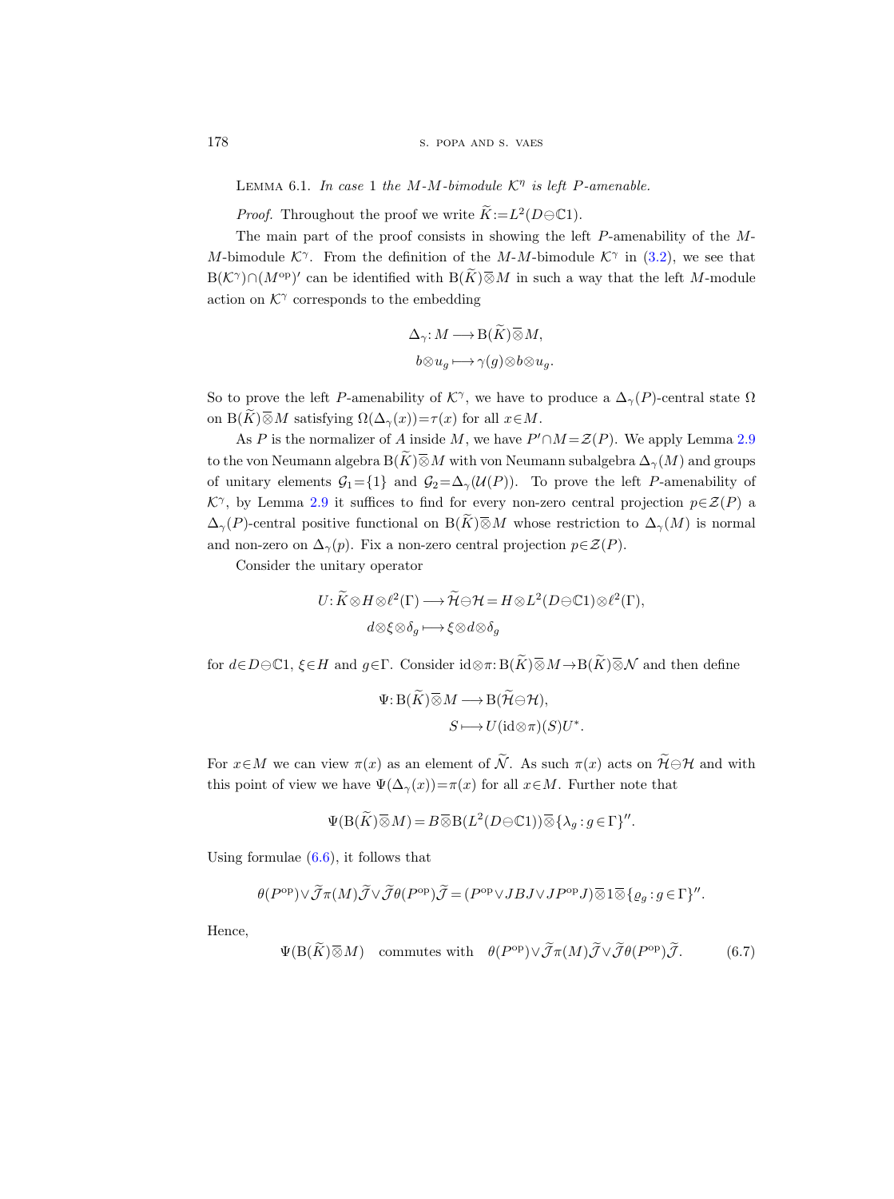Lemma 6.1. *In case 1 the $M$-$M$-bimodule $\mathcal{K}^\eta$ is left $P$-amenable.*

*Proof.* Throughout the proof we write $\widetilde{K}:=L^2(D\ominus\mathbb{C}1)$.

The main part of the proof consists in showing the left $P$-amenability of the $M$-$M$-bimodule $\mathcal{K}^\gamma$. From the definition of the $M$-$M$-bimodule $\mathcal{K}^\gamma$ in (3.2), we see that $\mathrm{B}(\mathcal{K}^\gamma)\cap(M^{\mathrm{op}})'$ can be identified with $\mathrm{B}(\widetilde{K})\overline{\otimes}M$ in such a way that the left $M$-module action on $\mathcal{K}^\gamma$ corresponds to the embedding

$$
\begin{aligned}
\Delta_\gamma\colon M &\longrightarrow \mathrm{B}(\widetilde{K})\overline{\otimes}M,\\
b\otimes u_g &\longmapsto \gamma(g)\otimes b\otimes u_g.
\end{aligned}
$$

So to prove the left $P$-amenability of $\mathcal{K}^\gamma$, we have to produce a $\Delta_\gamma(P)$-central state $\Omega$ on $\mathrm{B}(\widetilde{K})\overline{\otimes}M$ satisfying $\Omega(\Delta_\gamma(x))=\tau(x)$ for all $x\in M$.

As $P$ is the normalizer of $A$ inside $M$, we have $P'\cap M=\mathcal{Z}(P)$. We apply Lemma 2.9 to the von Neumann algebra $\mathrm{B}(\widetilde{K})\overline{\otimes}M$ with von Neumann subalgebra $\Delta_\gamma(M)$ and groups of unitary elements $\mathcal{G}_1=\{1\}$ and $\mathcal{G}_2=\Delta_\gamma(\mathcal{U}(P))$. To prove the left $P$-amenability of $\mathcal{K}^\gamma$, by Lemma 2.9 it suffices to find for every non-zero central projection $p\in\mathcal{Z}(P)$ a $\Delta_\gamma(P)$-central positive functional on $\mathrm{B}(\widetilde{K})\overline{\otimes}M$ whose restriction to $\Delta_\gamma(M)$ is normal and non-zero on $\Delta_\gamma(p)$. Fix a non-zero central projection $p\in\mathcal{Z}(P)$.

Consider the unitary operator

$$
\begin{aligned}
U\colon \widetilde{K}\otimes H\otimes\ell^2(\Gamma) &\longrightarrow \widetilde{\mathcal{H}}\ominus\mathcal{H}=H\otimes L^2(D\ominus\mathbb{C}1)\otimes\ell^2(\Gamma),\\
d\otimes\xi\otimes\delta_g &\longmapsto \xi\otimes d\otimes\delta_g
\end{aligned}
$$

for $d\in D\ominus\mathbb{C}1$, $\xi\in H$ and $g\in\Gamma$. Consider $\mathrm{id}\otimes\pi\colon\mathrm{B}(\widetilde{K})\overline{\otimes}M\to\mathrm{B}(\widetilde{K})\overline{\otimes}\mathcal{N}$ and then define

$$
\begin{aligned}
\Psi\colon \mathrm{B}(\widetilde{K})\overline{\otimes}M &\longrightarrow \mathrm{B}(\widetilde{\mathcal{H}}\ominus\mathcal{H}),\\
S &\longmapsto U(\mathrm{id}\otimes\pi)(S)U^*.
\end{aligned}
$$

For $x\in M$ we can view $\pi(x)$ as an element of $\widetilde{\mathcal{N}}$. As such $\pi(x)$ acts on $\widetilde{\mathcal{H}}\ominus\mathcal{H}$ and with this point of view we have $\Psi(\Delta_\gamma(x))=\pi(x)$ for all $x\in M$. Further note that

$$
\Psi(\mathrm{B}(\widetilde{K})\overline{\otimes}M)=B\overline{\otimes}\mathrm{B}(L^2(D\ominus\mathbb{C}1))\overline{\otimes}\{\lambda_g:g\in\Gamma\}''.
$$

Using formulae (6.6), it follows that

$$
\theta(P^{\mathrm{op}})\vee\widetilde{\mathcal{J}}\pi(M)\widetilde{\mathcal{J}}\vee\widetilde{\mathcal{J}}\theta(P^{\mathrm{op}})\widetilde{\mathcal{J}}=(P^{\mathrm{op}}\vee JBJ\vee JP^{\mathrm{op}}J)\overline{\otimes}1\overline{\otimes}\{\varrho_g:g\in\Gamma\}''.
$$

Hence,

$$
\Psi(\mathrm{B}(\widetilde{K})\overline{\otimes}M)\quad\text{commutes with}\quad\theta(P^{\mathrm{op}})\vee\widetilde{\mathcal{J}}\pi(M)\widetilde{\mathcal{J}}\vee\widetilde{\mathcal{J}}\theta(P^{\mathrm{op}})\widetilde{\mathcal{J}}. \tag{6.7}
$$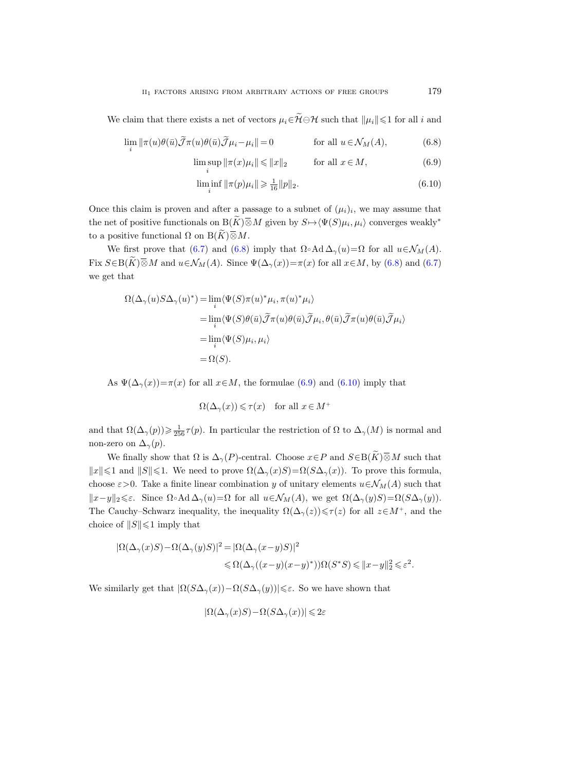We claim that there exists a net of vectors $\mu_i \in \widetilde{\mathcal{H}} \ominus \mathcal{H}$ such that $\|\mu_i\| \leqslant 1$ for all $i$ and

$$\lim_i \|\pi(u)\theta(\bar{u})\widetilde{\mathcal{J}}\pi(u)\theta(\bar{u})\widetilde{\mathcal{J}}\mu_i - \mu_i\| = 0 \qquad \text{for all } u \in \mathcal{N}_M(A), \tag{6.8}$$

$$\limsup_i \|\pi(x)\mu_i\| \leqslant \|x\|_2 \qquad \text{for all } x \in M, \tag{6.9}$$

$$\liminf_i \|\pi(p)\mu_i\| \geqslant \tfrac{1}{16}\|p\|_2. \tag{6.10}$$

Once this claim is proven and after a passage to a subnet of $(\mu_i)_i$, we may assume that the net of positive functionals on $\mathrm{B}(\widetilde{K})\overline{\otimes}M$ given by $S \mapsto \langle \Psi(S)\mu_i, \mu_i\rangle$ converges weakly* to a positive functional $\Omega$ on $\mathrm{B}(\widetilde{K})\overline{\otimes}M$.

We first prove that (6.7) and (6.8) imply that $\Omega \circ \operatorname{Ad} \Delta_\gamma(u) = \Omega$ for all $u \in \mathcal{N}_M(A)$. Fix $S \in \mathrm{B}(\widetilde{K})\overline{\otimes}M$ and $u \in \mathcal{N}_M(A)$. Since $\Psi(\Delta_\gamma(x)) = \pi(x)$ for all $x \in M$, by (6.8) and (6.7) we get that

$$\begin{aligned}
\Omega(\Delta_\gamma(u)S\Delta_\gamma(u)^*) &= \lim_i \langle \Psi(S)\pi(u)^*\mu_i, \pi(u)^*\mu_i\rangle \\
&= \lim_i \langle \Psi(S)\theta(\bar{u})\widetilde{\mathcal{J}}\pi(u)\theta(\bar{u})\widetilde{\mathcal{J}}\mu_i, \theta(\bar{u})\widetilde{\mathcal{J}}\pi(u)\theta(\bar{u})\widetilde{\mathcal{J}}\mu_i\rangle \\
&= \lim_i \langle \Psi(S)\mu_i, \mu_i\rangle \\
&= \Omega(S).
\end{aligned}$$

As $\Psi(\Delta_\gamma(x)) = \pi(x)$ for all $x \in M$, the formulae (6.9) and (6.10) imply that

$$\Omega(\Delta_\gamma(x)) \leqslant \tau(x) \quad \text{for all } x \in M^+$$

and that $\Omega(\Delta_\gamma(p)) \geqslant \frac{1}{256}\tau(p)$. In particular the restriction of $\Omega$ to $\Delta_\gamma(M)$ is normal and non-zero on $\Delta_\gamma(p)$.

We finally show that $\Omega$ is $\Delta_\gamma(P)$-central. Choose $x \in P$ and $S \in \mathrm{B}(\widetilde{K})\overline{\otimes}M$ such that $\|x\| \leqslant 1$ and $\|S\| \leqslant 1$. We need to prove $\Omega(\Delta_\gamma(x)S) = \Omega(S\Delta_\gamma(x))$. To prove this formula, choose $\varepsilon > 0$. Take a finite linear combination $y$ of unitary elements $u \in \mathcal{N}_M(A)$ such that $\|x - y\|_2 \leqslant \varepsilon$. Since $\Omega \circ \operatorname{Ad} \Delta_\gamma(u) = \Omega$ for all $u \in \mathcal{N}_M(A)$, we get $\Omega(\Delta_\gamma(y)S) = \Omega(S\Delta_\gamma(y))$. The Cauchy–Schwarz inequality, the inequality $\Omega(\Delta_\gamma(z)) \leqslant \tau(z)$ for all $z \in M^+$, and the choice of $\|S\| \leqslant 1$ imply that

$$\begin{aligned}
|\Omega(\Delta_\gamma(x)S) - \Omega(\Delta_\gamma(y)S)|^2 &= |\Omega(\Delta_\gamma(x-y)S)|^2 \\
&\leqslant \Omega(\Delta_\gamma((x-y)(x-y)^*))\Omega(S^*S) \leqslant \|x-y\|_2^2 \leqslant \varepsilon^2.
\end{aligned}$$

We similarly get that $|\Omega(S\Delta_\gamma(x)) - \Omega(S\Delta_\gamma(y))| \leqslant \varepsilon$. So we have shown that

$$|\Omega(\Delta_\gamma(x)S) - \Omega(S\Delta_\gamma(x))| \leqslant 2\varepsilon$$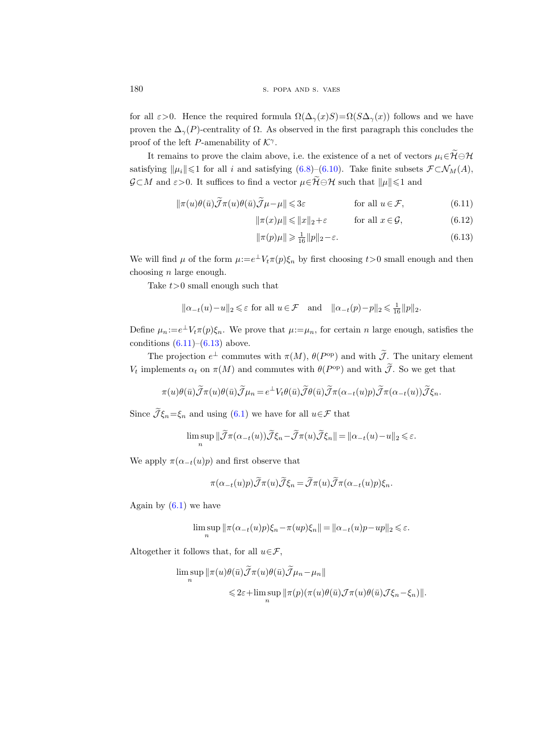for all $\varepsilon > 0$. Hence the required formula $\Omega(\Delta_\gamma(x)S) = \Omega(S\Delta_\gamma(x))$ follows and we have proven the $\Delta_\gamma(P)$-centrality of $\Omega$. As observed in the first paragraph this concludes the proof of the left $P$-amenability of $\mathcal{K}^\gamma$.

It remains to prove the claim above, i.e. the existence of a net of vectors $\mu_i \in \widetilde{\mathcal{H}} \ominus \mathcal{H}$ satisfying $\|\mu_i\| \leqslant 1$ for all $i$ and satisfying (6.8)–(6.10). Take finite subsets $\mathcal{F} \subset \mathcal{N}_M(A)$, $\mathcal{G} \subset M$ and $\varepsilon > 0$. It suffices to find a vector $\mu \in \widetilde{\mathcal{H}} \ominus \mathcal{H}$ such that $\|\mu\| \leqslant 1$ and

$$\|\pi(u)\theta(\bar{u})\widetilde{\mathcal{J}}\pi(u)\theta(\bar{u})\widetilde{\mathcal{J}}\mu - \mu\| \leqslant 3\varepsilon \qquad \text{for all } u \in \mathcal{F}, \tag{6.11}$$

$$\|\pi(x)\mu\| \leqslant \|x\|_2 + \varepsilon \qquad \text{for all } x \in \mathcal{G}, \tag{6.12}$$

$$\|\pi(p)\mu\| \geqslant \tfrac{1}{16}\|p\|_2 - \varepsilon. \tag{6.13}$$

We will find $\mu$ of the form $\mu := e^\perp V_t \pi(p)\xi_n$ by first choosing $t > 0$ small enough and then choosing $n$ large enough.

Take $t > 0$ small enough such that

$$\|\alpha_{-t}(u) - u\|_2 \leqslant \varepsilon \text{ for all } u \in \mathcal{F} \quad \text{and} \quad \|\alpha_{-t}(p) - p\|_2 \leqslant \tfrac{1}{16}\|p\|_2.$$

Define $\mu_n := e^\perp V_t \pi(p)\xi_n$. We prove that $\mu := \mu_n$, for certain $n$ large enough, satisfies the conditions (6.11)–(6.13) above.

The projection $e^\perp$ commutes with $\pi(M)$, $\theta(P^{\mathrm{op}})$ and with $\widetilde{\mathcal{J}}$. The unitary element $V_t$ implements $\alpha_t$ on $\pi(M)$ and commutes with $\theta(P^{\mathrm{op}})$ and with $\widetilde{\mathcal{J}}$. So we get that

$$\pi(u)\theta(\bar{u})\widetilde{\mathcal{J}}\pi(u)\theta(\bar{u})\widetilde{\mathcal{J}}\mu_n = e^\perp V_t \theta(\bar{u})\widetilde{\mathcal{J}}\theta(\bar{u})\widetilde{\mathcal{J}}\pi(\alpha_{-t}(u)p)\widetilde{\mathcal{J}}\pi(\alpha_{-t}(u))\widetilde{\mathcal{J}}\xi_n.$$

Since $\widetilde{\mathcal{J}}\xi_n = \xi_n$ and using (6.1) we have for all $u \in \mathcal{F}$ that

$$\limsup_n \|\widetilde{\mathcal{J}}\pi(\alpha_{-t}(u))\widetilde{\mathcal{J}}\xi_n - \widetilde{\mathcal{J}}\pi(u)\widetilde{\mathcal{J}}\xi_n\| = \|\alpha_{-t}(u) - u\|_2 \leqslant \varepsilon.$$

We apply $\pi(\alpha_{-t}(u)p)$ and first observe that

$$\pi(\alpha_{-t}(u)p)\widetilde{\mathcal{J}}\pi(u)\widetilde{\mathcal{J}}\xi_n = \widetilde{\mathcal{J}}\pi(u)\widetilde{\mathcal{J}}\pi(\alpha_{-t}(u)p)\xi_n.$$

Again by (6.1) we have

$$\limsup_n \|\pi(\alpha_{-t}(u)p)\xi_n - \pi(up)\xi_n\| = \|\alpha_{-t}(u)p - up\|_2 \leqslant \varepsilon.$$

Altogether it follows that, for all $u \in \mathcal{F}$,

$$\begin{aligned}
&\limsup_n \|\pi(u)\theta(\bar{u})\widetilde{\mathcal{J}}\pi(u)\theta(\bar{u})\widetilde{\mathcal{J}}\mu_n - \mu_n\| \\
&\qquad\qquad \leqslant 2\varepsilon + \limsup_n \|\pi(p)(\pi(u)\theta(\bar{u})\mathcal{J}\pi(u)\theta(\bar{u})\mathcal{J}\xi_n - \xi_n)\|.
\end{aligned}$$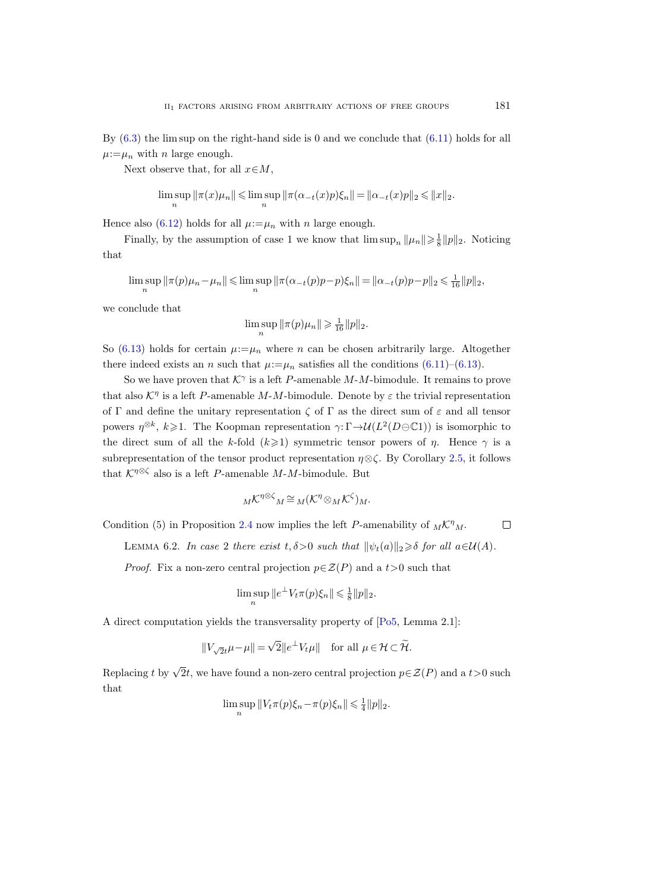By (6.3) the lim sup on the right-hand side is 0 and we conclude that (6.11) holds for all $\mu := \mu_n$ with $n$ large enough.

Next observe that, for all $x \in M$,

$$\limsup_n \|\pi(x)\mu_n\| \leqslant \limsup_n \|\pi(\alpha_{-t}(x)p)\xi_n\| = \|\alpha_{-t}(x)p\|_2 \leqslant \|x\|_2.$$

Hence also (6.12) holds for all $\mu := \mu_n$ with $n$ large enough.

Finally, by the assumption of case 1 we know that $\limsup_n \|\mu_n\| \geqslant \frac{1}{8}\|p\|_2$. Noticing that

$$\limsup_n \|\pi(p)\mu_n - \mu_n\| \leqslant \limsup_n \|\pi(\alpha_{-t}(p)p - p)\xi_n\| = \|\alpha_{-t}(p)p - p\|_2 \leqslant \tfrac{1}{16}\|p\|_2,$$

we conclude that

$$\limsup_n \|\pi(p)\mu_n\| \geqslant \tfrac{1}{16}\|p\|_2.$$

So (6.13) holds for certain $\mu := \mu_n$ where $n$ can be chosen arbitrarily large. Altogether there indeed exists an $n$ such that $\mu := \mu_n$ satisfies all the conditions (6.11)–(6.13).

So we have proven that $\mathcal{K}^\gamma$ is a left $P$-amenable $M$-$M$-bimodule. It remains to prove that also $\mathcal{K}^\eta$ is a left $P$-amenable $M$-$M$-bimodule. Denote by $\varepsilon$ the trivial representation of $\Gamma$ and define the unitary representation $\zeta$ of $\Gamma$ as the direct sum of $\varepsilon$ and all tensor powers $\eta^{\otimes k}$, $k \geqslant 1$. The Koopman representation $\gamma: \Gamma \to \mathcal{U}(L^2(D \ominus \mathbb{C}1))$ is isomorphic to the direct sum of all the $k$-fold ($k \geqslant 1$) symmetric tensor powers of $\eta$. Hence $\gamma$ is a subrepresentation of the tensor product representation $\eta \otimes \zeta$. By Corollary 2.5, it follows that $\mathcal{K}^{\eta \otimes \zeta}$ also is a left $P$-amenable $M$-$M$-bimodule. But

$${}_M\mathcal{K}^{\eta \otimes \zeta}{}_M \cong {}_M(\mathcal{K}^\eta \otimes_M \mathcal{K}^\zeta)_M.$$

Condition (5) in Proposition 2.4 now implies the left $P$-amenability of ${}_M\mathcal{K}^\eta{}_M$. $\square$

LEMMA 6.2. *In case 2 there exist $t, \delta > 0$ such that $\|\psi_t(a)\|_2 \geqslant \delta$ for all $a \in \mathcal{U}(A)$.*

*Proof.* Fix a non-zero central projection $p \in \mathcal{Z}(P)$ and a $t > 0$ such that

$$\limsup_n \|e^\perp V_t \pi(p)\xi_n\| \leqslant \tfrac{1}{8}\|p\|_2.$$

A direct computation yields the transversality property of [Po5, Lemma 2.1]:

$$\|V_{\sqrt{2}t}\mu - \mu\| = \sqrt{2}\|e^\perp V_t \mu\| \quad \text{for all } \mu \in \mathcal{H} \subset \widetilde{\mathcal{H}}.$$

Replacing $t$ by $\sqrt{2}t$, we have found a non-zero central projection $p \in \mathcal{Z}(P)$ and a $t > 0$ such that

$$\limsup_n \|V_t \pi(p)\xi_n - \pi(p)\xi_n\| \leqslant \tfrac{1}{4}\|p\|_2.$$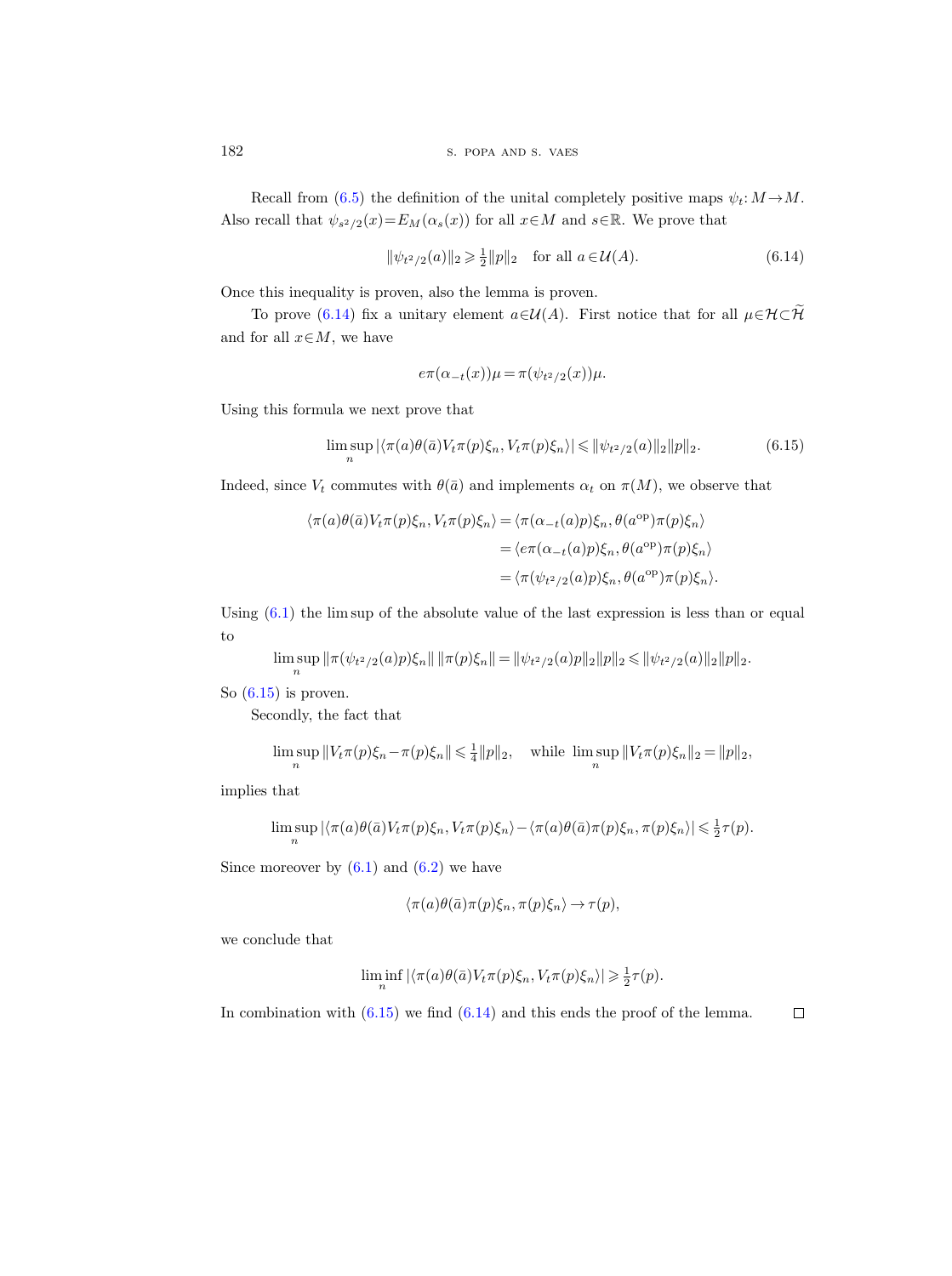Recall from (6.5) the definition of the unital completely positive maps $\psi_t\colon M\to M$. Also recall that $\psi_{s^2/2}(x)=E_M(\alpha_s(x))$ for all $x\in M$ and $s\in\mathbb{R}$. We prove that

$$\|\psi_{t^2/2}(a)\|_2 \geqslant \tfrac{1}{2}\|p\|_2 \quad \text{for all } a\in\mathcal{U}(A). \tag{6.14}$$

Once this inequality is proven, also the lemma is proven.

To prove (6.14) fix a unitary element $a\in\mathcal{U}(A)$. First notice that for all $\mu\in\mathcal{H}\subset\widetilde{\mathcal{H}}$ and for all $x\in M$, we have

$$e\pi(\alpha_{-t}(x))\mu=\pi(\psi_{t^2/2}(x))\mu.$$

Using this formula we next prove that

$$\limsup_n |\langle \pi(a)\theta(\bar{a})V_t\pi(p)\xi_n, V_t\pi(p)\xi_n\rangle| \leqslant \|\psi_{t^2/2}(a)\|_2\|p\|_2. \tag{6.15}$$

Indeed, since $V_t$ commutes with $\theta(\bar{a})$ and implements $\alpha_t$ on $\pi(M)$, we observe that

$$\begin{aligned}
\langle \pi(a)\theta(\bar{a})V_t\pi(p)\xi_n, V_t\pi(p)\xi_n\rangle &= \langle \pi(\alpha_{-t}(a)p)\xi_n, \theta(a^{\mathrm{op}})\pi(p)\xi_n\rangle \\
&= \langle e\pi(\alpha_{-t}(a)p)\xi_n, \theta(a^{\mathrm{op}})\pi(p)\xi_n\rangle \\
&= \langle \pi(\psi_{t^2/2}(a)p)\xi_n, \theta(a^{\mathrm{op}})\pi(p)\xi_n\rangle.
\end{aligned}$$

Using (6.1) the lim sup of the absolute value of the last expression is less than or equal to

$$\limsup_n \|\pi(\psi_{t^2/2}(a)p)\xi_n\|\,\|\pi(p)\xi_n\| = \|\psi_{t^2/2}(a)p\|_2\|p\|_2 \leqslant \|\psi_{t^2/2}(a)\|_2\|p\|_2.$$

So (6.15) is proven.

Secondly, the fact that

$$\limsup_n \|V_t\pi(p)\xi_n-\pi(p)\xi_n\| \leqslant \tfrac{1}{4}\|p\|_2, \quad \text{while } \limsup_n \|V_t\pi(p)\xi_n\|_2=\|p\|_2,$$

implies that

$$\limsup_n |\langle \pi(a)\theta(\bar{a})V_t\pi(p)\xi_n, V_t\pi(p)\xi_n\rangle - \langle \pi(a)\theta(\bar{a})\pi(p)\xi_n, \pi(p)\xi_n\rangle| \leqslant \tfrac{1}{2}\tau(p).$$

Since moreover by (6.1) and (6.2) we have

$$\langle \pi(a)\theta(\bar{a})\pi(p)\xi_n, \pi(p)\xi_n\rangle \to \tau(p),$$

we conclude that

$$\liminf_n |\langle \pi(a)\theta(\bar{a})V_t\pi(p)\xi_n, V_t\pi(p)\xi_n\rangle| \geqslant \tfrac{1}{2}\tau(p).$$

In combination with (6.15) we find (6.14) and this ends the proof of the lemma. ∎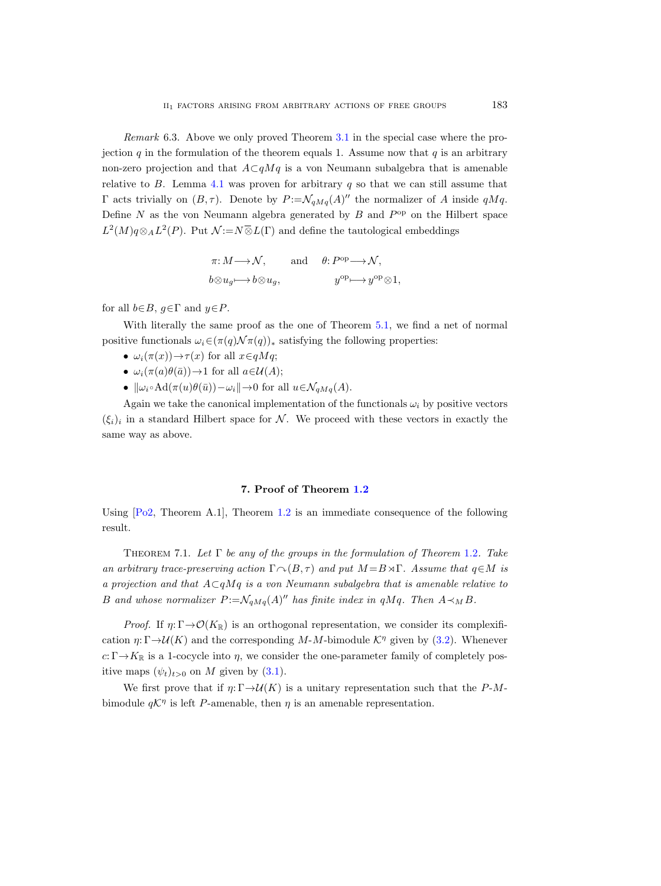*Remark* 6.3. Above we only proved Theorem 3.1 in the special case where the projection $q$ in the formulation of the theorem equals 1. Assume now that $q$ is an arbitrary non-zero projection and that $A \subset qMq$ is a von Neumann subalgebra that is amenable relative to $B$. Lemma 4.1 was proven for arbitrary $q$ so that we can still assume that $\Gamma$ acts trivially on $(B,\tau)$. Denote by $P := \mathcal{N}_{qMq}(A)''$ the normalizer of $A$ inside $qMq$. Define $N$ as the von Neumann algebra generated by $B$ and $P^{\mathrm{op}}$ on the Hilbert space $L^2(M)q \otimes_A L^2(P)$. Put $\mathcal{N} := N \overline{\otimes} L(\Gamma)$ and define the tautological embeddings

$$
\begin{aligned}
\pi \colon M &\longrightarrow \mathcal{N}, &\quad\text{and}\quad \theta \colon P^{\mathrm{op}} &\longrightarrow \mathcal{N}, \\
b \otimes u_g &\longmapsto b \otimes u_g, & y^{\mathrm{op}} &\longmapsto y^{\mathrm{op}} \otimes 1,
\end{aligned}
$$

for all $b \in B$, $g \in \Gamma$ and $y \in P$.

With literally the same proof as the one of Theorem 5.1, we find a net of normal positive functionals $\omega_i \in (\pi(q)\mathcal{N}\pi(q))_*$ satisfying the following properties:

- $\omega_i(\pi(x)) \to \tau(x)$ for all $x \in qMq$;
- $\omega_i(\pi(a)\theta(\bar{a})) \to 1$ for all $a \in \mathcal{U}(A)$;
- $\|\omega_i \circ \mathrm{Ad}(\pi(u)\theta(\bar{u})) - \omega_i\| \to 0$ for all $u \in \mathcal{N}_{qMq}(A)$.

Again we take the canonical implementation of the functionals $\omega_i$ by positive vectors $(\xi_i)_i$ in a standard Hilbert space for $\mathcal{N}$. We proceed with these vectors in exactly the same way as above.

## 7. Proof of Theorem 1.2

Using [Po2, Theorem A.1], Theorem 1.2 is an immediate consequence of the following result.

Theorem 7.1. *Let $\Gamma$ be any of the groups in the formulation of Theorem 1.2. Take an arbitrary trace-preserving action $\Gamma \curvearrowright (B,\tau)$ and put $M = B \rtimes \Gamma$. Assume that $q \in M$ is a projection and that $A \subset qMq$ is a von Neumann subalgebra that is amenable relative to $B$ and whose normalizer $P := \mathcal{N}_{qMq}(A)''$ has finite index in $qMq$. Then $A \prec_M B$.*

*Proof.* If $\eta \colon \Gamma \to \mathcal{O}(K_{\mathbb{R}})$ is an orthogonal representation, we consider its complexification $\eta \colon \Gamma \to \mathcal{U}(K)$ and the corresponding $M$-$M$-bimodule $\mathcal{K}^\eta$ given by (3.2). Whenever $c \colon \Gamma \to K_{\mathbb{R}}$ is a 1-cocycle into $\eta$, we consider the one-parameter family of completely positive maps $(\psi_t)_{t>0}$ on $M$ given by (3.1).

We first prove that if $\eta \colon \Gamma \to \mathcal{U}(K)$ is a unitary representation such that the $P$-$M$-bimodule $q\mathcal{K}^\eta$ is left $P$-amenable, then $\eta$ is an amenable representation.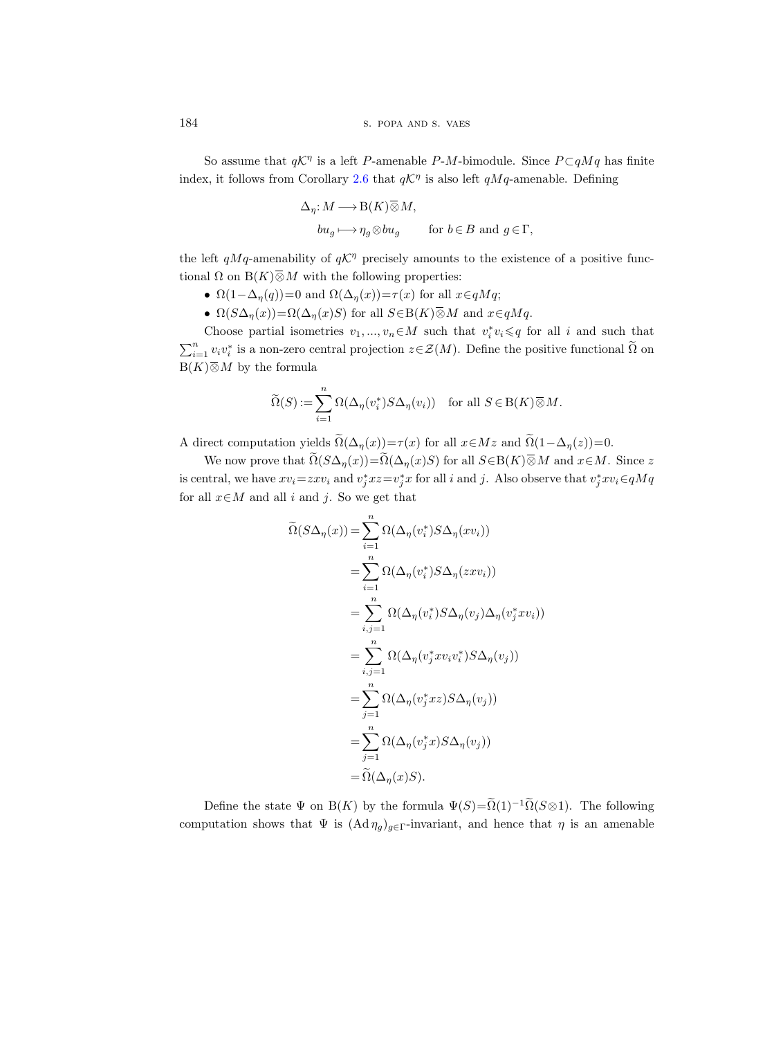So assume that $q\mathcal{K}^\eta$ is a left $P$-amenable $P$-$M$-bimodule. Since $P\subset qMq$ has finite index, it follows from Corollary 2.6 that $q\mathcal{K}^\eta$ is also left $qMq$-amenable. Defining

$$
\begin{aligned}
\Delta_\eta\colon M &\longrightarrow \mathrm{B}(K)\overline{\otimes} M,\\
bu_g &\longmapsto \eta_g \otimes bu_g \qquad \text{for } b\in B \text{ and } g\in\Gamma,
\end{aligned}
$$

the left $qMq$-amenability of $q\mathcal{K}^\eta$ precisely amounts to the existence of a positive functional $\Omega$ on $\mathrm{B}(K)\overline{\otimes}M$ with the following properties:

- $\Omega(1-\Delta_\eta(q))=0$ and $\Omega(\Delta_\eta(x))=\tau(x)$ for all $x\in qMq$;
- $\Omega(S\Delta_\eta(x))=\Omega(\Delta_\eta(x)S)$ for all $S\in\mathrm{B}(K)\overline{\otimes}M$ and $x\in qMq$.

Choose partial isometries $v_1,\dots,v_n\in M$ such that $v_i^*v_i\leqslant q$ for all $i$ and such that $\sum_{i=1}^n v_iv_i^*$ is a non-zero central projection $z\in\mathcal{Z}(M)$. Define the positive functional $\widetilde{\Omega}$ on $\mathrm{B}(K)\overline{\otimes}M$ by the formula

$$
\widetilde{\Omega}(S) := \sum_{i=1}^n \Omega(\Delta_\eta(v_i^*)S\Delta_\eta(v_i)) \quad \text{for all } S\in\mathrm{B}(K)\overline{\otimes}M.
$$

A direct computation yields $\widetilde{\Omega}(\Delta_\eta(x))=\tau(x)$ for all $x\in Mz$ and $\widetilde{\Omega}(1-\Delta_\eta(z))=0$.

We now prove that $\widetilde{\Omega}(S\Delta_\eta(x))=\widetilde{\Omega}(\Delta_\eta(x)S)$ for all $S\in\mathrm{B}(K)\overline{\otimes}M$ and $x\in M$. Since $z$ is central, we have $xv_i=zxv_i$ and $v_j^*xz=v_j^*x$ for all $i$ and $j$. Also observe that $v_j^*xv_i\in qMq$ for all $x\in M$ and all $i$ and $j$. So we get that

$$
\begin{aligned}
\widetilde{\Omega}(S\Delta_\eta(x)) &= \sum_{i=1}^n \Omega(\Delta_\eta(v_i^*)S\Delta_\eta(xv_i))\\
&= \sum_{i=1}^n \Omega(\Delta_\eta(v_i^*)S\Delta_\eta(zxv_i))\\
&= \sum_{i,j=1}^n \Omega(\Delta_\eta(v_i^*)S\Delta_\eta(v_j)\Delta_\eta(v_j^*xv_i))\\
&= \sum_{i,j=1}^n \Omega(\Delta_\eta(v_j^*xv_iv_i^*)S\Delta_\eta(v_j))\\
&= \sum_{j=1}^n \Omega(\Delta_\eta(v_j^*xz)S\Delta_\eta(v_j))\\
&= \sum_{j=1}^n \Omega(\Delta_\eta(v_j^*x)S\Delta_\eta(v_j))\\
&= \widetilde{\Omega}(\Delta_\eta(x)S).
\end{aligned}
$$

Define the state $\Psi$ on $\mathrm{B}(K)$ by the formula $\Psi(S)=\widetilde{\Omega}(1)^{-1}\widetilde{\Omega}(S\otimes 1)$. The following computation shows that $\Psi$ is $(\mathrm{Ad}\,\eta_g)_{g\in\Gamma}$-invariant, and hence that $\eta$ is an amenable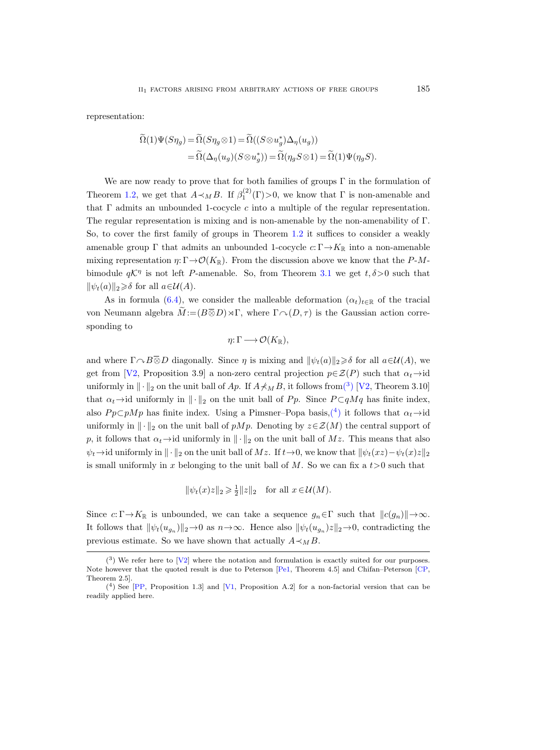representation:

$$
\begin{aligned}
\widetilde{\Omega}(1)\Psi(S\eta_g) &= \widetilde{\Omega}(S\eta_g \otimes 1) = \widetilde{\Omega}((S\otimes u_g^*)\Delta_\eta(u_g)) \\
&= \widetilde{\Omega}(\Delta_\eta(u_g)(S\otimes u_g^*)) = \widetilde{\Omega}(\eta_g S\otimes 1) = \widetilde{\Omega}(1)\Psi(\eta_g S).
\end{aligned}
$$

We are now ready to prove that for both families of groups $\Gamma$ in the formulation of Theorem 1.2, we get that $A\prec_M B$. If $\beta_1^{(2)}(\Gamma)>0$, we know that $\Gamma$ is non-amenable and that $\Gamma$ admits an unbounded 1-cocycle $c$ into a multiple of the regular representation. The regular representation is mixing and is non-amenable by the non-amenability of $\Gamma$. So, to cover the first family of groups in Theorem 1.2 it suffices to consider a weakly amenable group $\Gamma$ that admits an unbounded 1-cocycle $c:\Gamma\to K_\mathbb{R}$ into a non-amenable mixing representation $\eta:\Gamma\to\mathcal{O}(K_\mathbb{R})$. From the discussion above we know that the $P$-$M$-bimodule $q\mathcal{K}^\eta$ is not left $P$-amenable. So, from Theorem 3.1 we get $t,\delta>0$ such that $\|\psi_t(a)\|_2\geqslant\delta$ for all $a\in\mathcal{U}(A)$.

As in formula (6.4), we consider the malleable deformation $(\alpha_t)_{t\in\mathbb{R}}$ of the tracial von Neumann algebra $\widetilde{M}:=(B\overline{\otimes}D)\rtimes\Gamma$, where $\Gamma\curvearrowright(D,\tau)$ is the Gaussian action corresponding to

$$
\eta:\Gamma\longrightarrow\mathcal{O}(K_\mathbb{R}),
$$

and where $\Gamma\curvearrowright B\overline{\otimes}D$ diagonally. Since $\eta$ is mixing and $\|\psi_t(a)\|_2\geqslant\delta$ for all $a\in\mathcal{U}(A)$, we get from [V2, Proposition 3.9] a non-zero central projection $p\in\mathcal{Z}(P)$ such that $\alpha_t\to\mathrm{id}$ uniformly in $\|\cdot\|_2$ on the unit ball of $Ap$. If $A\not\prec_M B$, it follows from(3) [V2, Theorem 3.10] that $\alpha_t\to\mathrm{id}$ uniformly in $\|\cdot\|_2$ on the unit ball of $Pp$. Since $P\subset qMq$ has finite index, also $Pp\subset pMp$ has finite index. Using a Pimsner–Popa basis,(4) it follows that $\alpha_t\to\mathrm{id}$ uniformly in $\|\cdot\|_2$ on the unit ball of $pMp$. Denoting by $z\in\mathcal{Z}(M)$ the central support of $p$, it follows that $\alpha_t\to\mathrm{id}$ uniformly in $\|\cdot\|_2$ on the unit ball of $Mz$. This means that also $\psi_t\to\mathrm{id}$ uniformly in $\|\cdot\|_2$ on the unit ball of $Mz$. If $t\to 0$, we know that $\|\psi_t(xz)-\psi_t(x)z\|_2$ is small uniformly in $x$ belonging to the unit ball of $M$. So we can fix a $t>0$ such that

$$
\|\psi_t(x)z\|_2\geqslant\tfrac{1}{2}\|z\|_2 \quad \text{for all } x\in\mathcal{U}(M).
$$

Since $c:\Gamma\to K_\mathbb{R}$ is unbounded, we can take a sequence $g_n\in\Gamma$ such that $\|c(g_n)\|\to\infty$. It follows that $\|\psi_t(u_{g_n})\|_2\to 0$ as $n\to\infty$. Hence also $\|\psi_t(u_{g_n})z\|_2\to 0$, contradicting the previous estimate. So we have shown that actually $A\prec_M B$.

(3) We refer here to [V2] where the notation and formulation is exactly suited for our purposes. Note however that the quoted result is due to Peterson [Pe1, Theorem 4.5] and Chifan–Peterson [CP, Theorem 2.5].

(4) See [PP, Proposition 1.3] and [V1, Proposition A.2] for a non-factorial version that can be readily applied here.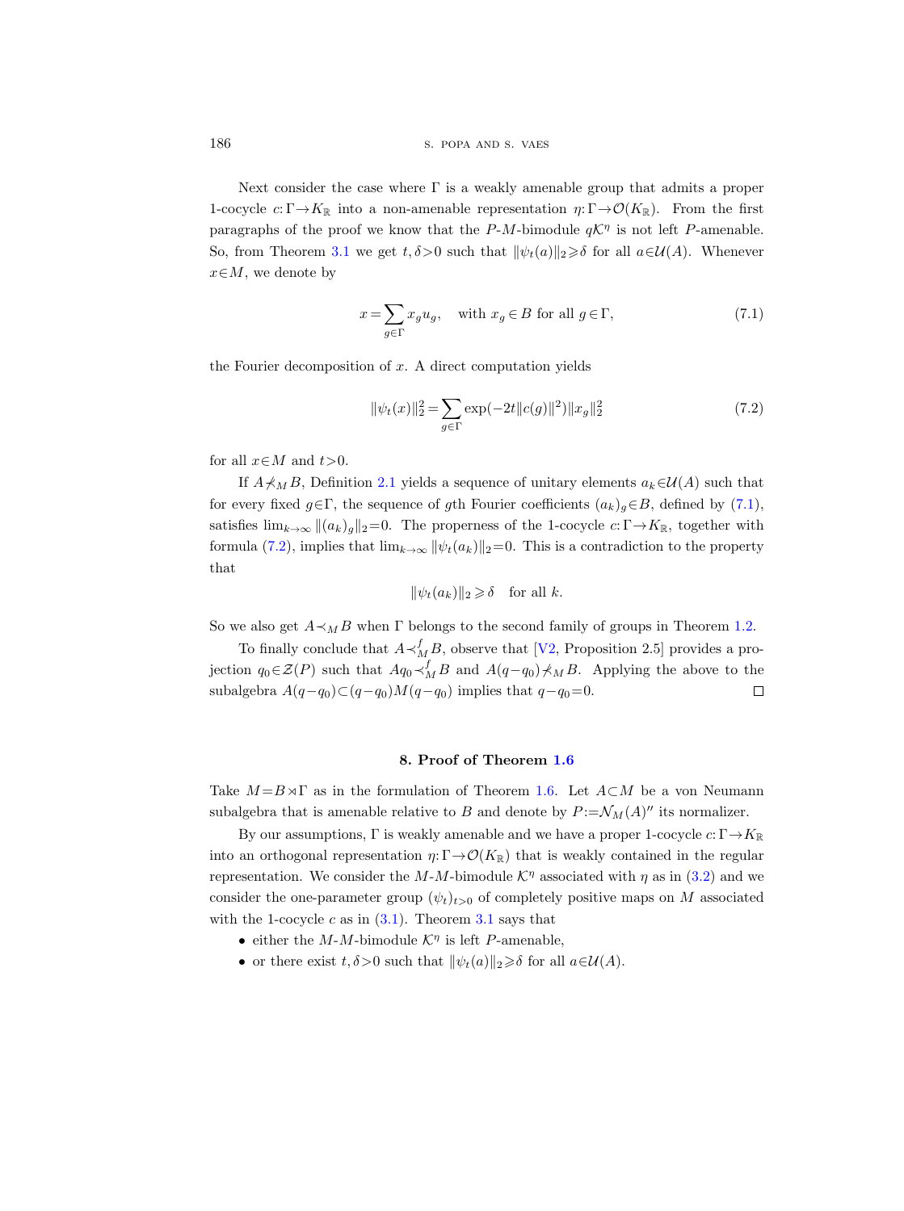Next consider the case where $\Gamma$ is a weakly amenable group that admits a proper 1-cocycle $c:\Gamma\to K_{\mathbb{R}}$ into a non-amenable representation $\eta:\Gamma\to\mathcal{O}(K_{\mathbb{R}})$. From the first paragraphs of the proof we know that the $P$-$M$-bimodule $q\mathcal{K}^\eta$ is not left $P$-amenable. So, from Theorem 3.1 we get $t,\delta>0$ such that $\|\psi_t(a)\|_2\geqslant\delta$ for all $a\in\mathcal{U}(A)$. Whenever $x\in M$, we denote by

$$x=\sum_{g\in\Gamma} x_g u_g, \quad \text{with } x_g\in B \text{ for all } g\in\Gamma, \tag{7.1}$$

the Fourier decomposition of $x$. A direct computation yields

$$\|\psi_t(x)\|_2^2=\sum_{g\in\Gamma}\exp(-2t\|c(g)\|^2)\|x_g\|_2^2 \tag{7.2}$$

for all $x\in M$ and $t>0$.

If $A\not\prec_M B$, Definition 2.1 yields a sequence of unitary elements $a_k\in\mathcal{U}(A)$ such that for every fixed $g\in\Gamma$, the sequence of $g$th Fourier coefficients $(a_k)_g\in B$, defined by (7.1), satisfies $\lim_{k\to\infty}\|(a_k)_g\|_2=0$. The properness of the 1-cocycle $c:\Gamma\to K_{\mathbb{R}}$, together with formula (7.2), implies that $\lim_{k\to\infty}\|\psi_t(a_k)\|_2=0$. This is a contradiction to the property that

$$\|\psi_t(a_k)\|_2\geqslant\delta \quad \text{for all } k.$$

So we also get $A\prec_M B$ when $\Gamma$ belongs to the second family of groups in Theorem 1.2.

To finally conclude that $A\prec_M^f B$, observe that [V2, Proposition 2.5] provides a projection $q_0\in\mathcal{Z}(P)$ such that $Aq_0\prec_M^f B$ and $A(q-q_0)\not\prec_M B$. Applying the above to the subalgebra $A(q-q_0)\subset(q-q_0)M(q-q_0)$ implies that $q-q_0=0$. $\square$

## 8. Proof of Theorem 1.6

Take $M=B\rtimes\Gamma$ as in the formulation of Theorem 1.6. Let $A\subset M$ be a von Neumann subalgebra that is amenable relative to $B$ and denote by $P:=\mathcal{N}_M(A)''$ its normalizer.

By our assumptions, $\Gamma$ is weakly amenable and we have a proper 1-cocycle $c:\Gamma\to K_{\mathbb{R}}$ into an orthogonal representation $\eta:\Gamma\to\mathcal{O}(K_{\mathbb{R}})$ that is weakly contained in the regular representation. We consider the $M$-$M$-bimodule $\mathcal{K}^\eta$ associated with $\eta$ as in (3.2) and we consider the one-parameter group $(\psi_t)_{t>0}$ of completely positive maps on $M$ associated with the 1-cocycle $c$ as in (3.1). Theorem 3.1 says that

- either the $M$-$M$-bimodule $\mathcal{K}^\eta$ is left $P$-amenable,
- or there exist $t,\delta>0$ such that $\|\psi_t(a)\|_2\geqslant\delta$ for all $a\in\mathcal{U}(A)$.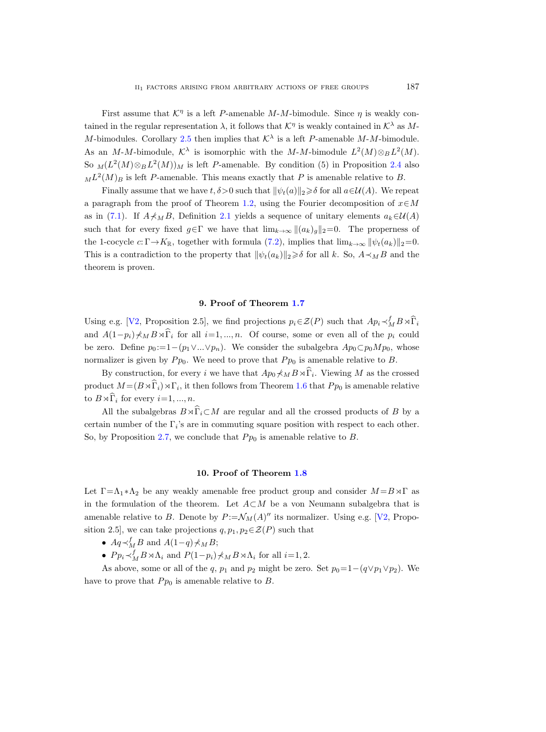First assume that $\mathcal{K}^\eta$ is a left $P$-amenable $M$-$M$-bimodule. Since $\eta$ is weakly contained in the regular representation $\lambda$, it follows that $\mathcal{K}^\eta$ is weakly contained in $\mathcal{K}^\lambda$ as $M$-$M$-bimodules. Corollary 2.5 then implies that $\mathcal{K}^\lambda$ is a left $P$-amenable $M$-$M$-bimodule. As an $M$-$M$-bimodule, $\mathcal{K}^\lambda$ is isomorphic with the $M$-$M$-bimodule $L^2(M)\otimes_B L^2(M)$. So ${}_M(L^2(M)\otimes_B L^2(M))_M$ is left $P$-amenable. By condition (5) in Proposition 2.4 also ${}_M L^2(M)_B$ is left $P$-amenable. This means exactly that $P$ is amenable relative to $B$.

Finally assume that we have $t,\delta>0$ such that $\|\psi_t(a)\|_2\geqslant\delta$ for all $a\in\mathcal{U}(A)$. We repeat a paragraph from the proof of Theorem 1.2, using the Fourier decomposition of $x\in M$ as in (7.1). If $A\not\prec_M B$, Definition 2.1 yields a sequence of unitary elements $a_k\in\mathcal{U}(A)$ such that for every fixed $g\in\Gamma$ we have that $\lim_{k\to\infty}\|(a_k)_g\|_2=0$. The properness of the 1-cocycle $c\colon\Gamma\to K_{\mathbb{R}}$, together with formula (7.2), implies that $\lim_{k\to\infty}\|\psi_t(a_k)\|_2=0$. This is a contradiction to the property that $\|\psi_t(a_k)\|_2\geqslant\delta$ for all $k$. So, $A\prec_M B$ and the theorem is proven.

## 9. Proof of Theorem 1.7

Using e.g. [V2, Proposition 2.5], we find projections $p_i\in\mathcal{Z}(P)$ such that $Ap_i\prec^f_M B\rtimes\widehat{\Gamma}_i$ and $A(1-p_i)\not\prec_M B\rtimes\widehat{\Gamma}_i$ for all $i=1,\dots,n$. Of course, some or even all of the $p_i$ could be zero. Define $p_0:=1-(p_1\vee\dots\vee p_n)$. We consider the subalgebra $Ap_0\subset p_0Mp_0$, whose normalizer is given by $Pp_0$. We need to prove that $Pp_0$ is amenable relative to $B$.

By construction, for every $i$ we have that $Ap_0\not\prec_M B\rtimes\widehat{\Gamma}_i$. Viewing $M$ as the crossed product $M=(B\rtimes\widehat{\Gamma}_i)\rtimes\Gamma_i$, it then follows from Theorem 1.6 that $Pp_0$ is amenable relative to $B\rtimes\widehat{\Gamma}_i$ for every $i=1,\dots,n$.

All the subalgebras $B\rtimes\widehat{\Gamma}_i\subset M$ are regular and all the crossed products of $B$ by a certain number of the $\Gamma_i$'s are in commuting square position with respect to each other. So, by Proposition 2.7, we conclude that $Pp_0$ is amenable relative to $B$.

## 10. Proof of Theorem 1.8

Let $\Gamma=\Lambda_1*\Lambda_2$ be any weakly amenable free product group and consider $M=B\rtimes\Gamma$ as in the formulation of the theorem. Let $A\subset M$ be a von Neumann subalgebra that is amenable relative to $B$. Denote by $P:=\mathcal{N}_M(A)''$ its normalizer. Using e.g. [V2, Proposition 2.5], we can take projections $q,p_1,p_2\in\mathcal{Z}(P)$ such that

- $Aq\prec^f_M B$ and $A(1-q)\not\prec_M B$;
- $Pp_i\prec^f_M B\rtimes\Lambda_i$ and $P(1-p_i)\not\prec_M B\rtimes\Lambda_i$ for all $i=1,2$.

As above, some or all of the $q$, $p_1$ and $p_2$ might be zero. Set $p_0=1-(q\vee p_1\vee p_2)$. We have to prove that $Pp_0$ is amenable relative to $B$.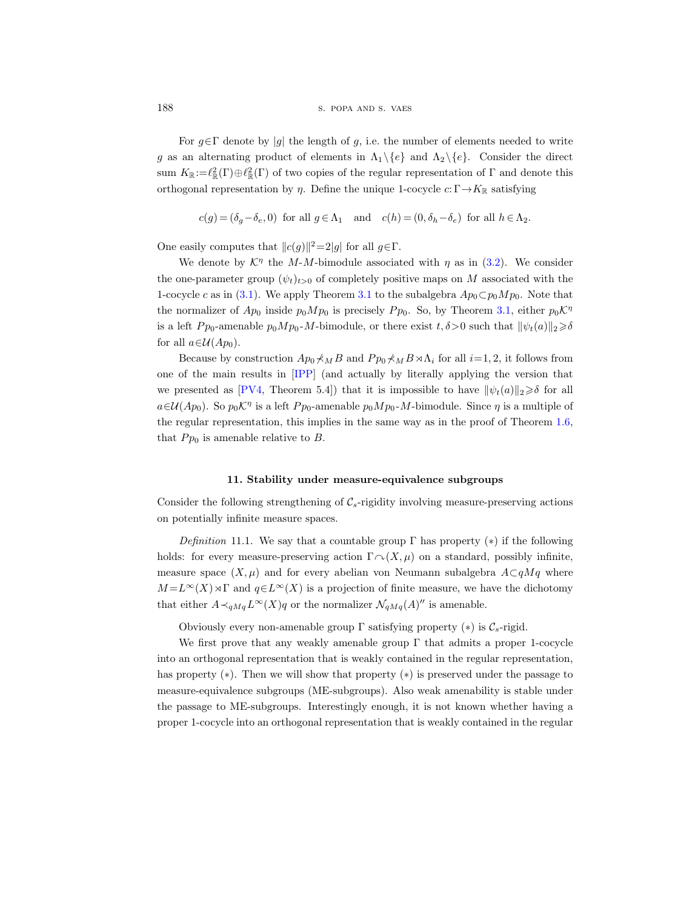For $g \in \Gamma$ denote by $|g|$ the length of $g$, i.e. the number of elements needed to write $g$ as an alternating product of elements in $\Lambda_1 \setminus \{e\}$ and $\Lambda_2 \setminus \{e\}$. Consider the direct sum $K_{\mathbb{R}} := \ell^2_{\mathbb{R}}(\Gamma) \oplus \ell^2_{\mathbb{R}}(\Gamma)$ of two copies of the regular representation of $\Gamma$ and denote this orthogonal representation by $\eta$. Define the unique 1-cocycle $c\colon \Gamma \to K_{\mathbb{R}}$ satisfying

$$c(g) = (\delta_g - \delta_e, 0) \text{ for all } g \in \Lambda_1 \quad \text{and} \quad c(h) = (0, \delta_h - \delta_e) \text{ for all } h \in \Lambda_2.$$

One easily computes that $\|c(g)\|^2 = 2|g|$ for all $g \in \Gamma$.

We denote by $\mathcal{K}^\eta$ the $M$-$M$-bimodule associated with $\eta$ as in (3.2). We consider the one-parameter group $(\psi_t)_{t>0}$ of completely positive maps on $M$ associated with the 1-cocycle $c$ as in (3.1). We apply Theorem 3.1 to the subalgebra $Ap_0 \subset p_0 M p_0$. Note that the normalizer of $Ap_0$ inside $p_0 M p_0$ is precisely $Pp_0$. So, by Theorem 3.1, either $p_0 \mathcal{K}^\eta$ is a left $Pp_0$-amenable $p_0 M p_0$-$M$-bimodule, or there exist $t, \delta > 0$ such that $\|\psi_t(a)\|_2 \geqslant \delta$ for all $a \in \mathcal{U}(Ap_0)$.

Because by construction $Ap_0 \not\prec_M B$ and $Pp_0 \not\prec_M B \rtimes \Lambda_i$ for all $i = 1, 2$, it follows from one of the main results in [IPP] (and actually by literally applying the version that we presented as [PV4, Theorem 5.4]) that it is impossible to have $\|\psi_t(a)\|_2 \geqslant \delta$ for all $a \in \mathcal{U}(Ap_0)$. So $p_0 \mathcal{K}^\eta$ is a left $Pp_0$-amenable $p_0 M p_0$-$M$-bimodule. Since $\eta$ is a multiple of the regular representation, this implies in the same way as in the proof of Theorem 1.6, that $Pp_0$ is amenable relative to $B$.

## 11. Stability under measure-equivalence subgroups

Consider the following strengthening of $\mathcal{C}_s$-rigidity involving measure-preserving actions on potentially infinite measure spaces.

*Definition* 11.1. We say that a countable group $\Gamma$ has property $(*)$ if the following holds: for every measure-preserving action $\Gamma \curvearrowright (X, \mu)$ on a standard, possibly infinite, measure space $(X, \mu)$ and for every abelian von Neumann subalgebra $A \subset qMq$ where $M = L^\infty(X) \rtimes \Gamma$ and $q \in L^\infty(X)$ is a projection of finite measure, we have the dichotomy that either $A \prec_{qMq} L^\infty(X)q$ or the normalizer $\mathcal{N}_{qMq}(A)''$ is amenable.

Obviously every non-amenable group $\Gamma$ satisfying property $(*)$ is $\mathcal{C}_s$-rigid.

We first prove that any weakly amenable group $\Gamma$ that admits a proper 1-cocycle into an orthogonal representation that is weakly contained in the regular representation, has property $(*)$. Then we will show that property $(*)$ is preserved under the passage to measure-equivalence subgroups (ME-subgroups). Also weak amenability is stable under the passage to ME-subgroups. Interestingly enough, it is not known whether having a proper 1-cocycle into an orthogonal representation that is weakly contained in the regular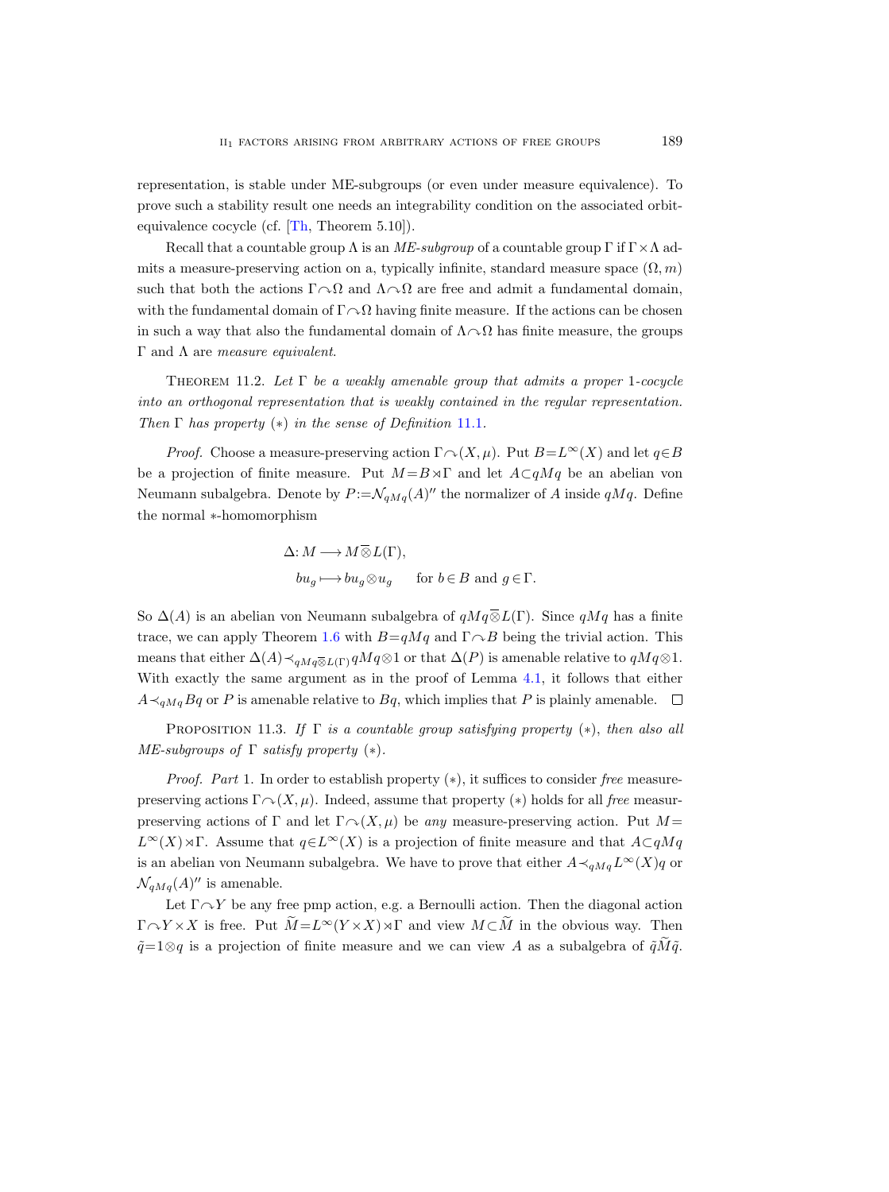representation, is stable under ME-subgroups (or even under measure equivalence). To prove such a stability result one needs an integrability condition on the associated orbit-equivalence cocycle (cf. [Th, Theorem 5.10]).

Recall that a countable group $\Lambda$ is an *ME-subgroup* of a countable group $\Gamma$ if $\Gamma\times\Lambda$ admits a measure-preserving action on a, typically infinite, standard measure space $(\Omega, m)$ such that both the actions $\Gamma \curvearrowright \Omega$ and $\Lambda \curvearrowright \Omega$ are free and admit a fundamental domain, with the fundamental domain of $\Gamma \curvearrowright \Omega$ having finite measure. If the actions can be chosen in such a way that also the fundamental domain of $\Lambda \curvearrowright \Omega$ has finite measure, the groups $\Gamma$ and $\Lambda$ are *measure equivalent*.

Theorem 11.2. *Let $\Gamma$ be a weakly amenable group that admits a proper 1-cocycle into an orthogonal representation that is weakly contained in the regular representation. Then $\Gamma$ has property $(*)$ in the sense of Definition 11.1.*

*Proof.* Choose a measure-preserving action $\Gamma \curvearrowright (X, \mu)$. Put $B = L^\infty(X)$ and let $q \in B$ be a projection of finite measure. Put $M = B \rtimes \Gamma$ and let $A \subset qMq$ be an abelian von Neumann subalgebra. Denote by $P := \mathcal{N}_{qMq}(A)''$ the normalizer of $A$ inside $qMq$. Define the normal $*$-homomorphism

$$\Delta\colon M \longrightarrow M \overline{\otimes} L(\Gamma),$$
$$bu_g \longmapsto bu_g \otimes u_g \qquad \text{for } b \in B \text{ and } g \in \Gamma.$$

So $\Delta(A)$ is an abelian von Neumann subalgebra of $qMq \overline{\otimes} L(\Gamma)$. Since $qMq$ has a finite trace, we can apply Theorem 1.6 with $B = qMq$ and $\Gamma \curvearrowright B$ being the trivial action. This means that either $\Delta(A) \prec_{qMq \overline{\otimes} L(\Gamma)} qMq \otimes 1$ or that $\Delta(P)$ is amenable relative to $qMq \otimes 1$. With exactly the same argument as in the proof of Lemma 4.1, it follows that either $A \prec_{qMq} Bq$ or $P$ is amenable relative to $Bq$, which implies that $P$ is plainly amenable. $\square$

Proposition 11.3. *If $\Gamma$ is a countable group satisfying property $(*)$, then also all ME-subgroups of $\Gamma$ satisfy property $(*)$.*

*Proof. Part* 1. In order to establish property $(*)$, it suffices to consider *free* measure-preserving actions $\Gamma \curvearrowright (X, \mu)$. Indeed, assume that property $(*)$ holds for all *free* measur-preserving actions of $\Gamma$ and let $\Gamma \curvearrowright (X, \mu)$ be *any* measure-preserving action. Put $M = L^\infty(X) \rtimes \Gamma$. Assume that $q \in L^\infty(X)$ is a projection of finite measure and that $A \subset qMq$ is an abelian von Neumann subalgebra. We have to prove that either $A \prec_{qMq} L^\infty(X)q$ or $\mathcal{N}_{qMq}(A)''$ is amenable.

Let $\Gamma \curvearrowright Y$ be any free pmp action, e.g. a Bernoulli action. Then the diagonal action $\Gamma \curvearrowright Y \times X$ is free. Put $\widetilde{M} = L^\infty(Y \times X) \rtimes \Gamma$ and view $M \subset \widetilde{M}$ in the obvious way. Then $\tilde{q} = 1 \otimes q$ is a projection of finite measure and we can view $A$ as a subalgebra of $\tilde{q}\widetilde{M}\tilde{q}$.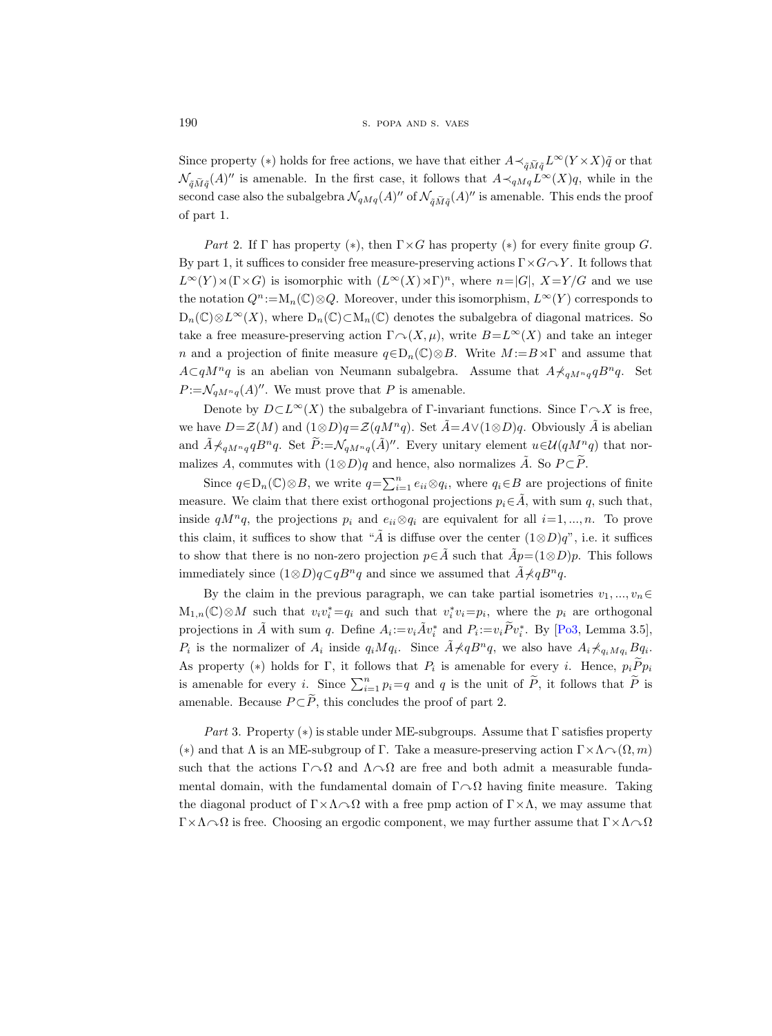Since property $(*)$ holds for free actions, we have that either $A \prec_{\tilde{q}\tilde{M}\tilde{q}} L^\infty(Y \times X)\tilde{q}$ or that $\mathcal{N}_{\tilde{q}\tilde{M}\tilde{q}}(A)''$ is amenable. In the first case, it follows that $A \prec_{qMq} L^\infty(X)q$, while in the second case also the subalgebra $\mathcal{N}_{qMq}(A)''$ of $\mathcal{N}_{\tilde{q}\tilde{M}\tilde{q}}(A)''$ is amenable. This ends the proof of part 1.

*Part* 2. If $\Gamma$ has property $(*)$, then $\Gamma \times G$ has property $(*)$ for every finite group $G$. By part 1, it suffices to consider free measure-preserving actions $\Gamma \times G \curvearrowright Y$. It follows that $L^\infty(Y) \rtimes (\Gamma \times G)$ is isomorphic with $(L^\infty(X) \rtimes \Gamma)^n$, where $n = |G|$, $X = Y/G$ and we use the notation $Q^n := \mathrm{M}_n(\mathbb{C}) \otimes Q$. Moreover, under this isomorphism, $L^\infty(Y)$ corresponds to $\mathrm{D}_n(\mathbb{C}) \otimes L^\infty(X)$, where $\mathrm{D}_n(\mathbb{C}) \subset \mathrm{M}_n(\mathbb{C})$ denotes the subalgebra of diagonal matrices. So take a free measure-preserving action $\Gamma \curvearrowright (X, \mu)$, write $B = L^\infty(X)$ and take an integer $n$ and a projection of finite measure $q \in \mathrm{D}_n(\mathbb{C}) \otimes B$. Write $M := B \rtimes \Gamma$ and assume that $A \subset qM^n q$ is an abelian von Neumann subalgebra. Assume that $A \not\prec_{qM^n q} qB^n q$. Set $P := \mathcal{N}_{qM^n q}(A)''$. We must prove that $P$ is amenable.

Denote by $D \subset L^\infty(X)$ the subalgebra of $\Gamma$-invariant functions. Since $\Gamma \curvearrowright X$ is free, we have $D = \mathcal{Z}(M)$ and $(1 \otimes D)q = \mathcal{Z}(qM^n q)$. Set $\tilde{A} = A \vee (1 \otimes D)q$. Obviously $\tilde{A}$ is abelian and $\tilde{A} \not\prec_{qM^n q} qB^n q$. Set $\widetilde{P} := \mathcal{N}_{qM^n q}(\tilde{A})''$. Every unitary element $u \in \mathcal{U}(qM^n q)$ that normalizes $A$, commutes with $(1 \otimes D)q$ and hence, also normalizes $\tilde{A}$. So $P \subset \widetilde{P}$.

Since $q \in \mathrm{D}_n(\mathbb{C}) \otimes B$, we write $q = \sum_{i=1}^n e_{ii} \otimes q_i$, where $q_i \in B$ are projections of finite measure. We claim that there exist orthogonal projections $p_i \in \tilde{A}$, with sum $q$, such that, inside $qM^n q$, the projections $p_i$ and $e_{ii} \otimes q_i$ are equivalent for all $i = 1, \dots, n$. To prove this claim, it suffices to show that "$\tilde{A}$ is diffuse over the center $(1 \otimes D)q$", i.e. it suffices to show that there is no non-zero projection $p \in \tilde{A}$ such that $\tilde{A}p = (1 \otimes D)p$. This follows immediately since $(1 \otimes D)q \subset qB^n q$ and since we assumed that $\tilde{A} \not\prec qB^n q$.

By the claim in the previous paragraph, we can take partial isometries $v_1, \dots, v_n \in \mathrm{M}_{1,n}(\mathbb{C}) \otimes M$ such that $v_i v_i^* = q_i$ and such that $v_i^* v_i = p_i$, where the $p_i$ are orthogonal projections in $\tilde{A}$ with sum $q$. Define $A_i := v_i \tilde{A} v_i^*$ and $P_i := v_i \widetilde{P} v_i^*$. By [Po3, Lemma 3.5], $P_i$ is the normalizer of $A_i$ inside $q_i M q_i$. Since $\tilde{A} \not\prec qB^n q$, we also have $A_i \not\prec_{q_i M q_i} Bq_i$. As property $(*)$ holds for $\Gamma$, it follows that $P_i$ is amenable for every $i$. Hence, $p_i \widetilde{P} p_i$ is amenable for every $i$. Since $\sum_{i=1}^n p_i = q$ and $q$ is the unit of $\widetilde{P}$, it follows that $\widetilde{P}$ is amenable. Because $P \subset \widetilde{P}$, this concludes the proof of part 2.

*Part* 3. Property $(*)$ is stable under ME-subgroups. Assume that $\Gamma$ satisfies property $(*)$ and that $\Lambda$ is an ME-subgroup of $\Gamma$. Take a measure-preserving action $\Gamma \times \Lambda \curvearrowright (\Omega, m)$ such that the actions $\Gamma \curvearrowright \Omega$ and $\Lambda \curvearrowright \Omega$ are free and both admit a measurable fundamental domain, with the fundamental domain of $\Gamma \curvearrowright \Omega$ having finite measure. Taking the diagonal product of $\Gamma \times \Lambda \curvearrowright \Omega$ with a free pmp action of $\Gamma \times \Lambda$, we may assume that $\Gamma \times \Lambda \curvearrowright \Omega$ is free. Choosing an ergodic component, we may further assume that $\Gamma \times \Lambda \curvearrowright \Omega$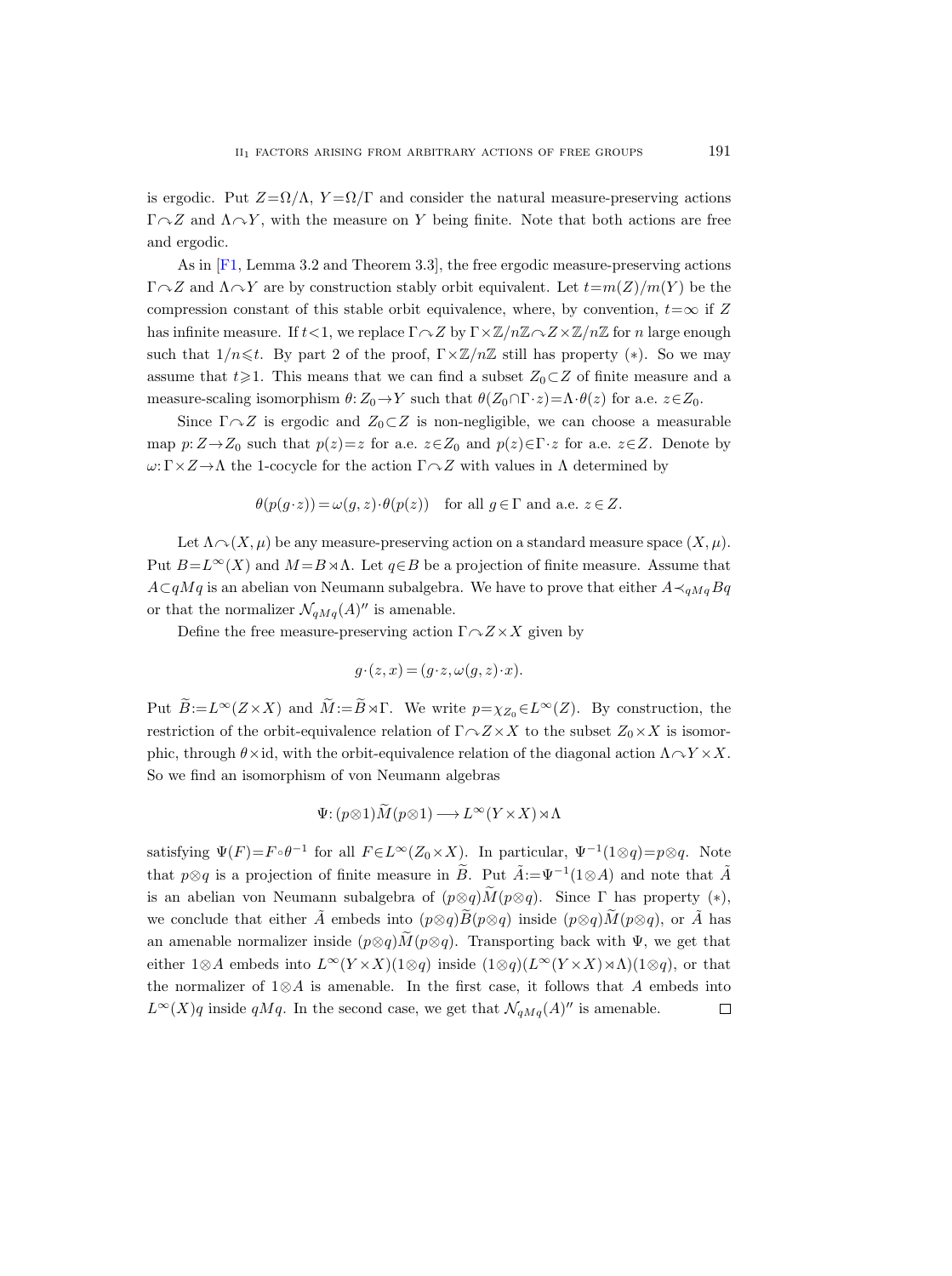is ergodic. Put $Z=\Omega/\Lambda$, $Y=\Omega/\Gamma$ and consider the natural measure-preserving actions $\Gamma\curvearrowright Z$ and $\Lambda\curvearrowright Y$, with the measure on $Y$ being finite. Note that both actions are free and ergodic.

As in [F1, Lemma 3.2 and Theorem 3.3], the free ergodic measure-preserving actions $\Gamma\curvearrowright Z$ and $\Lambda\curvearrowright Y$ are by construction stably orbit equivalent. Let $t=m(Z)/m(Y)$ be the compression constant of this stable orbit equivalence, where, by convention, $t=\infty$ if $Z$ has infinite measure. If $t<1$, we replace $\Gamma\curvearrowright Z$ by $\Gamma\times\mathbb{Z}/n\mathbb{Z}\curvearrowright Z\times\mathbb{Z}/n\mathbb{Z}$ for $n$ large enough such that $1/n\leqslant t$. By part 2 of the proof, $\Gamma\times\mathbb{Z}/n\mathbb{Z}$ still has property $(*)$. So we may assume that $t\geqslant 1$. This means that we can find a subset $Z_0\subset Z$ of finite measure and a measure-scaling isomorphism $\theta\colon Z_0\to Y$ such that $\theta(Z_0\cap\Gamma\cdot z)=\Lambda\cdot\theta(z)$ for a.e. $z\in Z_0$.

Since $\Gamma\curvearrowright Z$ is ergodic and $Z_0\subset Z$ is non-negligible, we can choose a measurable map $p\colon Z\to Z_0$ such that $p(z)=z$ for a.e. $z\in Z_0$ and $p(z)\in\Gamma\cdot z$ for a.e. $z\in Z$. Denote by $\omega\colon\Gamma\times Z\to\Lambda$ the 1-cocycle for the action $\Gamma\curvearrowright Z$ with values in $\Lambda$ determined by

$$\theta(p(g\cdot z))=\omega(g,z)\cdot\theta(p(z))\quad\text{for all } g\in\Gamma \text{ and a.e. } z\in Z.$$

Let $\Lambda\curvearrowright(X,\mu)$ be any measure-preserving action on a standard measure space $(X,\mu)$. Put $B=L^\infty(X)$ and $M=B\rtimes\Lambda$. Let $q\in B$ be a projection of finite measure. Assume that $A\subset qMq$ is an abelian von Neumann subalgebra. We have to prove that either $A\prec_{qMq}Bq$ or that the normalizer $\mathcal{N}_{qMq}(A)''$ is amenable.

Define the free measure-preserving action $\Gamma\curvearrowright Z\times X$ given by

$$g\cdot(z,x)=(g\cdot z,\omega(g,z)\cdot x).$$

Put $\widetilde{B}:=L^\infty(Z\times X)$ and $\widetilde{M}:=\widetilde{B}\rtimes\Gamma$. We write $p=\chi_{Z_0}\in L^\infty(Z)$. By construction, the restriction of the orbit-equivalence relation of $\Gamma\curvearrowright Z\times X$ to the subset $Z_0\times X$ is isomorphic, through $\theta\times\mathrm{id}$, with the orbit-equivalence relation of the diagonal action $\Lambda\curvearrowright Y\times X$. So we find an isomorphism of von Neumann algebras

$$\Psi\colon(p\otimes 1)\widetilde{M}(p\otimes 1)\longrightarrow L^\infty(Y\times X)\rtimes\Lambda$$

satisfying $\Psi(F)=F\circ\theta^{-1}$ for all $F\in L^\infty(Z_0\times X)$. In particular, $\Psi^{-1}(1\otimes q)=p\otimes q$. Note that $p\otimes q$ is a projection of finite measure in $\widetilde{B}$. Put $\tilde{A}:=\Psi^{-1}(1\otimes A)$ and note that $\tilde{A}$ is an abelian von Neumann subalgebra of $(p\otimes q)\widetilde{M}(p\otimes q)$. Since $\Gamma$ has property $(*)$, we conclude that either $\tilde{A}$ embeds into $(p\otimes q)\widetilde{B}(p\otimes q)$ inside $(p\otimes q)\widetilde{M}(p\otimes q)$, or $\tilde{A}$ has an amenable normalizer inside $(p\otimes q)\widetilde{M}(p\otimes q)$. Transporting back with $\Psi$, we get that either $1\otimes A$ embeds into $L^\infty(Y\times X)(1\otimes q)$ inside $(1\otimes q)(L^\infty(Y\times X)\rtimes\Lambda)(1\otimes q)$, or that the normalizer of $1\otimes A$ is amenable. In the first case, it follows that $A$ embeds into $L^\infty(X)q$ inside $qMq$. In the second case, we get that $\mathcal{N}_{qMq}(A)''$ is amenable. $\square$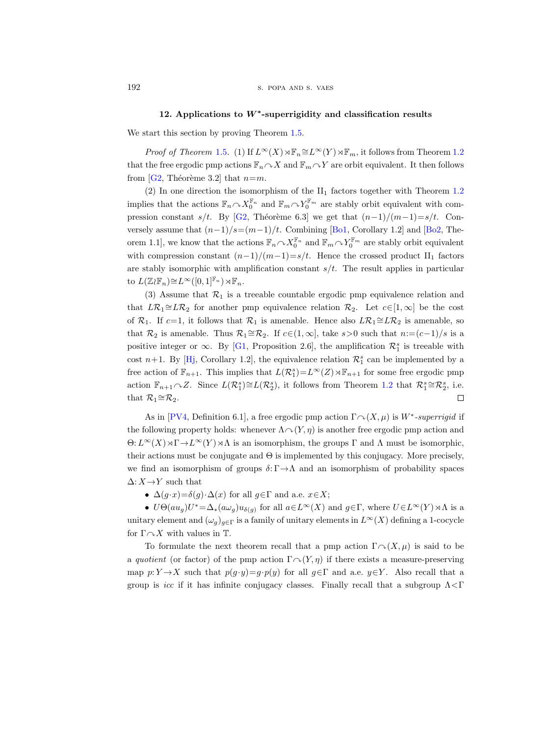## 12. Applications to $W^*$-superrigidity and classification results

We start this section by proving Theorem 1.5.

*Proof of Theorem* 1.5. (1) If $L^\infty(X)\rtimes\mathbb{F}_n\cong L^\infty(Y)\rtimes\mathbb{F}_m$, it follows from Theorem 1.2 that the free ergodic pmp actions $\mathbb{F}_n\curvearrowright X$ and $\mathbb{F}_m\curvearrowright Y$ are orbit equivalent. It then follows from [G2, Théorème 3.2] that $n=m$.

(2) In one direction the isomorphism of the $\mathrm{II}_1$ factors together with Theorem 1.2 implies that the actions $\mathbb{F}_n\curvearrowright X_0^{\mathbb{F}_n}$ and $\mathbb{F}_m\curvearrowright Y_0^{\mathbb{F}_m}$ are stably orbit equivalent with compression constant $s/t$. By [G2, Théorème 6.3] we get that $(n-1)/(m-1)=s/t$. Conversely assume that $(n-1)/s=(m-1)/t$. Combining [Bo1, Corollary 1.2] and [Bo2, Theorem 1.1], we know that the actions $\mathbb{F}_n\curvearrowright X_0^{\mathbb{F}_n}$ and $\mathbb{F}_m\curvearrowright Y_0^{\mathbb{F}_m}$ are stably orbit equivalent with compression constant $(n-1)/(m-1)=s/t$. Hence the crossed product $\mathrm{II}_1$ factors are stably isomorphic with amplification constant $s/t$. The result applies in particular to $L(\mathbb{Z}\wr\mathbb{F}_n)\cong L^\infty([0,1]^{\mathbb{F}_n})\rtimes\mathbb{F}_n$.

(3) Assume that $\mathcal{R}_1$ is a treeable countable ergodic pmp equivalence relation and that $L\mathcal{R}_1\cong L\mathcal{R}_2$ for another pmp equivalence relation $\mathcal{R}_2$. Let $c\in[1,\infty]$ be the cost of $\mathcal{R}_1$. If $c=1$, it follows that $\mathcal{R}_1$ is amenable. Hence also $L\mathcal{R}_1\cong L\mathcal{R}_2$ is amenable, so that $\mathcal{R}_2$ is amenable. Thus $\mathcal{R}_1\cong\mathcal{R}_2$. If $c\in(1,\infty]$, take $s>0$ such that $n:=(c-1)/s$ is a positive integer or $\infty$. By [G1, Proposition 2.6], the amplification $\mathcal{R}_1^s$ is treeable with cost $n+1$. By [Hj, Corollary 1.2], the equivalence relation $\mathcal{R}_1^s$ can be implemented by a free action of $\mathbb{F}_{n+1}$. This implies that $L(\mathcal{R}_1^s)=L^\infty(Z)\rtimes\mathbb{F}_{n+1}$ for some free ergodic pmp action $\mathbb{F}_{n+1}\curvearrowright Z$. Since $L(\mathcal{R}_1^s)\cong L(\mathcal{R}_2^s)$, it follows from Theorem 1.2 that $\mathcal{R}_1^s\cong\mathcal{R}_2^s$, i.e. that $\mathcal{R}_1\cong\mathcal{R}_2$. ∎

As in [PV4, Definition 6.1], a free ergodic pmp action $\Gamma\curvearrowright(X,\mu)$ is *$W^*$-superrigid* if the following property holds: whenever $\Lambda\curvearrowright(Y,\eta)$ is another free ergodic pmp action and $\Theta\colon L^\infty(X)\rtimes\Gamma\to L^\infty(Y)\rtimes\Lambda$ is an isomorphism, the groups $\Gamma$ and $\Lambda$ must be isomorphic, their actions must be conjugate and $\Theta$ is implemented by this conjugacy. More precisely, we find an isomorphism of groups $\delta\colon\Gamma\to\Lambda$ and an isomorphism of probability spaces $\Delta\colon X\to Y$ such that

- $\Delta(g\cdot x)=\delta(g)\cdot\Delta(x)$ for all $g\in\Gamma$ and a.e. $x\in X$;
- $U\Theta(au_g)U^*=\Delta_*(a\omega_g)u_{\delta(g)}$ for all $a\in L^\infty(X)$ and $g\in\Gamma$, where $U\in L^\infty(Y)\rtimes\Lambda$ is a unitary element and $(\omega_g)_{g\in\Gamma}$ is a family of unitary elements in $L^\infty(X)$ defining a 1-cocycle for $\Gamma\curvearrowright X$ with values in $\mathbb{T}$.

To formulate the next theorem recall that a pmp action $\Gamma\curvearrowright(X,\mu)$ is said to be a *quotient* (or factor) of the pmp action $\Gamma\curvearrowright(Y,\eta)$ if there exists a measure-preserving map $p\colon Y\to X$ such that $p(g\cdot y)=g\cdot p(y)$ for all $g\in\Gamma$ and a.e. $y\in Y$. Also recall that a group is *icc* if it has infinite conjugacy classes. Finally recall that a subgroup $\Lambda<\Gamma$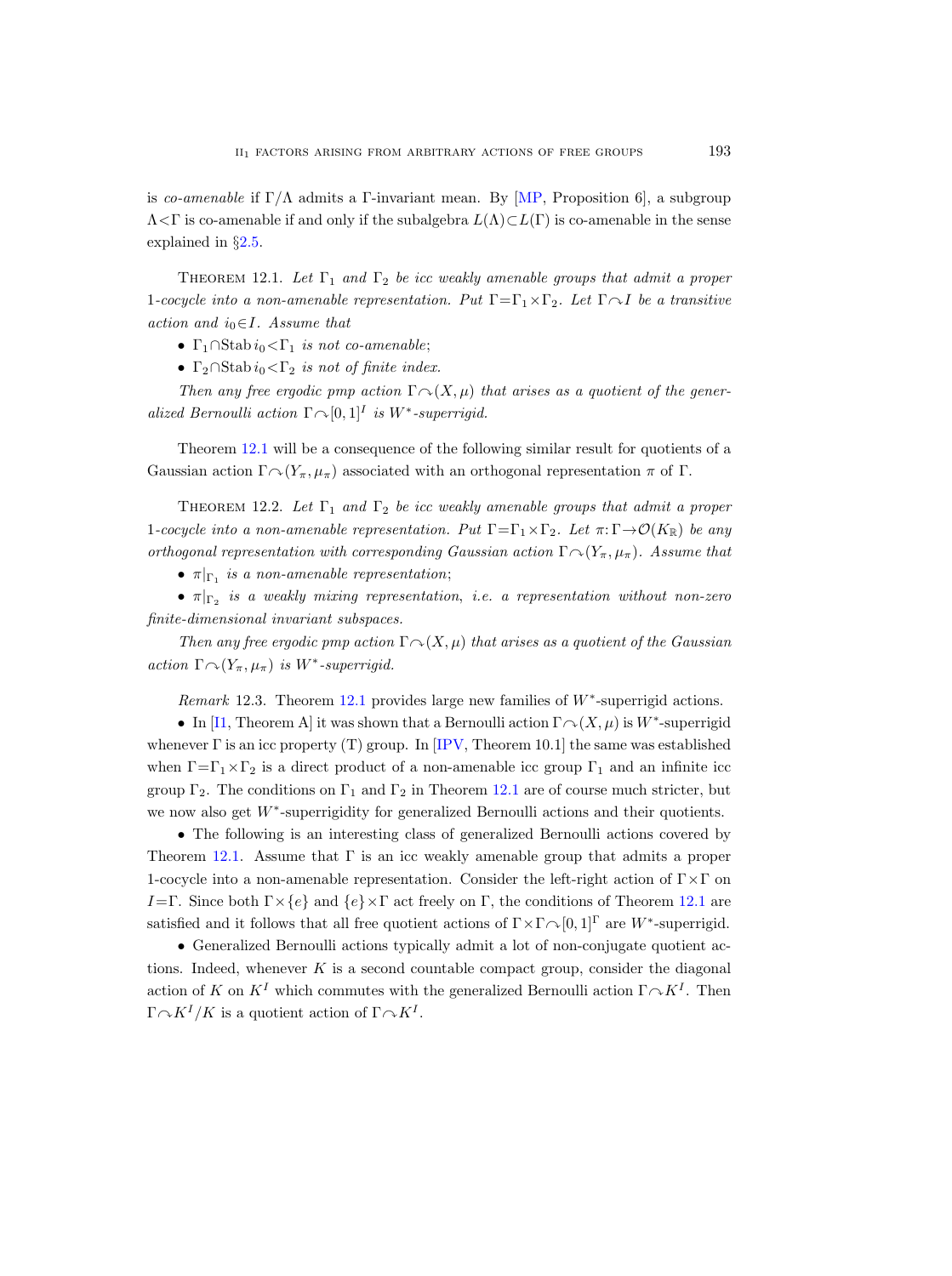is *co-amenable* if $\Gamma/\Lambda$ admits a $\Gamma$-invariant mean. By [MP, Proposition 6], a subgroup $\Lambda<\Gamma$ is co-amenable if and only if the subalgebra $L(\Lambda)\subset L(\Gamma)$ is co-amenable in the sense explained in §2.5.

THEOREM 12.1. *Let $\Gamma_1$ and $\Gamma_2$ be icc weakly amenable groups that admit a proper 1-cocycle into a non-amenable representation. Put $\Gamma=\Gamma_1\times\Gamma_2$. Let $\Gamma\curvearrowright I$ be a transitive action and $i_0\in I$. Assume that*

- *$\Gamma_1\cap\operatorname{Stab} i_0<\Gamma_1$ is not co-amenable;*
- *$\Gamma_2\cap\operatorname{Stab} i_0<\Gamma_2$ is not of finite index.*

*Then any free ergodic pmp action $\Gamma\curvearrowright(X,\mu)$ that arises as a quotient of the generalized Bernoulli action $\Gamma\curvearrowright[0,1]^I$ is $W^*$-superrigid.*

Theorem 12.1 will be a consequence of the following similar result for quotients of a Gaussian action $\Gamma\curvearrowright(Y_\pi,\mu_\pi)$ associated with an orthogonal representation $\pi$ of $\Gamma$.

THEOREM 12.2. *Let $\Gamma_1$ and $\Gamma_2$ be icc weakly amenable groups that admit a proper 1-cocycle into a non-amenable representation. Put $\Gamma=\Gamma_1\times\Gamma_2$. Let $\pi:\Gamma\to\mathcal{O}(K_\mathbb{R})$ be any orthogonal representation with corresponding Gaussian action $\Gamma\curvearrowright(Y_\pi,\mu_\pi)$. Assume that*

- *$\pi|_{\Gamma_1}$ is a non-amenable representation;*
- *$\pi|_{\Gamma_2}$ is a weakly mixing representation, i.e. a representation without non-zero finite-dimensional invariant subspaces.*

*Then any free ergodic pmp action $\Gamma\curvearrowright(X,\mu)$ that arises as a quotient of the Gaussian action $\Gamma\curvearrowright(Y_\pi,\mu_\pi)$ is $W^*$-superrigid.*

*Remark* 12.3. Theorem 12.1 provides large new families of $W^*$-superrigid actions.

- In [I1, Theorem A] it was shown that a Bernoulli action $\Gamma\curvearrowright(X,\mu)$ is $W^*$-superrigid whenever $\Gamma$ is an icc property (T) group. In [IPV, Theorem 10.1] the same was established when $\Gamma=\Gamma_1\times\Gamma_2$ is a direct product of a non-amenable icc group $\Gamma_1$ and an infinite icc group $\Gamma_2$. The conditions on $\Gamma_1$ and $\Gamma_2$ in Theorem 12.1 are of course much stricter, but we now also get $W^*$-superrigidity for generalized Bernoulli actions and their quotients.
- The following is an interesting class of generalized Bernoulli actions covered by Theorem 12.1. Assume that $\Gamma$ is an icc weakly amenable group that admits a proper 1-cocycle into a non-amenable representation. Consider the left-right action of $\Gamma\times\Gamma$ on $I=\Gamma$. Since both $\Gamma\times\{e\}$ and $\{e\}\times\Gamma$ act freely on $\Gamma$, the conditions of Theorem 12.1 are satisfied and it follows that all free quotient actions of $\Gamma\times\Gamma\curvearrowright[0,1]^\Gamma$ are $W^*$-superrigid.
- Generalized Bernoulli actions typically admit a lot of non-conjugate quotient actions. Indeed, whenever $K$ is a second countable compact group, consider the diagonal action of $K$ on $K^I$ which commutes with the generalized Bernoulli action $\Gamma\curvearrowright K^I$. Then $\Gamma\curvearrowright K^I/K$ is a quotient action of $\Gamma\curvearrowright K^I$.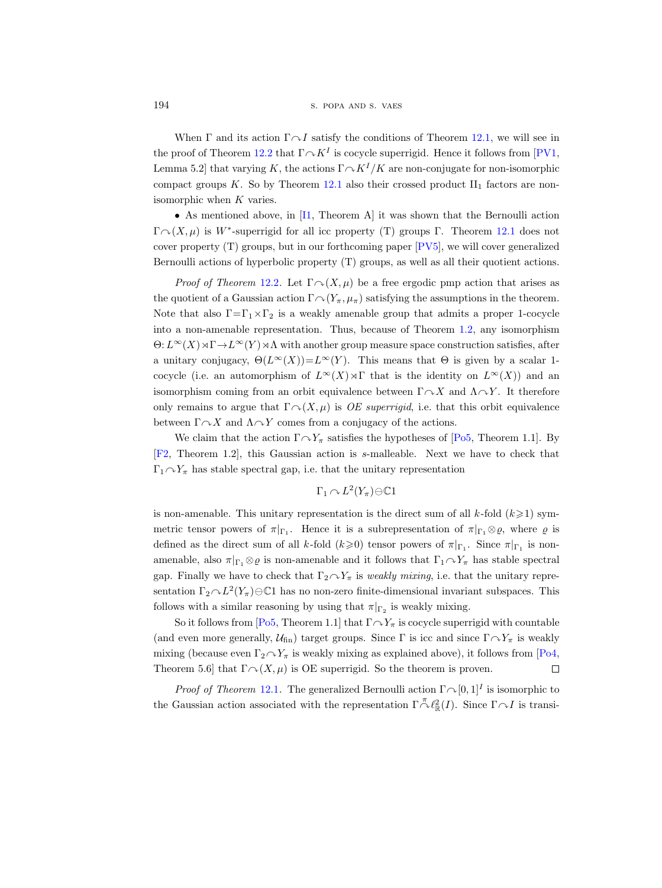When $\Gamma$ and its action $\Gamma \curvearrowright I$ satisfy the conditions of Theorem 12.1, we will see in the proof of Theorem 12.2 that $\Gamma \curvearrowright K^I$ is cocycle superrigid. Hence it follows from [PV1, Lemma 5.2] that varying $K$, the actions $\Gamma \curvearrowright K^I/K$ are non-conjugate for non-isomorphic compact groups $K$. So by Theorem 12.1 also their crossed product II$_1$ factors are non-isomorphic when $K$ varies.

- As mentioned above, in [I1, Theorem A] it was shown that the Bernoulli action $\Gamma \curvearrowright (X, \mu)$ is $W^*$-superrigid for all icc property (T) groups $\Gamma$. Theorem 12.1 does not cover property (T) groups, but in our forthcoming paper [PV5], we will cover generalized Bernoulli actions of hyperbolic property (T) groups, as well as all their quotient actions.

*Proof of Theorem* 12.2. Let $\Gamma \curvearrowright (X, \mu)$ be a free ergodic pmp action that arises as the quotient of a Gaussian action $\Gamma \curvearrowright (Y_\pi, \mu_\pi)$ satisfying the assumptions in the theorem. Note that also $\Gamma = \Gamma_1 \times \Gamma_2$ is a weakly amenable group that admits a proper 1-cocycle into a non-amenable representation. Thus, because of Theorem 1.2, any isomorphism $\Theta: L^\infty(X) \rtimes \Gamma \to L^\infty(Y) \rtimes \Lambda$ with another group measure space construction satisfies, after a unitary conjugacy, $\Theta(L^\infty(X)) = L^\infty(Y)$. This means that $\Theta$ is given by a scalar 1-cocycle (i.e. an automorphism of $L^\infty(X) \rtimes \Gamma$ that is the identity on $L^\infty(X)$) and an isomorphism coming from an orbit equivalence between $\Gamma \curvearrowright X$ and $\Lambda \curvearrowright Y$. It therefore only remains to argue that $\Gamma \curvearrowright (X, \mu)$ is *OE superrigid*, i.e. that this orbit equivalence between $\Gamma \curvearrowright X$ and $\Lambda \curvearrowright Y$ comes from a conjugacy of the actions.

We claim that the action $\Gamma \curvearrowright Y_\pi$ satisfies the hypotheses of [Po5, Theorem 1.1]. By [F2, Theorem 1.2], this Gaussian action is $s$-malleable. Next we have to check that $\Gamma_1 \curvearrowright Y_\pi$ has stable spectral gap, i.e. that the unitary representation

$$\Gamma_1 \curvearrowright L^2(Y_\pi) \ominus \mathbb{C}1$$

is non-amenable. This unitary representation is the direct sum of all $k$-fold ($k \geqslant 1$) symmetric tensor powers of $\pi|_{\Gamma_1}$. Hence it is a subrepresentation of $\pi|_{\Gamma_1} \otimes \varrho$, where $\varrho$ is defined as the direct sum of all $k$-fold ($k \geqslant 0$) tensor powers of $\pi|_{\Gamma_1}$. Since $\pi|_{\Gamma_1}$ is non-amenable, also $\pi|_{\Gamma_1} \otimes \varrho$ is non-amenable and it follows that $\Gamma_1 \curvearrowright Y_\pi$ has stable spectral gap. Finally we have to check that $\Gamma_2 \curvearrowright Y_\pi$ is *weakly mixing*, i.e. that the unitary representation $\Gamma_2 \curvearrowright L^2(Y_\pi) \ominus \mathbb{C}1$ has no non-zero finite-dimensional invariant subspaces. This follows with a similar reasoning by using that $\pi|_{\Gamma_2}$ is weakly mixing.

So it follows from [Po5, Theorem 1.1] that $\Gamma \curvearrowright Y_\pi$ is cocycle superrigid with countable (and even more generally, $\mathcal{U}_{\text{fin}}$) target groups. Since $\Gamma$ is icc and since $\Gamma \curvearrowright Y_\pi$ is weakly mixing (because even $\Gamma_2 \curvearrowright Y_\pi$ is weakly mixing as explained above), it follows from [Po4, Theorem 5.6] that $\Gamma \curvearrowright (X, \mu)$ is OE superrigid. So the theorem is proven. $\square$

*Proof of Theorem* 12.1. The generalized Bernoulli action $\Gamma \curvearrowright [0,1]^I$ is isomorphic to the Gaussian action associated with the representation $\Gamma \overset{\pi}{\curvearrowright} \ell^2_{\mathbb{R}}(I)$. Since $\Gamma \curvearrowright I$ is transi-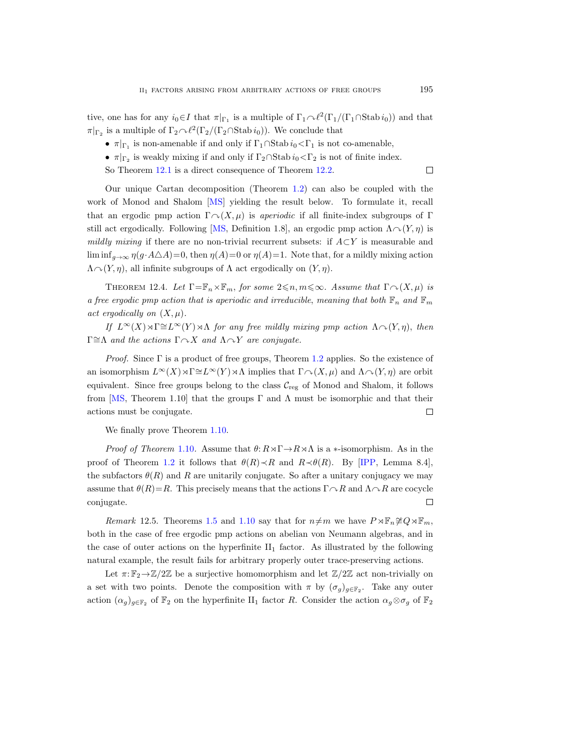tive, one has for any $i_0 \in I$ that $\pi|_{\Gamma_1}$ is a multiple of $\Gamma_1 \curvearrowright \ell^2(\Gamma_1/(\Gamma_1 \cap \operatorname{Stab} i_0))$ and that $\pi|_{\Gamma_2}$ is a multiple of $\Gamma_2 \curvearrowright \ell^2(\Gamma_2/(\Gamma_2 \cap \operatorname{Stab} i_0))$. We conclude that

- $\pi|_{\Gamma_1}$ is non-amenable if and only if $\Gamma_1 \cap \operatorname{Stab} i_0 < \Gamma_1$ is not co-amenable,
- $\pi|_{\Gamma_2}$ is weakly mixing if and only if $\Gamma_2 \cap \operatorname{Stab} i_0 < \Gamma_2$ is not of finite index.

So Theorem 12.1 is a direct consequence of Theorem 12.2. □

Our unique Cartan decomposition (Theorem 1.2) can also be coupled with the work of Monod and Shalom [MS] yielding the result below. To formulate it, recall that an ergodic pmp action $\Gamma \curvearrowright (X,\mu)$ is *aperiodic* if all finite-index subgroups of $\Gamma$ still act ergodically. Following [MS, Definition 1.8], an ergodic pmp action $\Lambda \curvearrowright (Y,\eta)$ is *mildly mixing* if there are no non-trivial recurrent subsets: if $A \subset Y$ is measurable and $\liminf_{g\to\infty} \eta(g\cdot A \triangle A) = 0$, then $\eta(A)=0$ or $\eta(A)=1$. Note that, for a mildly mixing action $\Lambda \curvearrowright (Y,\eta)$, all infinite subgroups of $\Lambda$ act ergodically on $(Y,\eta)$.

Theorem 12.4. *Let $\Gamma = \mathbb{F}_n \times \mathbb{F}_m$, for some $2 \leqslant n, m \leqslant \infty$. Assume that $\Gamma \curvearrowright (X,\mu)$ is a free ergodic pmp action that is aperiodic and irreducible, meaning that both $\mathbb{F}_n$ and $\mathbb{F}_m$ act ergodically on $(X,\mu)$.*

*If $L^\infty(X) \rtimes \Gamma \cong L^\infty(Y) \rtimes \Lambda$ for any free mildly mixing pmp action $\Lambda \curvearrowright (Y,\eta)$, then $\Gamma \cong \Lambda$ and the actions $\Gamma \curvearrowright X$ and $\Lambda \curvearrowright Y$ are conjugate.*

*Proof.* Since $\Gamma$ is a product of free groups, Theorem 1.2 applies. So the existence of an isomorphism $L^\infty(X) \rtimes \Gamma \cong L^\infty(Y) \rtimes \Lambda$ implies that $\Gamma \curvearrowright (X,\mu)$ and $\Lambda \curvearrowright (Y,\eta)$ are orbit equivalent. Since free groups belong to the class $\mathcal{C}_{\mathrm{reg}}$ of Monod and Shalom, it follows from [MS, Theorem 1.10] that the groups $\Gamma$ and $\Lambda$ must be isomorphic and that their actions must be conjugate. □

We finally prove Theorem 1.10.

*Proof of Theorem 1.10.* Assume that $\theta: R \rtimes \Gamma \to R \rtimes \Lambda$ is a $*$-isomorphism. As in the proof of Theorem 1.2 it follows that $\theta(R) \prec R$ and $R \prec \theta(R)$. By [IPP, Lemma 8.4], the subfactors $\theta(R)$ and $R$ are unitarily conjugate. So after a unitary conjugacy we may assume that $\theta(R) = R$. This precisely means that the actions $\Gamma \curvearrowright R$ and $\Lambda \curvearrowright R$ are cocycle conjugate. □

*Remark* 12.5. Theorems 1.5 and 1.10 say that for $n \neq m$ we have $P \rtimes \mathbb{F}_n \not\cong Q \rtimes \mathbb{F}_m$, both in the case of free ergodic pmp actions on abelian von Neumann algebras, and in the case of outer actions on the hyperfinite $\mathrm{II}_1$ factor. As illustrated by the following natural example, the result fails for arbitrary properly outer trace-preserving actions.

Let $\pi: \mathbb{F}_2 \to \mathbb{Z}/2\mathbb{Z}$ be a surjective homomorphism and let $\mathbb{Z}/2\mathbb{Z}$ act non-trivially on a set with two points. Denote the composition with $\pi$ by $(\sigma_g)_{g\in\mathbb{F}_2}$. Take any outer action $(\alpha_g)_{g\in\mathbb{F}_2}$ of $\mathbb{F}_2$ on the hyperfinite $\mathrm{II}_1$ factor $R$. Consider the action $\alpha_g \otimes \sigma_g$ of $\mathbb{F}_2$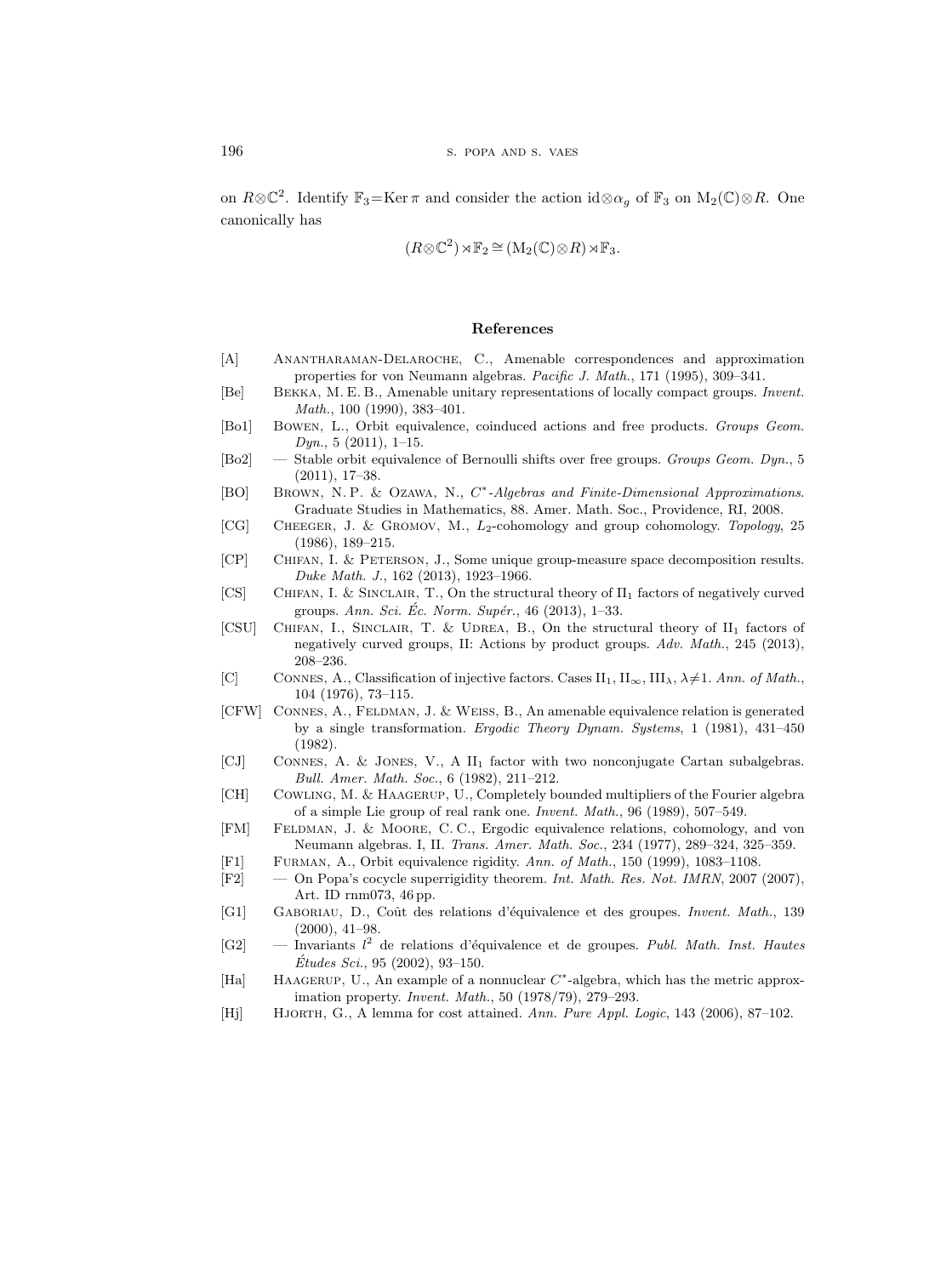on $R \otimes \mathbb{C}^2$. Identify $\mathbb{F}_3 = \operatorname{Ker} \pi$ and consider the action $\mathrm{id} \otimes \alpha_g$ of $\mathbb{F}_3$ on $\mathrm{M}_2(\mathbb{C}) \otimes R$. One canonically has

$$(R \otimes \mathbb{C}^2) \rtimes \mathbb{F}_2 \cong (\mathrm{M}_2(\mathbb{C}) \otimes R) \rtimes \mathbb{F}_3.$$

## References

[A] Anantharaman-Delaroche, C., Amenable correspondences and approximation properties for von Neumann algebras. *Pacific J. Math.*, 171 (1995), 309–341.

[Be] Bekka, M. E. B., Amenable unitary representations of locally compact groups. *Invent. Math.*, 100 (1990), 383–401.

[Bo1] Bowen, L., Orbit equivalence, coinduced actions and free products. *Groups Geom. Dyn.*, 5 (2011), 1–15.

[Bo2] — Stable orbit equivalence of Bernoulli shifts over free groups. *Groups Geom. Dyn.*, 5 (2011), 17–38.

[BO] Brown, N. P. & Ozawa, N., *$C^*$-Algebras and Finite-Dimensional Approximations*. Graduate Studies in Mathematics, 88. Amer. Math. Soc., Providence, RI, 2008.

[CG] Cheeger, J. & Gromov, M., $L_2$-cohomology and group cohomology. *Topology*, 25 (1986), 189–215.

[CP] Chifan, I. & Peterson, J., Some unique group-measure space decomposition results. *Duke Math. J.*, 162 (2013), 1923–1966.

[CS] Chifan, I. & Sinclair, T., On the structural theory of $\mathrm{II}_1$ factors of negatively curved groups. *Ann. Sci. Éc. Norm. Supér.*, 46 (2013), 1–33.

[CSU] Chifan, I., Sinclair, T. & Udrea, B., On the structural theory of $\mathrm{II}_1$ factors of negatively curved groups, II: Actions by product groups. *Adv. Math.*, 245 (2013), 208–236.

[C] Connes, A., Classification of injective factors. Cases $\mathrm{II}_1$, $\mathrm{II}_\infty$, $\mathrm{III}_\lambda$, $\lambda \neq 1$. *Ann. of Math.*, 104 (1976), 73–115.

[CFW] Connes, A., Feldman, J. & Weiss, B., An amenable equivalence relation is generated by a single transformation. *Ergodic Theory Dynam. Systems*, 1 (1981), 431–450 (1982).

[CJ] Connes, A. & Jones, V., A $\mathrm{II}_1$ factor with two nonconjugate Cartan subalgebras. *Bull. Amer. Math. Soc.*, 6 (1982), 211–212.

[CH] Cowling, M. & Haagerup, U., Completely bounded multipliers of the Fourier algebra of a simple Lie group of real rank one. *Invent. Math.*, 96 (1989), 507–549.

[FM] Feldman, J. & Moore, C. C., Ergodic equivalence relations, cohomology, and von Neumann algebras. I, II. *Trans. Amer. Math. Soc.*, 234 (1977), 289–324, 325–359.

[F1] Furman, A., Orbit equivalence rigidity. *Ann. of Math.*, 150 (1999), 1083–1108.

[F2] — On Popa's cocycle superrigidity theorem. *Int. Math. Res. Not. IMRN*, 2007 (2007), Art. ID rnm073, 46 pp.

[G1] Gaboriau, D., Coût des relations d'équivalence et des groupes. *Invent. Math.*, 139 (2000), 41–98.

[G2] — Invariants $l^2$ de relations d'équivalence et de groupes. *Publ. Math. Inst. Hautes Études Sci.*, 95 (2002), 93–150.

[Ha] Haagerup, U., An example of a nonnuclear $C^*$-algebra, which has the metric approximation property. *Invent. Math.*, 50 (1978/79), 279–293.

[Hj] Hjorth, G., A lemma for cost attained. *Ann. Pure Appl. Logic*, 143 (2006), 87–102.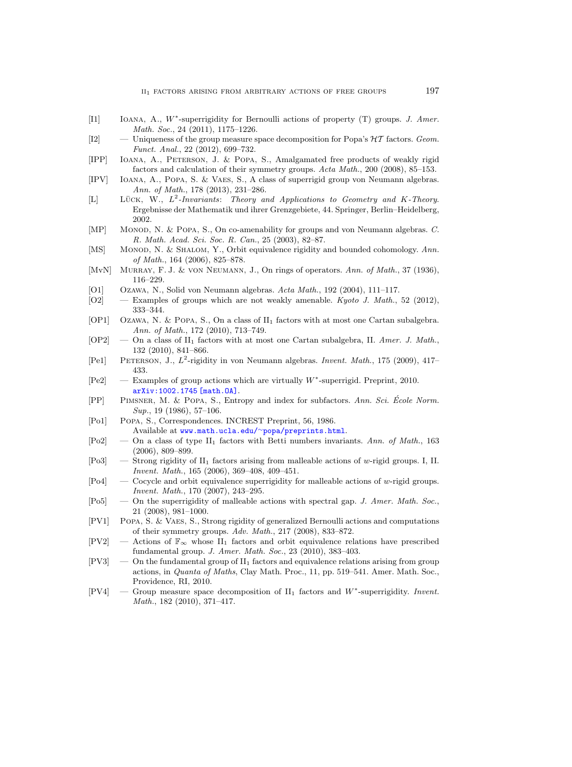- [I1] Ioana, A., $W^*$-superrigidity for Bernoulli actions of property (T) groups. *J. Amer. Math. Soc.*, 24 (2011), 1175–1226.
- [I2] — Uniqueness of the group measure space decomposition for Popa's $\mathcal{HT}$ factors. *Geom. Funct. Anal.*, 22 (2012), 699–732.
- [IPP] Ioana, A., Peterson, J. & Popa, S., Amalgamated free products of weakly rigid factors and calculation of their symmetry groups. *Acta Math.*, 200 (2008), 85–153.
- [IPV] Ioana, A., Popa, S. & Vaes, S., A class of superrigid group von Neumann algebras. *Ann. of Math.*, 178 (2013), 231–286.
- [L] Lück, W., *$L^2$-Invariants: Theory and Applications to Geometry and K-Theory*. Ergebnisse der Mathematik und ihrer Grenzgebiete, 44. Springer, Berlin–Heidelberg, 2002.
- [MP] Monod, N. & Popa, S., On co-amenability for groups and von Neumann algebras. *C. R. Math. Acad. Sci. Soc. R. Can.*, 25 (2003), 82–87.
- [MS] Monod, N. & Shalom, Y., Orbit equivalence rigidity and bounded cohomology. *Ann. of Math.*, 164 (2006), 825–878.
- [MvN] Murray, F. J. & von Neumann, J., On rings of operators. *Ann. of Math.*, 37 (1936), 116–229.
- [O1] Ozawa, N., Solid von Neumann algebras. *Acta Math.*, 192 (2004), 111–117.
- [O2] — Examples of groups which are not weakly amenable. *Kyoto J. Math.*, 52 (2012), 333–344.
- [OP1] Ozawa, N. & Popa, S., On a class of $\mathrm{II}_1$ factors with at most one Cartan subalgebra. *Ann. of Math.*, 172 (2010), 713–749.
- [OP2] — On a class of $\mathrm{II}_1$ factors with at most one Cartan subalgebra, II. *Amer. J. Math.*, 132 (2010), 841–866.
- [Pe1] Peterson, J., $L^2$-rigidity in von Neumann algebras. *Invent. Math.*, 175 (2009), 417–433.
- [Pe2] — Examples of group actions which are virtually $W^*$-superrigid. Preprint, 2010. arXiv:1002.1745 [math.OA].
- [PP] Pimsner, M. & Popa, S., Entropy and index for subfactors. *Ann. Sci. École Norm. Sup.*, 19 (1986), 57–106.
- [Po1] Popa, S., Correspondences. INCREST Preprint, 56, 1986. Available at www.math.ucla.edu/~popa/preprints.html.
- [Po2] — On a class of type $\mathrm{II}_1$ factors with Betti numbers invariants. *Ann. of Math.*, 163 (2006), 809–899.
- [Po3] — Strong rigidity of $\mathrm{II}_1$ factors arising from malleable actions of $w$-rigid groups. I, II. *Invent. Math.*, 165 (2006), 369–408, 409–451.
- [Po4] — Cocycle and orbit equivalence superrigidity for malleable actions of $w$-rigid groups. *Invent. Math.*, 170 (2007), 243–295.
- [Po5] — On the superrigidity of malleable actions with spectral gap. *J. Amer. Math. Soc.*, 21 (2008), 981–1000.
- [PV1] Popa, S. & Vaes, S., Strong rigidity of generalized Bernoulli actions and computations of their symmetry groups. *Adv. Math.*, 217 (2008), 833–872.
- [PV2] — Actions of $\mathbb{F}_\infty$ whose $\mathrm{II}_1$ factors and orbit equivalence relations have prescribed fundamental group. *J. Amer. Math. Soc.*, 23 (2010), 383–403.
- [PV3] — On the fundamental group of $\mathrm{II}_1$ factors and equivalence relations arising from group actions, in *Quanta of Maths*, Clay Math. Proc., 11, pp. 519–541. Amer. Math. Soc., Providence, RI, 2010.
- [PV4] — Group measure space decomposition of $\mathrm{II}_1$ factors and $W^*$-superrigidity. *Invent. Math.*, 182 (2010), 371–417.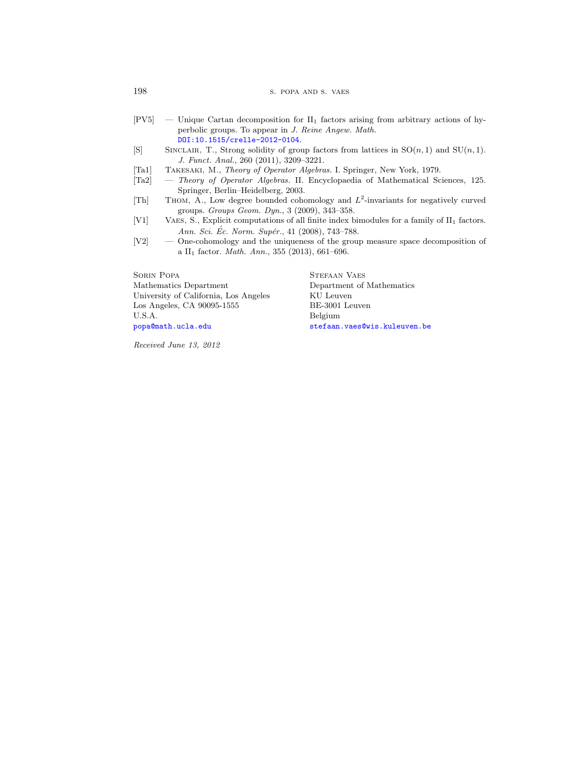[PV5] — Unique Cartan decomposition for $\mathrm{II}_1$ factors arising from arbitrary actions of hyperbolic groups. To appear in *J. Reine Angew. Math.* DOI:10.1515/crelle-2012-0104.

[S] Sinclair, T., Strong solidity of group factors from lattices in $\mathrm{SO}(n,1)$ and $\mathrm{SU}(n,1)$. *J. Funct. Anal.*, 260 (2011), 3209–3221.

[Ta1] Takesaki, M., *Theory of Operator Algebras*. I. Springer, New York, 1979.

[Ta2] — *Theory of Operator Algebras*. II. Encyclopaedia of Mathematical Sciences, 125. Springer, Berlin–Heidelberg, 2003.

[Th] Thom, A., Low degree bounded cohomology and $L^2$-invariants for negatively curved groups. *Groups Geom. Dyn.*, 3 (2009), 343–358.

[V1] Vaes, S., Explicit computations of all finite index bimodules for a family of $\mathrm{II}_1$ factors. *Ann. Sci. Éc. Norm. Supér.*, 41 (2008), 743–788.

[V2] — One-cohomology and the uniqueness of the group measure space decomposition of a $\mathrm{II}_1$ factor. *Math. Ann.*, 355 (2013), 661–696.

Sorin Popa
Mathematics Department
University of California, Los Angeles
Los Angeles, CA 90095-1555
U.S.A.
popa@math.ucla.edu

Stefaan Vaes
Department of Mathematics
KU Leuven
BE-3001 Leuven
Belgium
stefaan.vaes@wis.kuleuven.be

*Received June 13, 2012*